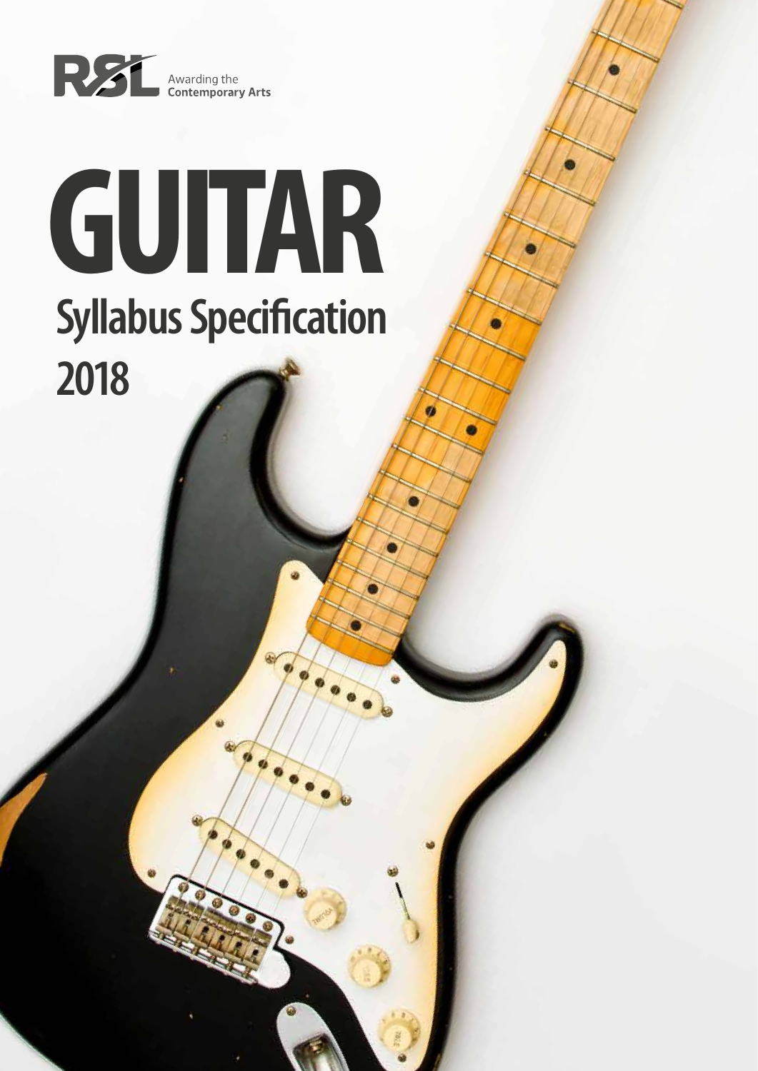RSL Awarding the Contemporary Arts

# GUITAR

## Syllabus Specification

## 2018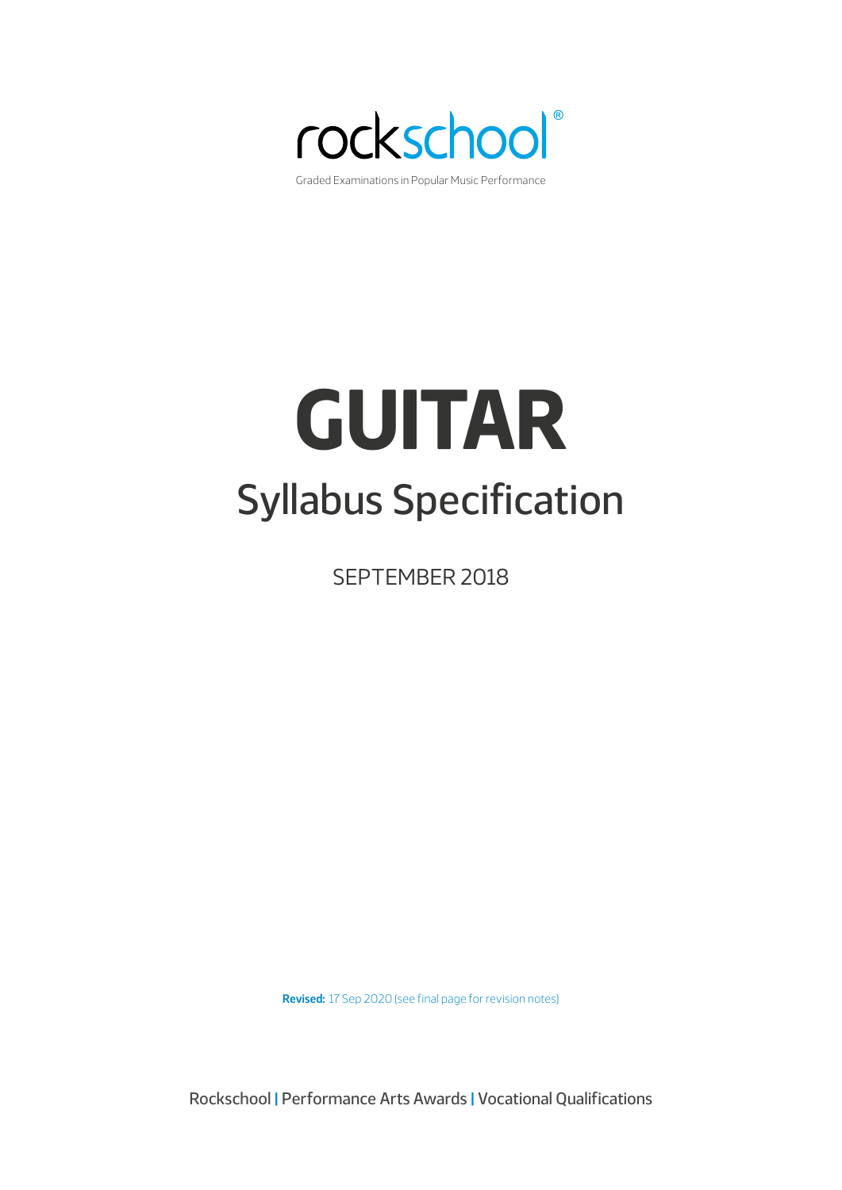rockschool®

Graded Examinations in Popular Music Performance

# GUITAR

## Syllabus Specification

SEPTEMBER 2018

**Revised:** 17 Sep 2020 (see final page for revision notes)

Rockschool | Performance Arts Awards | Vocational Qualifications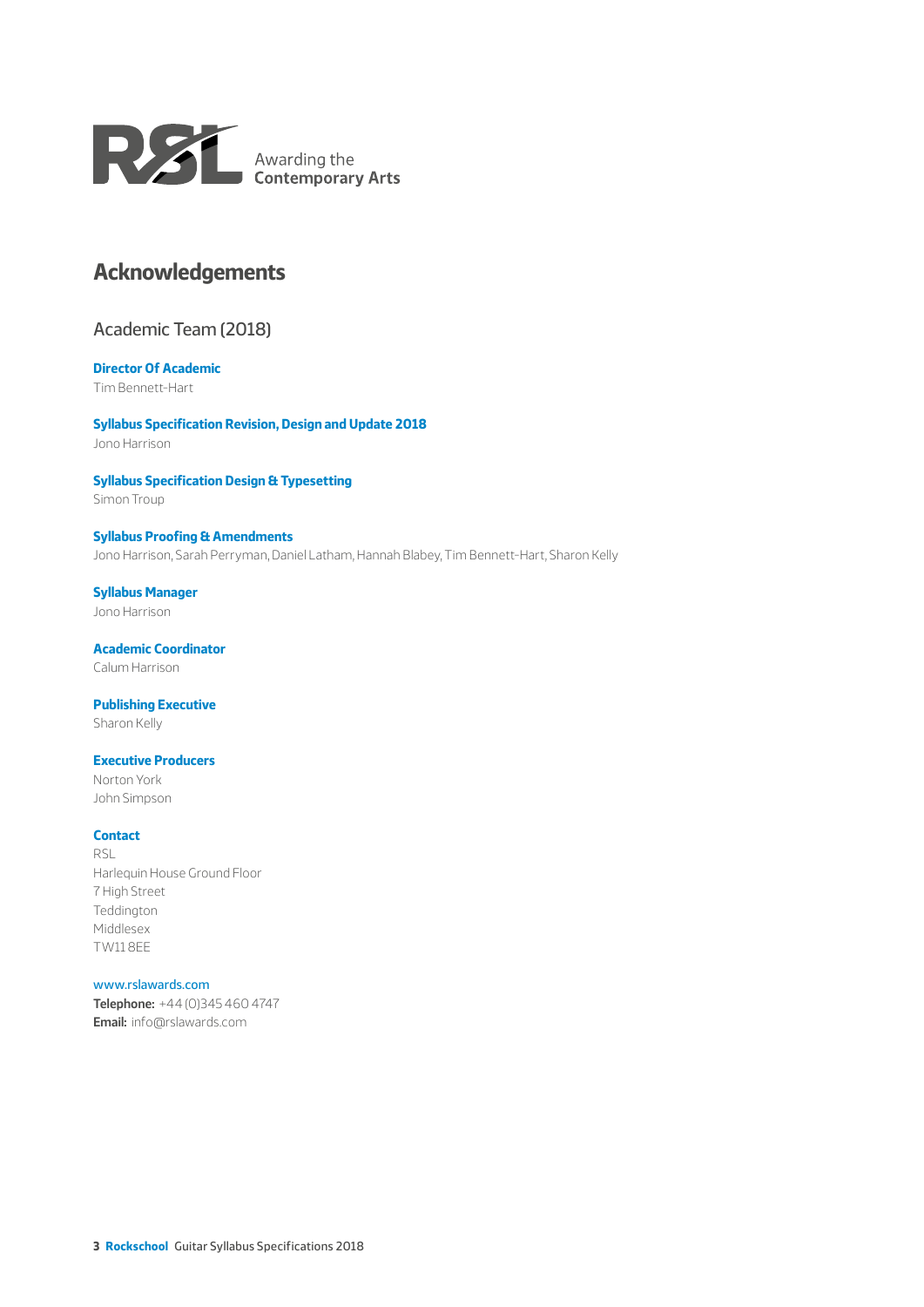RSL Awarding the **Contemporary Arts**

# Acknowledgements

## Academic Team (2018)

**Director Of Academic**
Tim Bennett-Hart

**Syllabus Specification Revision, Design and Update 2018**
Jono Harrison

**Syllabus Specification Design & Typesetting**
Simon Troup

**Syllabus Proofing & Amendments**
Jono Harrison, Sarah Perryman, Daniel Latham, Hannah Blabey, Tim Bennett-Hart, Sharon Kelly

**Syllabus Manager**
Jono Harrison

**Academic Coordinator**
Calum Harrison

**Publishing Executive**
Sharon Kelly

**Executive Producers**
Norton York
John Simpson

**Contact**
RSL
Harlequin House Ground Floor
7 High Street
Teddington
Middlesex
TW11 8EE

www.rslawards.com
**Telephone:** +44 (0)345 460 4747
**Email:** info@rslawards.com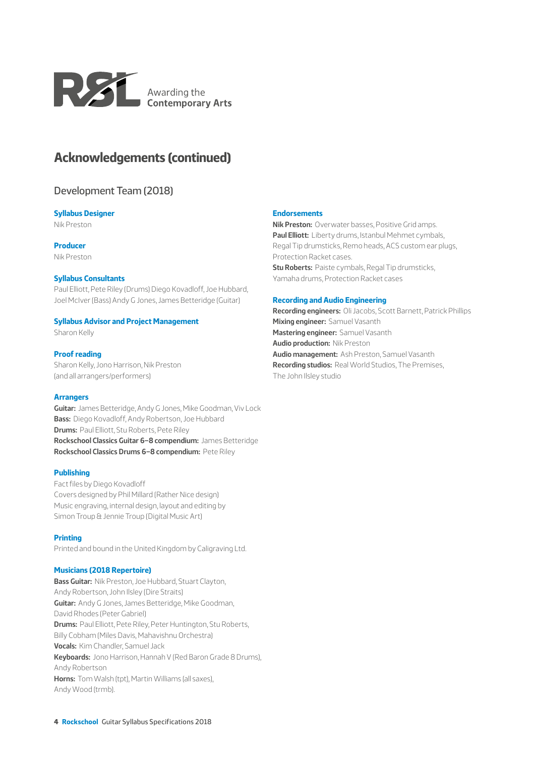Awarding the **Contemporary Arts**

# Acknowledgements (continued)

## Development Team (2018)

### Syllabus Designer
Nik Preston

### Producer
Nik Preston

### Syllabus Consultants
Paul Elliott, Pete Riley (Drums) Diego Kovadloff, Joe Hubbard, Joel McIver (Bass) Andy G Jones, James Betteridge (Guitar)

### Syllabus Advisor and Project Management
Sharon Kelly

### Proof reading
Sharon Kelly, Jono Harrison, Nik Preston (and all arrangers/performers)

### Arrangers
**Guitar:** James Betteridge, Andy G Jones, Mike Goodman, Viv Lock
**Bass:** Diego Kovadloff, Andy Robertson, Joe Hubbard
**Drums:** Paul Elliott, Stu Roberts, Pete Riley
**Rockschool Classics Guitar 6–8 compendium:** James Betteridge
**Rockschool Classics Drums 6–8 compendium:** Pete Riley

### Publishing
Fact files by Diego Kovadloff
Covers designed by Phil Millard (Rather Nice design)
Music engraving, internal design, layout and editing by Simon Troup & Jennie Troup (Digital Music Art)

### Printing
Printed and bound in the United Kingdom by Caligraving Ltd.

### Musicians (2018 Repertoire)
**Bass Guitar:** Nik Preston, Joe Hubbard, Stuart Clayton, Andy Robertson, John Illsey (Dire Straits)
**Guitar:** Andy G Jones, James Betteridge, Mike Goodman, David Rhodes (Peter Gabriel)
**Drums:** Paul Elliott, Pete Riley, Peter Huntington, Stu Roberts, Billy Cobham (Miles Davis, Mahavishnu Orchestra)
**Vocals:** Kim Chandler, Samuel Jack
**Keyboards:** Jono Harrison, Hannah V (Red Baron Grade 8 Drums), Andy Robertson
**Horns:** Tom Walsh (tpt), Martin Williams (all saxes), Andy Wood (trmb).

### Endorsements
**Nik Preston:** Overwater basses, Positive Grid amps.
**Paul Elliott:** Liberty drums, Istanbul Mehmet cymbals, Regal Tip drumsticks, Remo heads, ACS custom ear plugs, Protection Racket cases.
**Stu Roberts:** Paiste cymbals, Regal Tip drumsticks, Yamaha drums, Protection Racket cases

### Recording and Audio Engineering
**Recording engineers:** Oli Jacobs, Scott Barnett, Patrick Phillips
**Mixing engineer:** Samuel Vasanth
**Mastering engineer:** Samuel Vasanth
**Audio production:** Nik Preston
**Audio management:** Ash Preston, Samuel Vasanth
**Recording studios:** Real World Studios, The Premises, The John Ilsley studio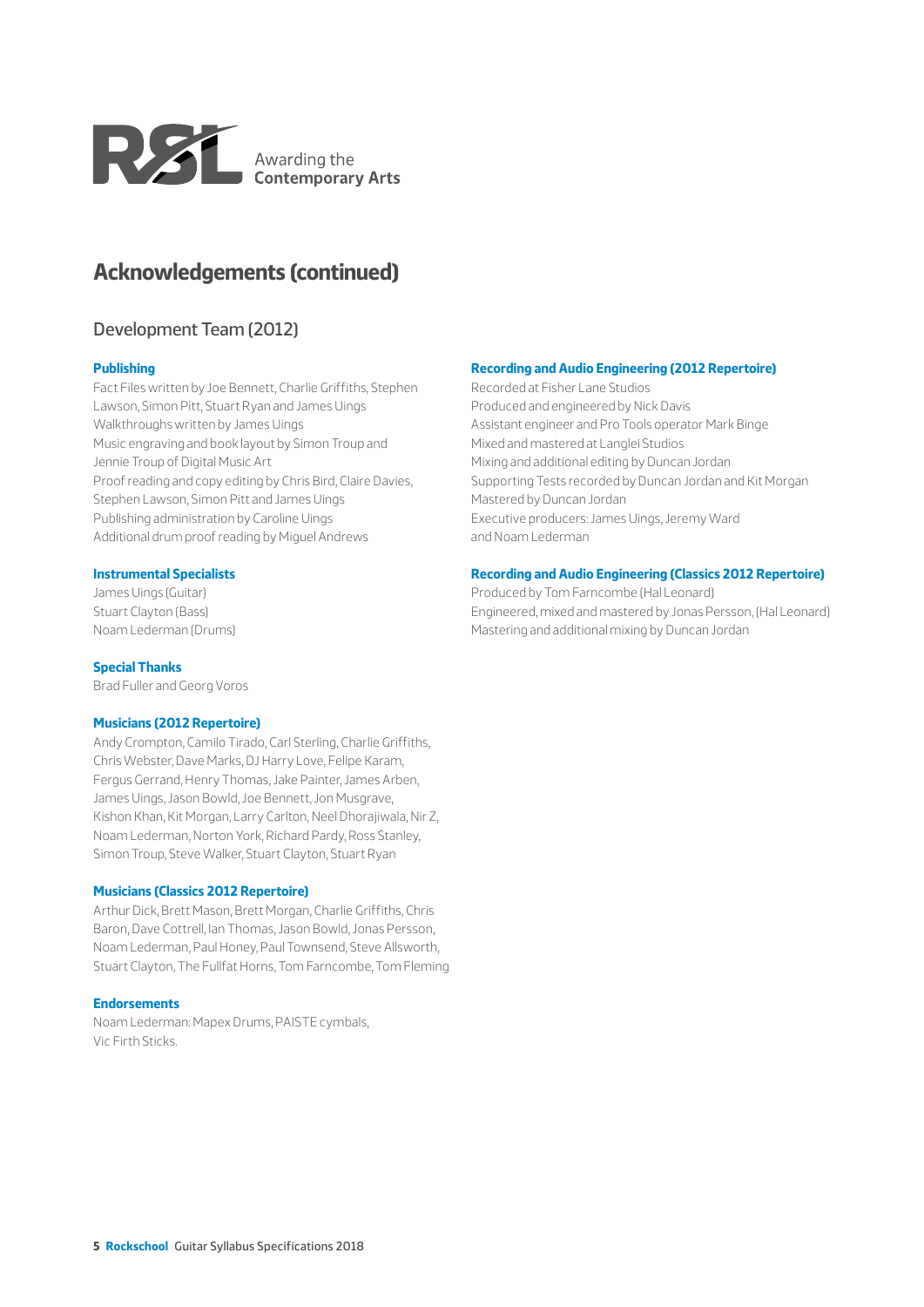Awarding the **Contemporary Arts**

# Acknowledgements (continued)

## Development Team (2012)

### Publishing

Fact Files written by Joe Bennett, Charlie Griffiths, Stephen Lawson, Simon Pitt, Stuart Ryan and James Uings
Walkthroughs written by James Uings
Music engraving and book layout by Simon Troup and Jennie Troup of Digital Music Art
Proof reading and copy editing by Chris Bird, Claire Davies, Stephen Lawson, Simon Pitt and James Uings
Publishing administration by Caroline Uings
Additional drum proof reading by Miguel Andrews

### Instrumental Specialists

James Uings (Guitar)
Stuart Clayton (Bass)
Noam Lederman (Drums)

### Special Thanks

Brad Fuller and Georg Voros

### Musicians (2012 Repertoire)

Andy Crompton, Camilo Tirado, Carl Sterling, Charlie Griffiths, Chris Webster, Dave Marks, DJ Harry Love, Felipe Karam, Fergus Gerrand, Henry Thomas, Jake Painter, James Arben, James Uings, Jason Bowld, Joe Bennett, Jon Musgrave, Kishon Khan, Kit Morgan, Larry Carlton, Neel Dhorajiwala, Nir Z, Noam Lederman, Norton York, Richard Pardy, Ross Stanley, Simon Troup, Steve Walker, Stuart Clayton, Stuart Ryan

### Musicians (Classics 2012 Repertoire)

Arthur Dick, Brett Mason, Brett Morgan, Charlie Griffiths, Chris Baron, Dave Cottrell, Ian Thomas, Jason Bowld, Jonas Persson, Noam Lederman, Paul Honey, Paul Townsend, Steve Allsworth, Stuart Clayton, The Fullfat Horns, Tom Farncombe, Tom Fleming

### Endorsements

Noam Lederman: Mapex Drums, PAISTE cymbals, Vic Firth Sticks.

### Recording and Audio Engineering (2012 Repertoire)

Recorded at Fisher Lane Studios
Produced and engineered by Nick Davis
Assistant engineer and Pro Tools operator Mark Binge
Mixed and mastered at Langlei Studios
Mixing and additional editing by Duncan Jordan
Supporting Tests recorded by Duncan Jordan and Kit Morgan
Mastered by Duncan Jordan
Executive producers: James Uings, Jeremy Ward and Noam Lederman

### Recording and Audio Engineering (Classics 2012 Repertoire)

Produced by Tom Farncombe (Hal Leonard)
Engineered, mixed and mastered by Jonas Persson, (Hal Leonard)
Mastering and additional mixing by Duncan Jordan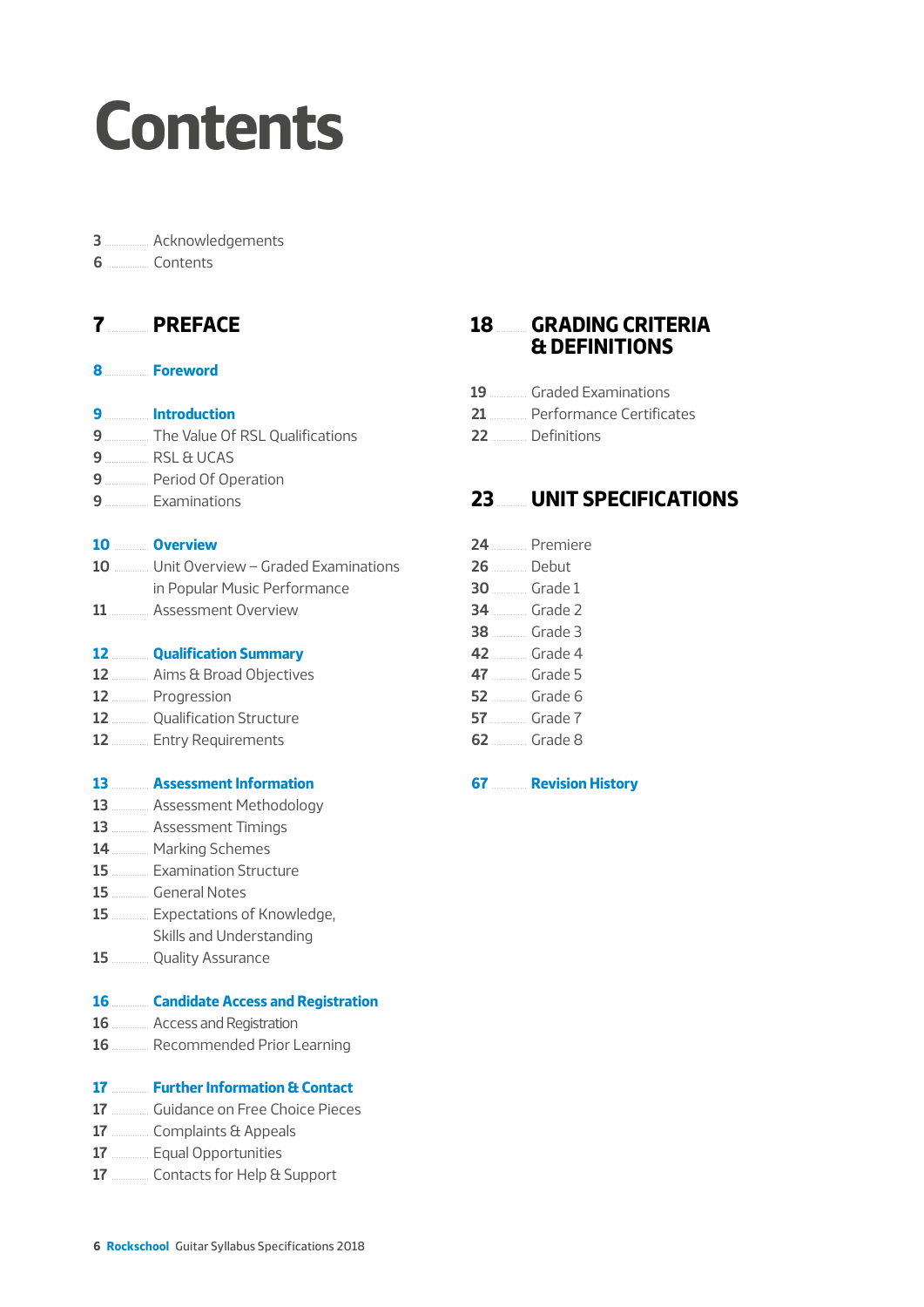# Contents

3 ............ Acknowledgements
6 ............ Contents

## 7 ............ PREFACE

**8 ............ Foreword**

**9 ............ Introduction**
9 ............ The Value Of RSL Qualifications
9 ............ RSL & UCAS
9 ............ Period Of Operation
9 ............ Examinations

**10 ............ Overview**
10 ............ Unit Overview – Graded Examinations in Popular Music Performance
11 ............ Assessment Overview

**12 ............ Qualification Summary**
12 ............ Aims & Broad Objectives
12 ............ Progression
12 ............ Qualification Structure
12 ............ Entry Requirements

**13 ............ Assessment Information**
13 ............ Assessment Methodology
13 ............ Assessment Timings
14 ............ Marking Schemes
15 ............ Examination Structure
15 ............ General Notes
15 ............ Expectations of Knowledge, Skills and Understanding
15 ............ Quality Assurance

**16 ............ Candidate Access and Registration**
16 ............ Access and Registration
16 ............ Recommended Prior Learning

**17 ............ Further Information & Contact**
17 ............ Guidance on Free Choice Pieces
17 ............ Complaints & Appeals
17 ............ Equal Opportunities
17 ............ Contacts for Help & Support

## 18 ............ GRADING CRITERIA & DEFINITIONS

19 ............ Graded Examinations
21 ............ Performance Certificates
22 ............ Definitions

## 23 ............ UNIT SPECIFICATIONS

24 ............ Premiere
26 ............ Debut
30 ............ Grade 1
34 ............ Grade 2
38 ............ Grade 3
42 ............ Grade 4
47 ............ Grade 5
52 ............ Grade 6
57 ............ Grade 7
62 ............ Grade 8

**67 ............ Revision History**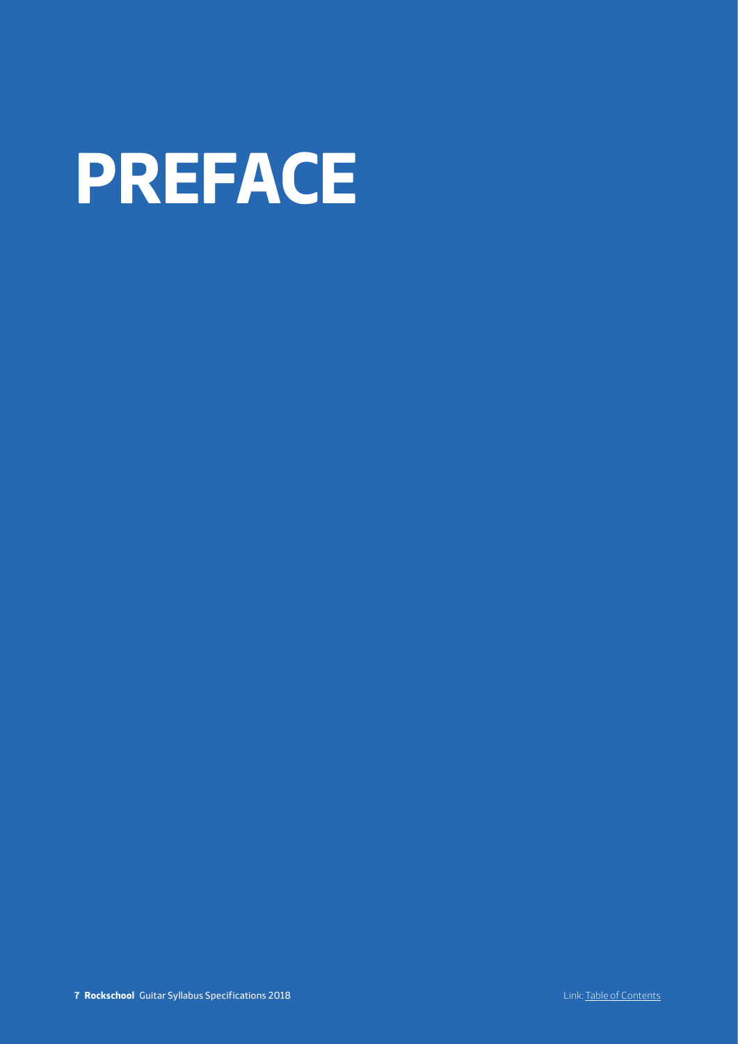# PREFACE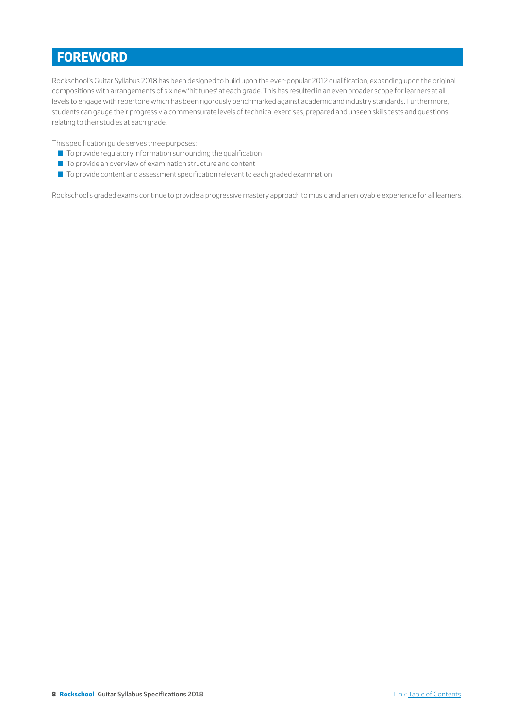# FOREWORD

Rockschool's Guitar Syllabus 2018 has been designed to build upon the ever-popular 2012 qualification, expanding upon the original compositions with arrangements of six new 'hit tunes' at each grade. This has resulted in an even broader scope for learners at all levels to engage with repertoire which has been rigorously benchmarked against academic and industry standards. Furthermore, students can gauge their progress via commensurate levels of technical exercises, prepared and unseen skills tests and questions relating to their studies at each grade.

This specification guide serves three purposes:

- To provide regulatory information surrounding the qualification
- To provide an overview of examination structure and content
- To provide content and assessment specification relevant to each graded examination

Rockschool's graded exams continue to provide a progressive mastery approach to music and an enjoyable experience for all learners.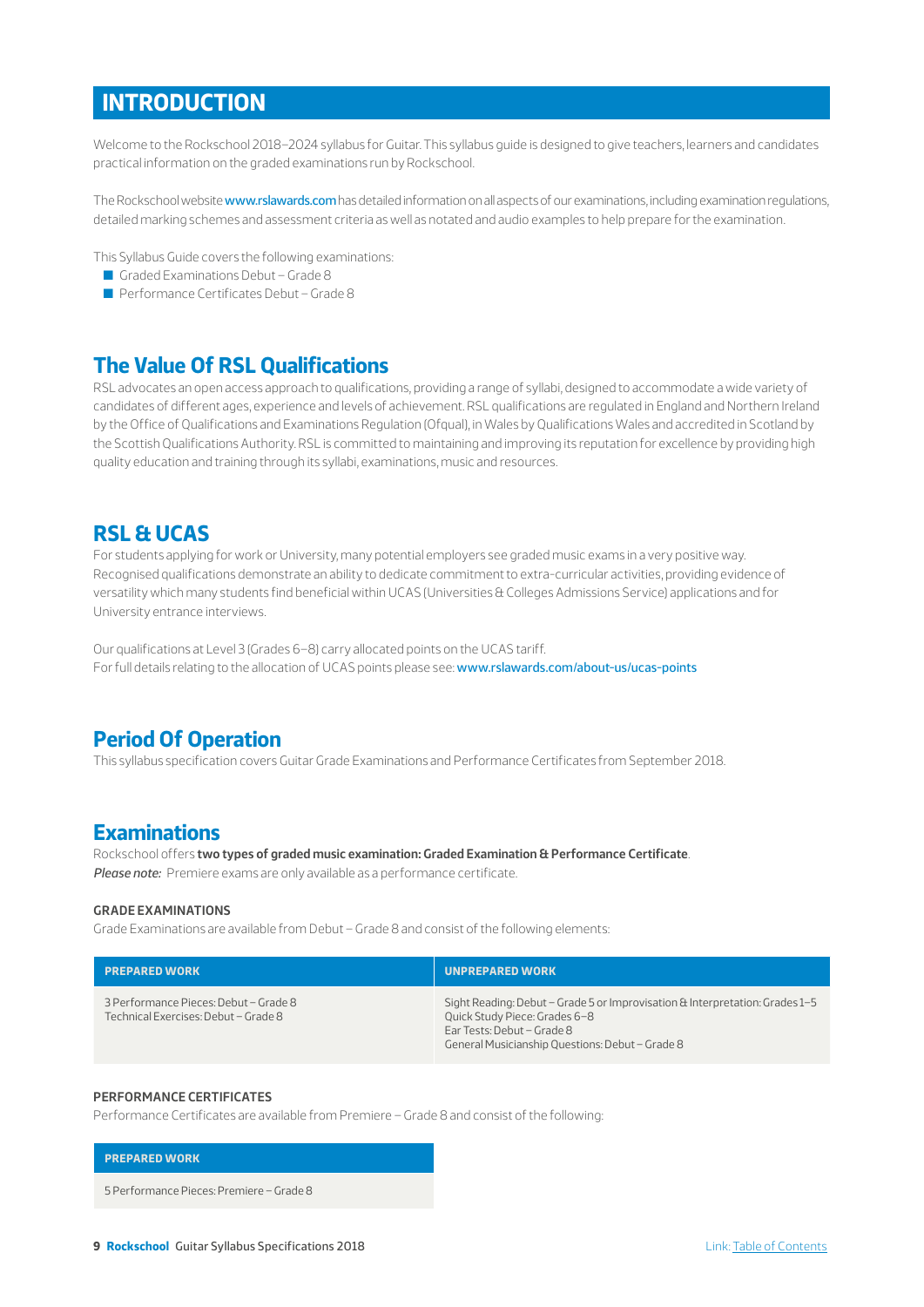# INTRODUCTION

Welcome to the Rockschool 2018–2024 syllabus for Guitar. This syllabus guide is designed to give teachers, learners and candidates practical information on the graded examinations run by Rockschool.

The Rockschool website www.rslawards.com has detailed information on all aspects of our examinations, including examination regulations, detailed marking schemes and assessment criteria as well as notated and audio examples to help prepare for the examination.

This Syllabus Guide covers the following examinations:

- Graded Examinations Debut – Grade 8
- Performance Certificates Debut – Grade 8

## The Value Of RSL Qualifications

RSL advocates an open access approach to qualifications, providing a range of syllabi, designed to accommodate a wide variety of candidates of different ages, experience and levels of achievement. RSL qualifications are regulated in England and Northern Ireland by the Office of Qualifications and Examinations Regulation (Ofqual), in Wales by Qualifications Wales and accredited in Scotland by the Scottish Qualifications Authority. RSL is committed to maintaining and improving its reputation for excellence by providing high quality education and training through its syllabi, examinations, music and resources.

## RSL & UCAS

For students applying for work or University, many potential employers see graded music exams in a very positive way. Recognised qualifications demonstrate an ability to dedicate commitment to extra-curricular activities, providing evidence of versatility which many students find beneficial within UCAS (Universities & Colleges Admissions Service) applications and for University entrance interviews.

Our qualifications at Level 3 (Grades 6–8) carry allocated points on the UCAS tariff.
For full details relating to the allocation of UCAS points please see: www.rslawards.com/about-us/ucas-points

## Period Of Operation

This syllabus specification covers Guitar Grade Examinations and Performance Certificates from September 2018.

## Examinations

Rockschool offers **two types of graded music examination: Graded Examination & Performance Certificate**.
***Please note:*** Premiere exams are only available as a performance certificate.

### GRADE EXAMINATIONS

Grade Examinations are available from Debut – Grade 8 and consist of the following elements:

| PREPARED WORK | UNPREPARED WORK |
|---|---|
| 3 Performance Pieces: Debut – Grade 8<br>Technical Exercises: Debut – Grade 8 | Sight Reading: Debut – Grade 5 or Improvisation & Interpretation: Grades 1–5<br>Quick Study Piece: Grades 6–8<br>Ear Tests: Debut – Grade 8<br>General Musicianship Questions: Debut – Grade 8 |

### PERFORMANCE CERTIFICATES

Performance Certificates are available from Premiere – Grade 8 and consist of the following:

| PREPARED WORK |
|---|
| 5 Performance Pieces: Premiere – Grade 8 |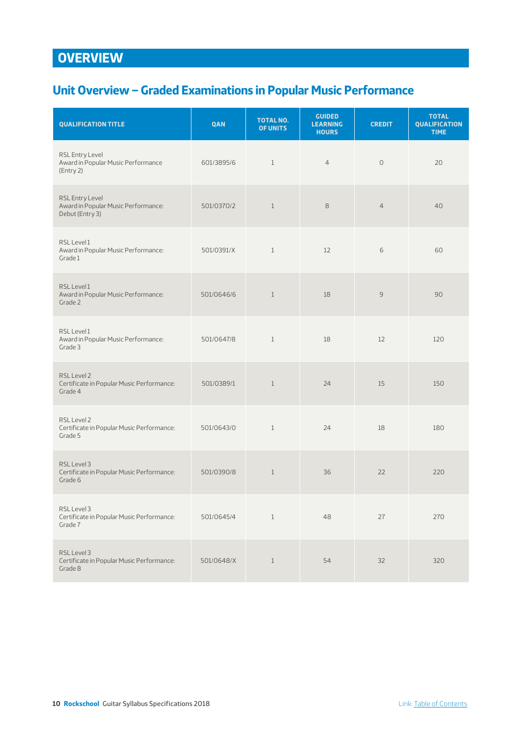# OVERVIEW

## Unit Overview – Graded Examinations in Popular Music Performance

| QUALIFICATION TITLE | QAN | TOTAL NO. OF UNITS | GUIDED LEARNING HOURS | CREDIT | TOTAL QUALIFICATION TIME |
|---|---|---|---|---|---|
| RSL Entry Level Award in Popular Music Performance (Entry 2) | 601/3895/6 | 1 | 4 | 0 | 20 |
| RSL Entry Level Award in Popular Music Performance: Debut (Entry 3) | 501/0370/2 | 1 | 8 | 4 | 40 |
| RSL Level 1 Award in Popular Music Performance: Grade 1 | 501/0391/X | 1 | 12 | 6 | 60 |
| RSL Level 1 Award in Popular Music Performance: Grade 2 | 501/0646/6 | 1 | 18 | 9 | 90 |
| RSL Level 1 Award in Popular Music Performance: Grade 3 | 501/0647/8 | 1 | 18 | 12 | 120 |
| RSL Level 2 Certificate in Popular Music Performance: Grade 4 | 501/0389/1 | 1 | 24 | 15 | 150 |
| RSL Level 2 Certificate in Popular Music Performance: Grade 5 | 501/0643/0 | 1 | 24 | 18 | 180 |
| RSL Level 3 Certificate in Popular Music Performance: Grade 6 | 501/0390/8 | 1 | 36 | 22 | 220 |
| RSL Level 3 Certificate in Popular Music Performance: Grade 7 | 501/0645/4 | 1 | 48 | 27 | 270 |
| RSL Level 3 Certificate in Popular Music Performance: Grade 8 | 501/0648/X | 1 | 54 | 32 | 320 |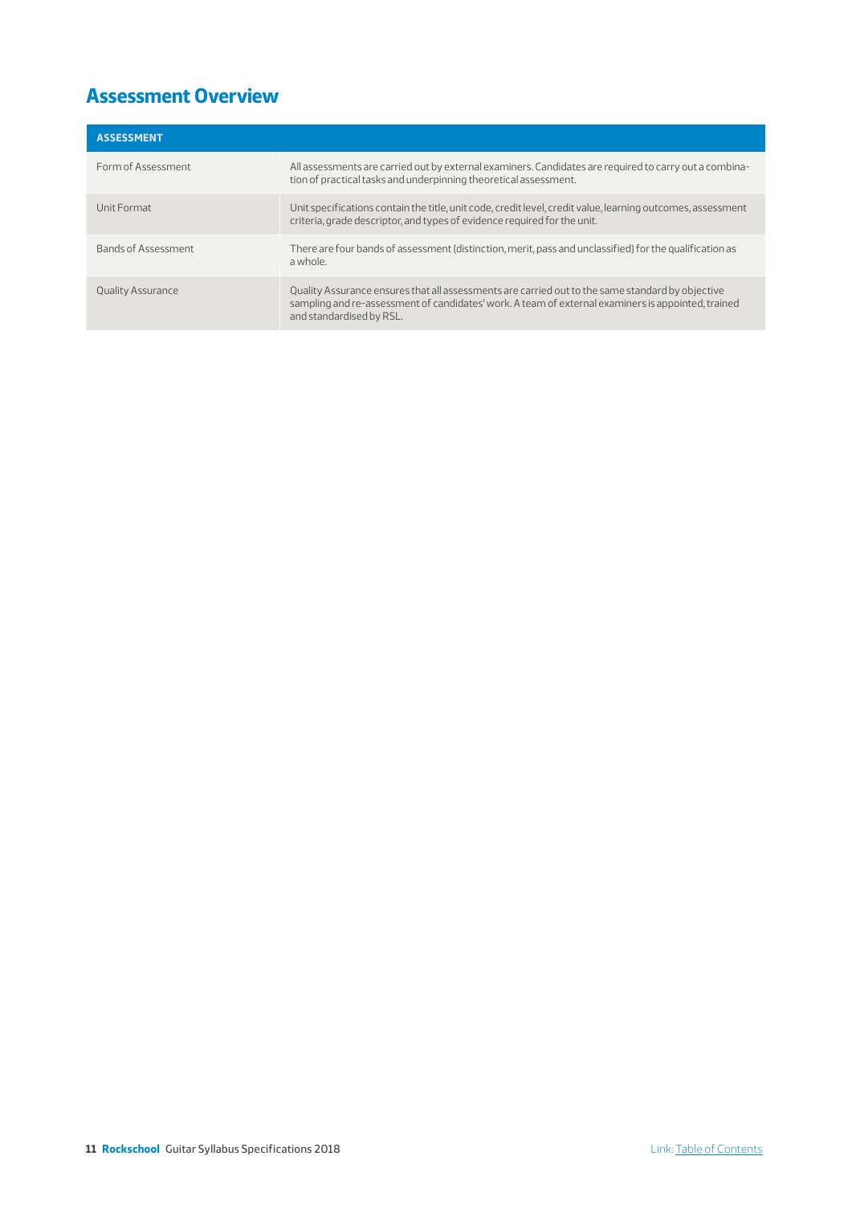## Assessment Overview

| ASSESSMENT | |
|---|---|
| Form of Assessment | All assessments are carried out by external examiners. Candidates are required to carry out a combination of practical tasks and underpinning theoretical assessment. |
| Unit Format | Unit specifications contain the title, unit code, credit level, credit value, learning outcomes, assessment criteria, grade descriptor, and types of evidence required for the unit. |
| Bands of Assessment | There are four bands of assessment (distinction, merit, pass and unclassified) for the qualification as a whole. |
| Quality Assurance | Quality Assurance ensures that all assessments are carried out to the same standard by objective sampling and re-assessment of candidates' work. A team of external examiners is appointed, trained and standardised by RSL. |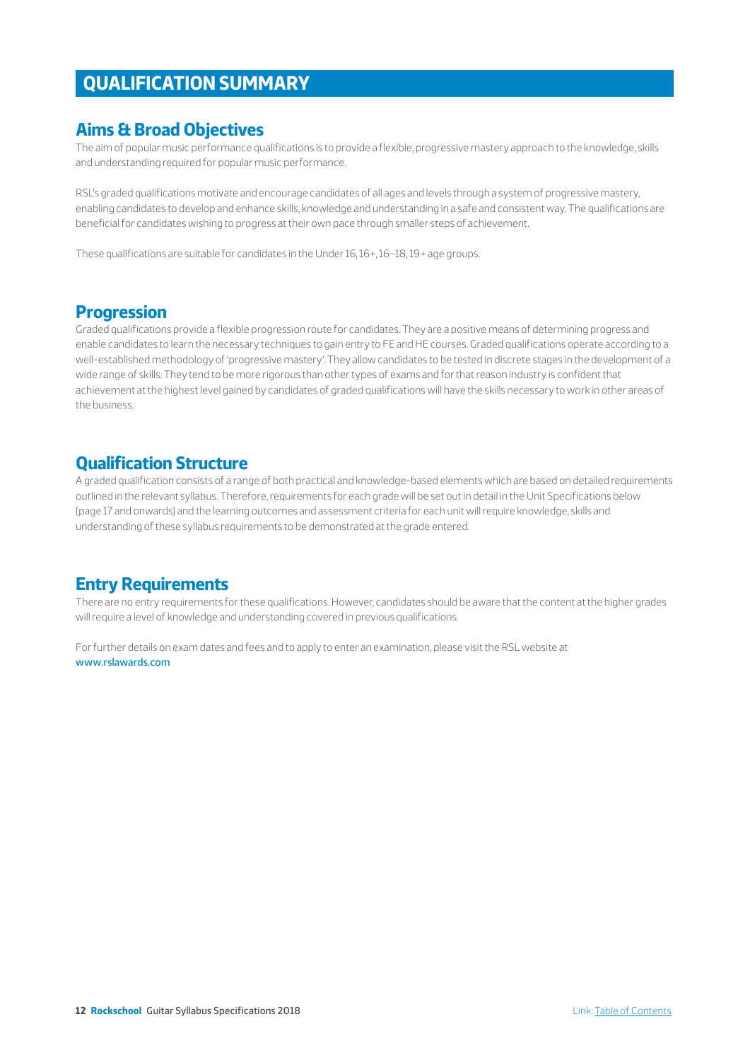# QUALIFICATION SUMMARY

## Aims & Broad Objectives

The aim of popular music performance qualifications is to provide a flexible, progressive mastery approach to the knowledge, skills and understanding required for popular music performance.

RSL's graded qualifications motivate and encourage candidates of all ages and levels through a system of progressive mastery, enabling candidates to develop and enhance skills, knowledge and understanding in a safe and consistent way. The qualifications are beneficial for candidates wishing to progress at their own pace through smaller steps of achievement.

These qualifications are suitable for candidates in the Under 16, 16+, 16–18, 19+ age groups.

## Progression

Graded qualifications provide a flexible progression route for candidates. They are a positive means of determining progress and enable candidates to learn the necessary techniques to gain entry to FE and HE courses. Graded qualifications operate according to a well-established methodology of 'progressive mastery'. They allow candidates to be tested in discrete stages in the development of a wide range of skills. They tend to be more rigorous than other types of exams and for that reason industry is confident that achievement at the highest level gained by candidates of graded qualifications will have the skills necessary to work in other areas of the business.

## Qualification Structure

A graded qualification consists of a range of both practical and knowledge-based elements which are based on detailed requirements outlined in the relevant syllabus. Therefore, requirements for each grade will be set out in detail in the Unit Specifications below (page 17 and onwards) and the learning outcomes and assessment criteria for each unit will require knowledge, skills and understanding of these syllabus requirements to be demonstrated at the grade entered.

## Entry Requirements

There are no entry requirements for these qualifications. However, candidates should be aware that the content at the higher grades will require a level of knowledge and understanding covered in previous qualifications.

For further details on exam dates and fees and to apply to enter an examination, please visit the RSL website at www.rslawards.com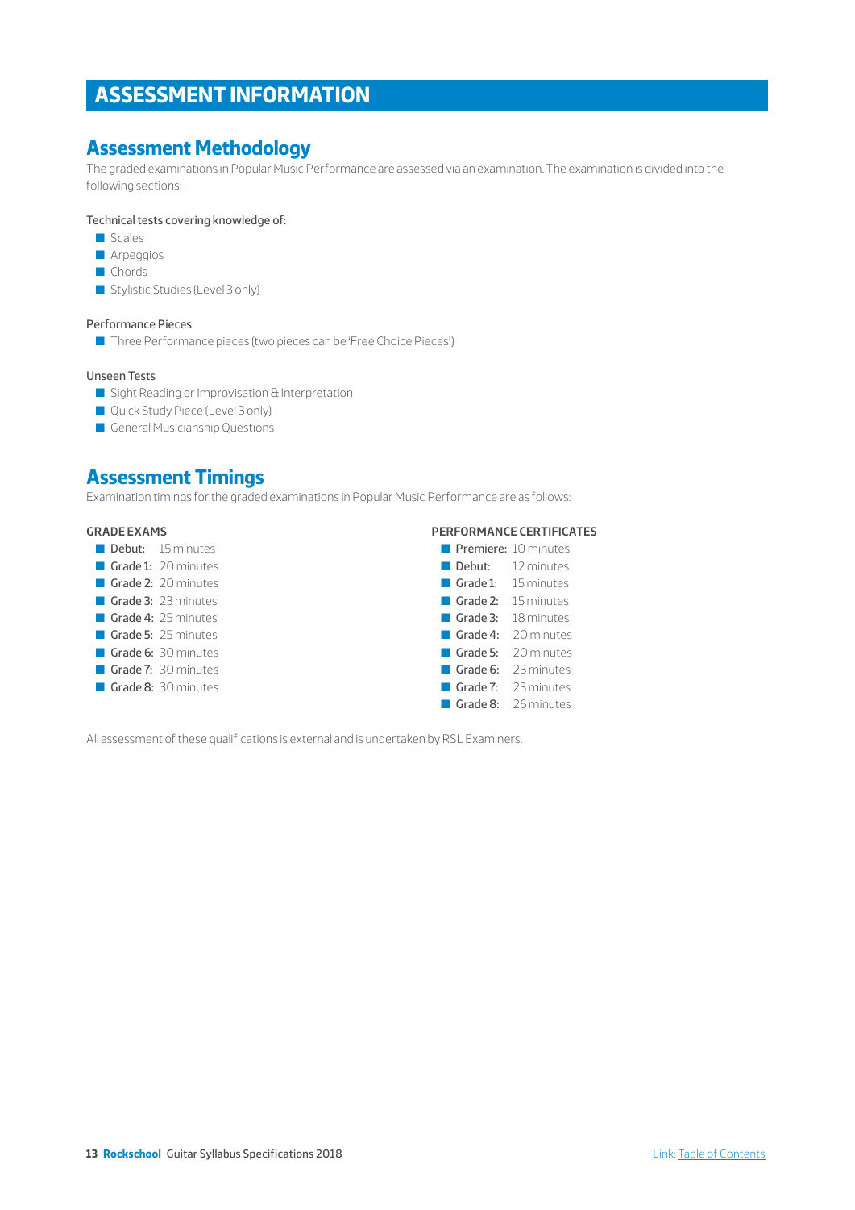# ASSESSMENT INFORMATION

## Assessment Methodology

The graded examinations in Popular Music Performance are assessed via an examination. The examination is divided into the following sections:

Technical tests covering knowledge of:

- Scales
- Arpeggios
- Chords
- Stylistic Studies (Level 3 only)

Performance Pieces

- Three Performance pieces (two pieces can be 'Free Choice Pieces')

Unseen Tests

- Sight Reading or Improvisation & Interpretation
- Quick Study Piece (Level 3 only)
- General Musicianship Questions

## Assessment Timings

Examination timings for the graded examinations in Popular Music Performance are as follows:

**GRADE EXAMS**

- **Debut:** 15 minutes
- **Grade 1:** 20 minutes
- **Grade 2:** 20 minutes
- **Grade 3:** 23 minutes
- **Grade 4:** 25 minutes
- **Grade 5:** 25 minutes
- **Grade 6:** 30 minutes
- **Grade 7:** 30 minutes
- **Grade 8:** 30 minutes

**PERFORMANCE CERTIFICATES**

- **Premiere:** 10 minutes
- **Debut:** 12 minutes
- **Grade 1:** 15 minutes
- **Grade 2:** 15 minutes
- **Grade 3:** 18 minutes
- **Grade 4:** 20 minutes
- **Grade 5:** 20 minutes
- **Grade 6:** 23 minutes
- **Grade 7:** 23 minutes
- **Grade 8:** 26 minutes

All assessment of these qualifications is external and is undertaken by RSL Examiners.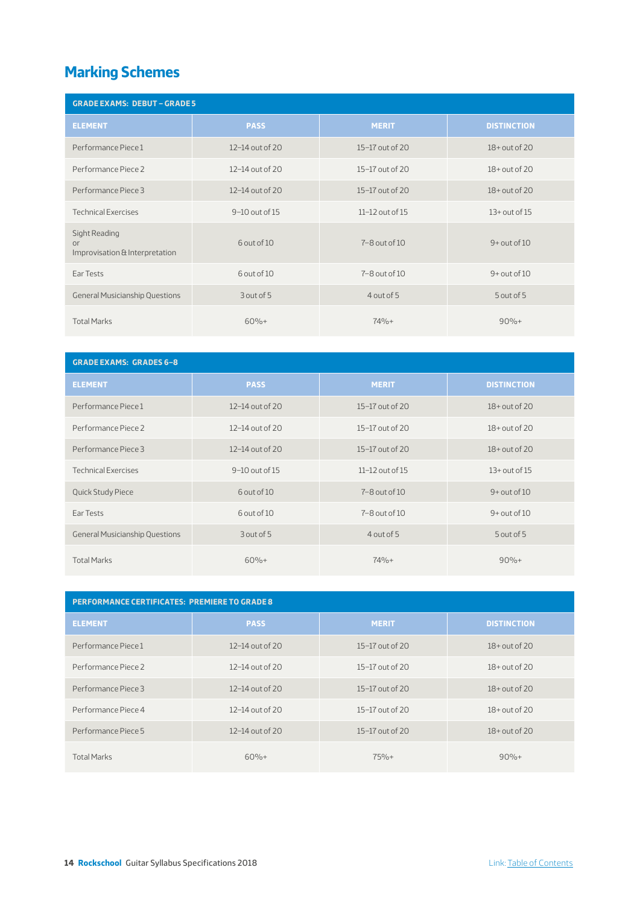## Marking Schemes

| GRADE EXAMS: DEBUT – GRADE 5 | | | |
|---|---|---|---|
| **ELEMENT** | **PASS** | **MERIT** | **DISTINCTION** |
| Performance Piece 1 | 12–14 out of 20 | 15–17 out of 20 | 18+ out of 20 |
| Performance Piece 2 | 12–14 out of 20 | 15–17 out of 20 | 18+ out of 20 |
| Performance Piece 3 | 12–14 out of 20 | 15–17 out of 20 | 18+ out of 20 |
| Technical Exercises | 9–10 out of 15 | 11–12 out of 15 | 13+ out of 15 |
| Sight Reading or Improvisation & Interpretation | 6 out of 10 | 7–8 out of 10 | 9+ out of 10 |
| Ear Tests | 6 out of 10 | 7–8 out of 10 | 9+ out of 10 |
| General Musicianship Questions | 3 out of 5 | 4 out of 5 | 5 out of 5 |
| Total Marks | 60%+ | 74%+ | 90%+ |

| GRADE EXAMS: GRADES 6–8 | | | |
|---|---|---|---|
| **ELEMENT** | **PASS** | **MERIT** | **DISTINCTION** |
| Performance Piece 1 | 12–14 out of 20 | 15–17 out of 20 | 18+ out of 20 |
| Performance Piece 2 | 12–14 out of 20 | 15–17 out of 20 | 18+ out of 20 |
| Performance Piece 3 | 12–14 out of 20 | 15–17 out of 20 | 18+ out of 20 |
| Technical Exercises | 9–10 out of 15 | 11–12 out of 15 | 13+ out of 15 |
| Quick Study Piece | 6 out of 10 | 7–8 out of 10 | 9+ out of 10 |
| Ear Tests | 6 out of 10 | 7–8 out of 10 | 9+ out of 10 |
| General Musicianship Questions | 3 out of 5 | 4 out of 5 | 5 out of 5 |
| Total Marks | 60%+ | 74%+ | 90%+ |

| PERFORMANCE CERTIFICATES: PREMIERE TO GRADE 8 | | | |
|---|---|---|---|
| **ELEMENT** | **PASS** | **MERIT** | **DISTINCTION** |
| Performance Piece 1 | 12–14 out of 20 | 15–17 out of 20 | 18+ out of 20 |
| Performance Piece 2 | 12–14 out of 20 | 15–17 out of 20 | 18+ out of 20 |
| Performance Piece 3 | 12–14 out of 20 | 15–17 out of 20 | 18+ out of 20 |
| Performance Piece 4 | 12–14 out of 20 | 15–17 out of 20 | 18+ out of 20 |
| Performance Piece 5 | 12–14 out of 20 | 15–17 out of 20 | 18+ out of 20 |
| Total Marks | 60%+ | 75%+ | 90%+ |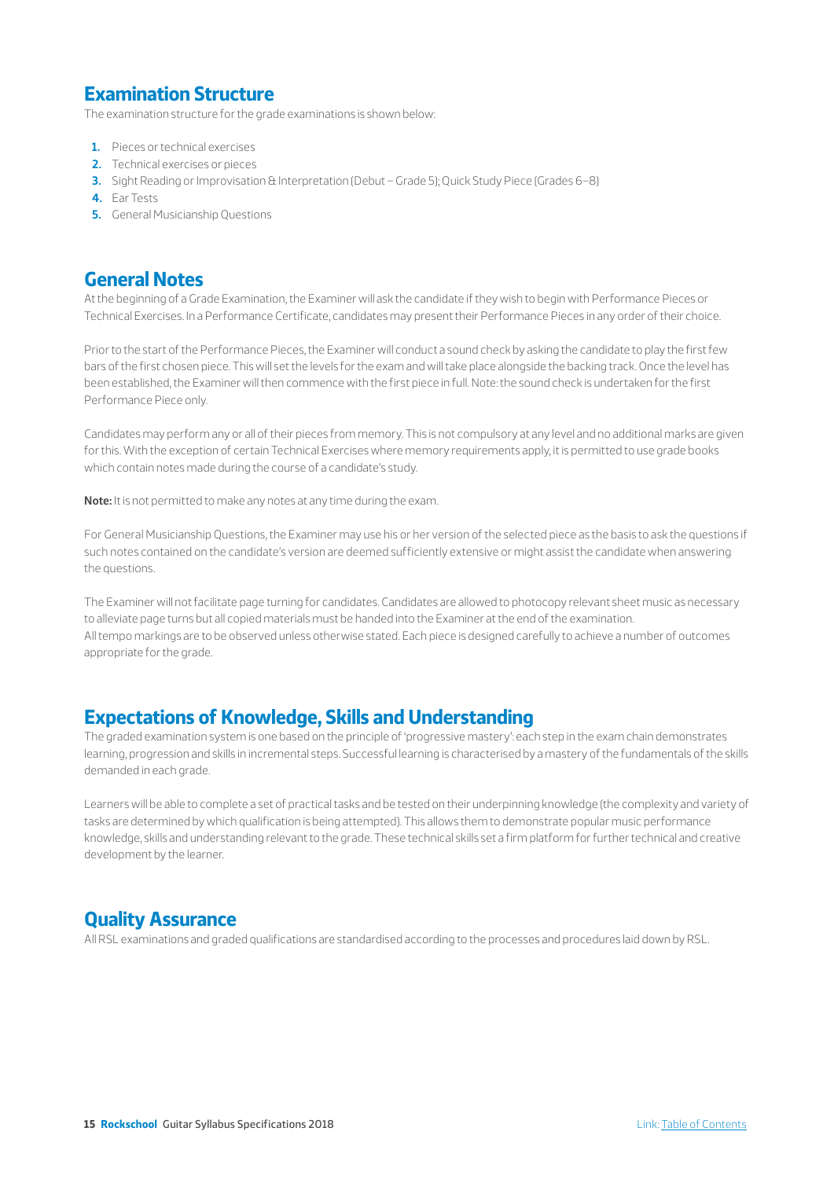## Examination Structure

The examination structure for the grade examinations is shown below:

1. Pieces or technical exercises
2. Technical exercises or pieces
3. Sight Reading or Improvisation & Interpretation (Debut – Grade 5); Quick Study Piece (Grades 6–8)
4. Ear Tests
5. General Musicianship Questions

## General Notes

At the beginning of a Grade Examination, the Examiner will ask the candidate if they wish to begin with Performance Pieces or Technical Exercises. In a Performance Certificate, candidates may present their Performance Pieces in any order of their choice.

Prior to the start of the Performance Pieces, the Examiner will conduct a sound check by asking the candidate to play the first few bars of the first chosen piece. This will set the levels for the exam and will take place alongside the backing track. Once the level has been established, the Examiner will then commence with the first piece in full. Note: the sound check is undertaken for the first Performance Piece only.

Candidates may perform any or all of their pieces from memory. This is not compulsory at any level and no additional marks are given for this. With the exception of certain Technical Exercises where memory requirements apply, it is permitted to use grade books which contain notes made during the course of a candidate's study.

**Note:** It is not permitted to make any notes at any time during the exam.

For General Musicianship Questions, the Examiner may use his or her version of the selected piece as the basis to ask the questions if such notes contained on the candidate's version are deemed sufficiently extensive or might assist the candidate when answering the questions.

The Examiner will not facilitate page turning for candidates. Candidates are allowed to photocopy relevant sheet music as necessary to alleviate page turns but all copied materials must be handed into the Examiner at the end of the examination.
All tempo markings are to be observed unless otherwise stated. Each piece is designed carefully to achieve a number of outcomes appropriate for the grade.

## Expectations of Knowledge, Skills and Understanding

The graded examination system is one based on the principle of 'progressive mastery': each step in the exam chain demonstrates learning, progression and skills in incremental steps. Successful learning is characterised by a mastery of the fundamentals of the skills demanded in each grade.

Learners will be able to complete a set of practical tasks and be tested on their underpinning knowledge (the complexity and variety of tasks are determined by which qualification is being attempted). This allows them to demonstrate popular music performance knowledge, skills and understanding relevant to the grade. These technical skills set a firm platform for further technical and creative development by the learner.

## Quality Assurance

All RSL examinations and graded qualifications are standardised according to the processes and procedures laid down by RSL.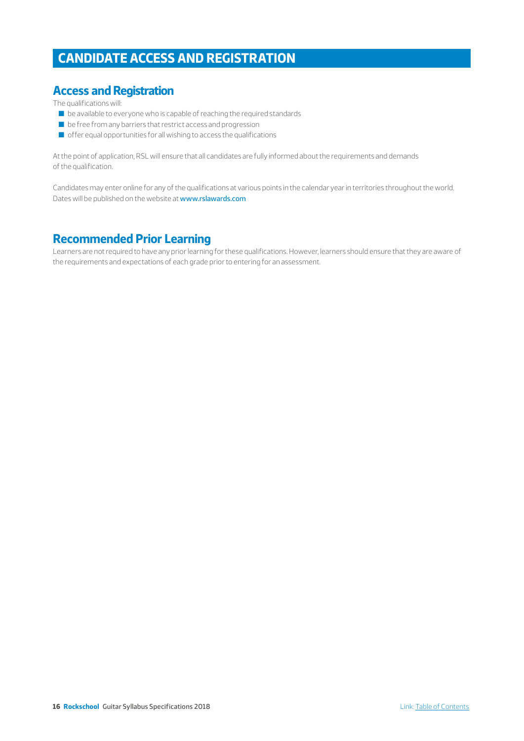# CANDIDATE ACCESS AND REGISTRATION

## Access and Registration

The qualifications will:

- be available to everyone who is capable of reaching the required standards
- be free from any barriers that restrict access and progression
- offer equal opportunities for all wishing to access the qualifications

At the point of application, RSL will ensure that all candidates are fully informed about the requirements and demands of the qualification.

Candidates may enter online for any of the qualifications at various points in the calendar year in territories throughout the world. Dates will be published on the website at www.rslawards.com

## Recommended Prior Learning

Learners are not required to have any prior learning for these qualifications. However, learners should ensure that they are aware of the requirements and expectations of each grade prior to entering for an assessment.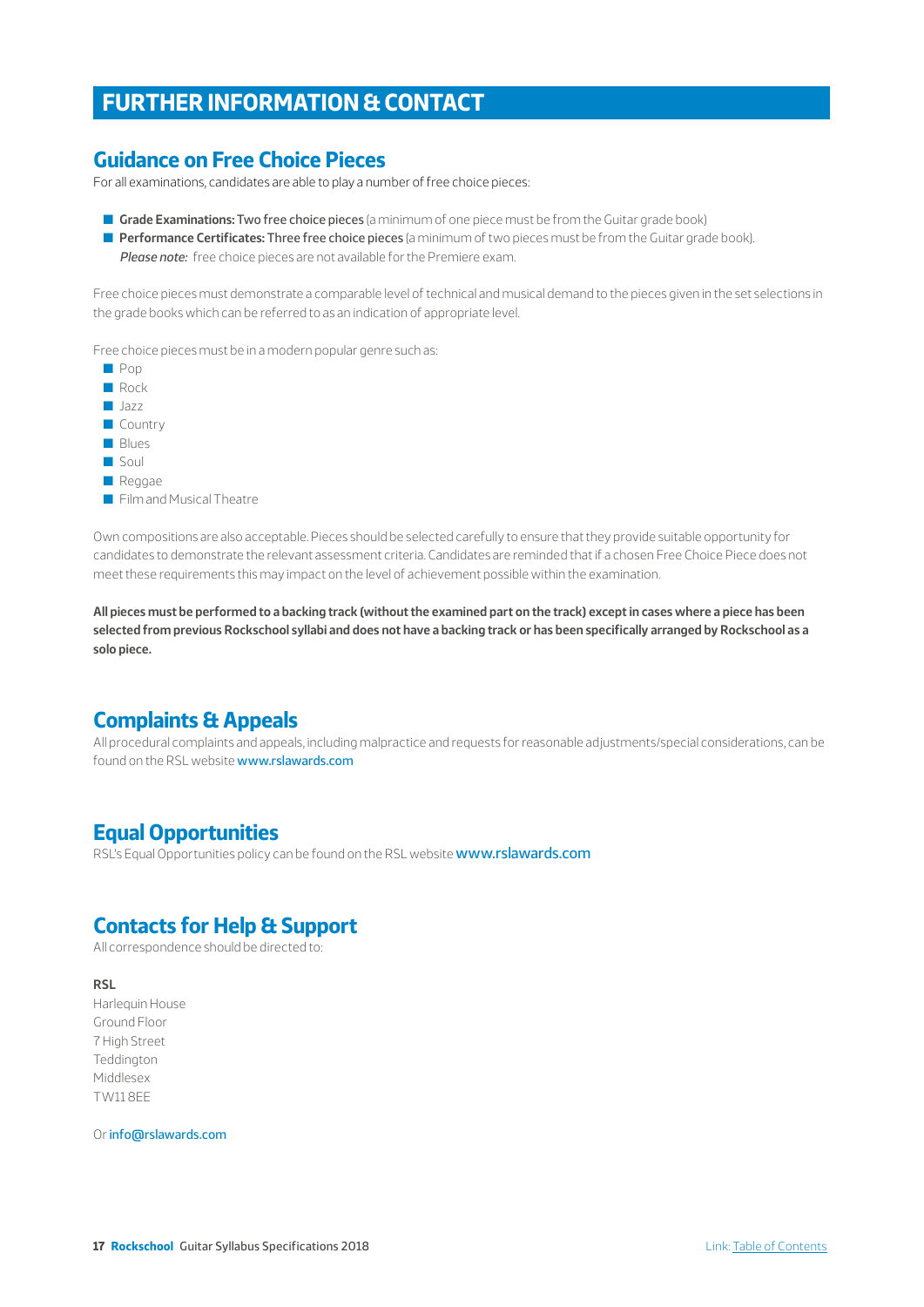# FURTHER INFORMATION & CONTACT

## Guidance on Free Choice Pieces

For all examinations, candidates are able to play a number of free choice pieces:

- **Grade Examinations:** Two free choice pieces (a minimum of one piece must be from the Guitar grade book)
- **Performance Certificates:** Three free choice pieces (a minimum of two pieces must be from the Guitar grade book).
  ***Please note:*** free choice pieces are not available for the Premiere exam.

Free choice pieces must demonstrate a comparable level of technical and musical demand to the pieces given in the set selections in the grade books which can be referred to as an indication of appropriate level.

Free choice pieces must be in a modern popular genre such as:

- Pop
- Rock
- Jazz
- Country
- Blues
- Soul
- Reggae
- Film and Musical Theatre

Own compositions are also acceptable. Pieces should be selected carefully to ensure that they provide suitable opportunity for candidates to demonstrate the relevant assessment criteria. Candidates are reminded that if a chosen Free Choice Piece does not meet these requirements this may impact on the level of achievement possible within the examination.

**All pieces must be performed to a backing track (without the examined part on the track) except in cases where a piece has been selected from previous Rockschool syllabi and does not have a backing track or has been specifically arranged by Rockschool as a solo piece.**

## Complaints & Appeals

All procedural complaints and appeals, including malpractice and requests for reasonable adjustments/special considerations, can be found on the RSL website www.rslawards.com

## Equal Opportunities

RSL's Equal Opportunities policy can be found on the RSL website www.rslawards.com

## Contacts for Help & Support

All correspondence should be directed to:

**RSL**
Harlequin House
Ground Floor
7 High Street
Teddington
Middlesex
TW11 8EE

Or info@rslawards.com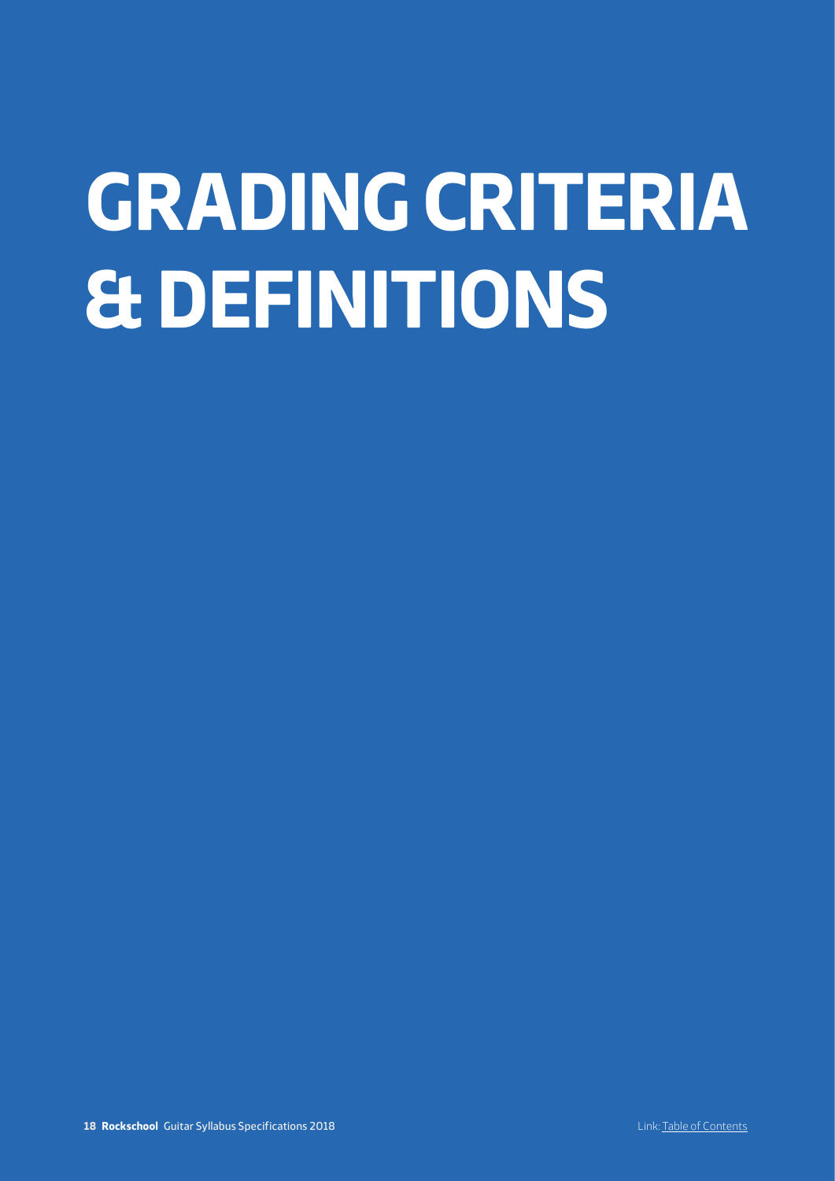# GRADING CRITERIA & DEFINITIONS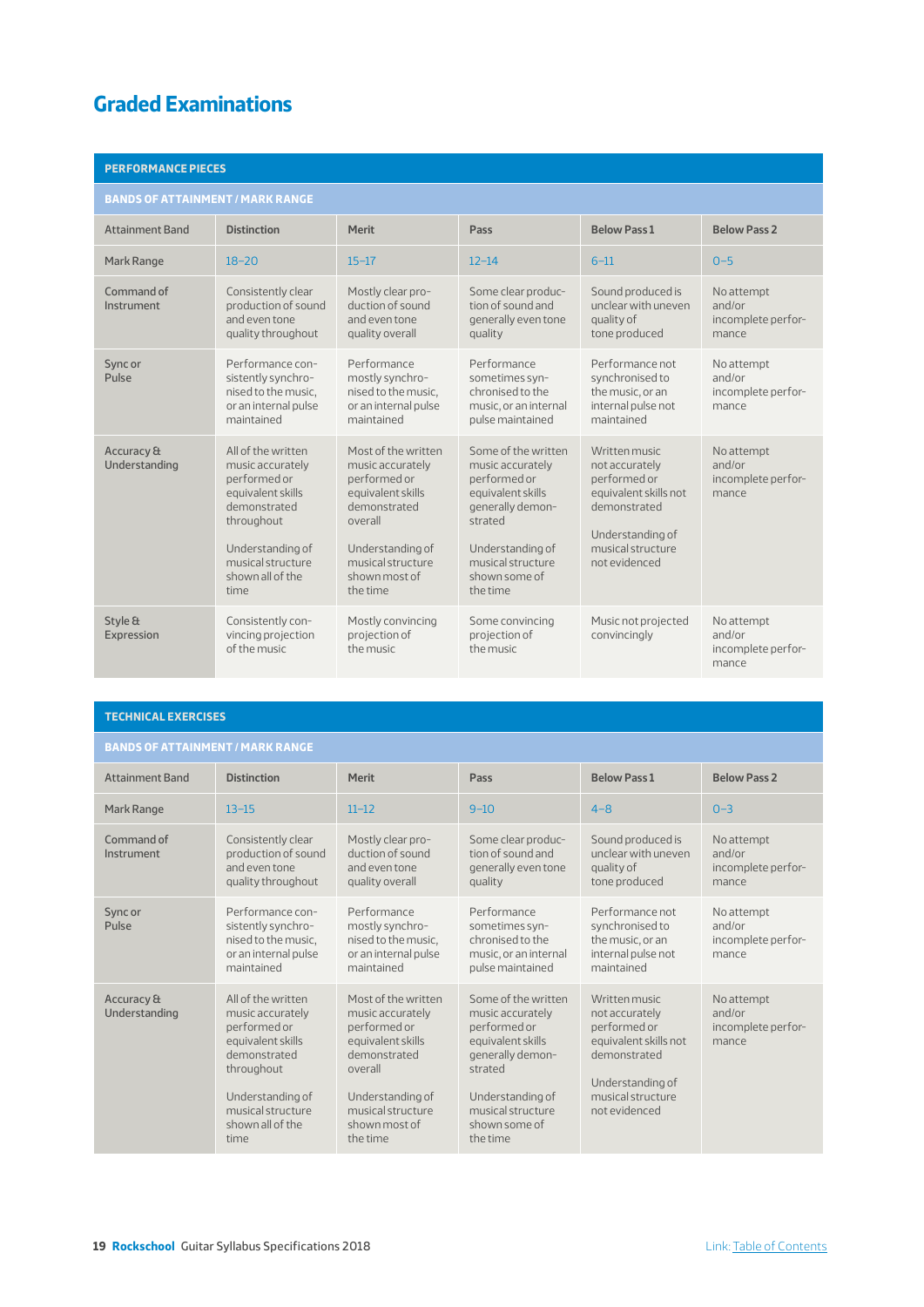# Graded Examinations

| PERFORMANCE PIECES | | | | | |
|---|---|---|---|---|---|
| **BANDS OF ATTAINMENT / MARK RANGE** | | | | | |
| Attainment Band | **Distinction** | **Merit** | **Pass** | **Below Pass 1** | **Below Pass 2** |
| Mark Range | 18–20 | 15–17 | 12–14 | 6–11 | 0–5 |
| Command of Instrument | Consistently clear production of sound and even tone quality throughout | Mostly clear production of sound and even tone quality overall | Some clear production of sound and generally even tone quality | Sound produced is unclear with uneven quality of tone produced | No attempt and/or incomplete performance |
| Sync or Pulse | Performance consistently synchronised to the music, or an internal pulse maintained | Performance mostly synchronised to the music, or an internal pulse maintained | Performance sometimes synchronised to the music, or an internal pulse maintained | Performance not synchronised to the music, or an internal pulse not maintained | No attempt and/or incomplete performance |
| Accuracy & Understanding | All of the written music accurately performed or equivalent skills demonstrated throughout<br><br>Understanding of musical structure shown all of the time | Most of the written music accurately performed or equivalent skills demonstrated overall<br><br>Understanding of musical structure shown most of the time | Some of the written music accurately performed or equivalent skills generally demonstrated<br><br>Understanding of musical structure shown some of the time | Written music not accurately performed or equivalent skills not demonstrated<br><br>Understanding of musical structure not evidenced | No attempt and/or incomplete performance |
| Style & Expression | Consistently convincing projection of the music | Mostly convincing projection of the music | Some convincing projection of the music | Music not projected convincingly | No attempt and/or incomplete performance |

| TECHNICAL EXERCISES | | | | | |
|---|---|---|---|---|---|
| **BANDS OF ATTAINMENT / MARK RANGE** | | | | | |
| Attainment Band | **Distinction** | **Merit** | **Pass** | **Below Pass 1** | **Below Pass 2** |
| Mark Range | 13–15 | 11–12 | 9–10 | 4–8 | 0–3 |
| Command of Instrument | Consistently clear production of sound and even tone quality throughout | Mostly clear production of sound and even tone quality overall | Some clear production of sound and generally even tone quality | Sound produced is unclear with uneven quality of tone produced | No attempt and/or incomplete performance |
| Sync or Pulse | Performance consistently synchronised to the music, or an internal pulse maintained | Performance mostly synchronised to the music, or an internal pulse maintained | Performance sometimes synchronised to the music, or an internal pulse maintained | Performance not synchronised to the music, or an internal pulse not maintained | No attempt and/or incomplete performance |
| Accuracy & Understanding | All of the written music accurately performed or equivalent skills demonstrated throughout<br><br>Understanding of musical structure shown all of the time | Most of the written music accurately performed or equivalent skills demonstrated overall<br><br>Understanding of musical structure shown most of the time | Some of the written music accurately performed or equivalent skills generally demonstrated<br><br>Understanding of musical structure shown some of the time | Written music not accurately performed or equivalent skills not demonstrated<br><br>Understanding of musical structure not evidenced | No attempt and/or incomplete performance |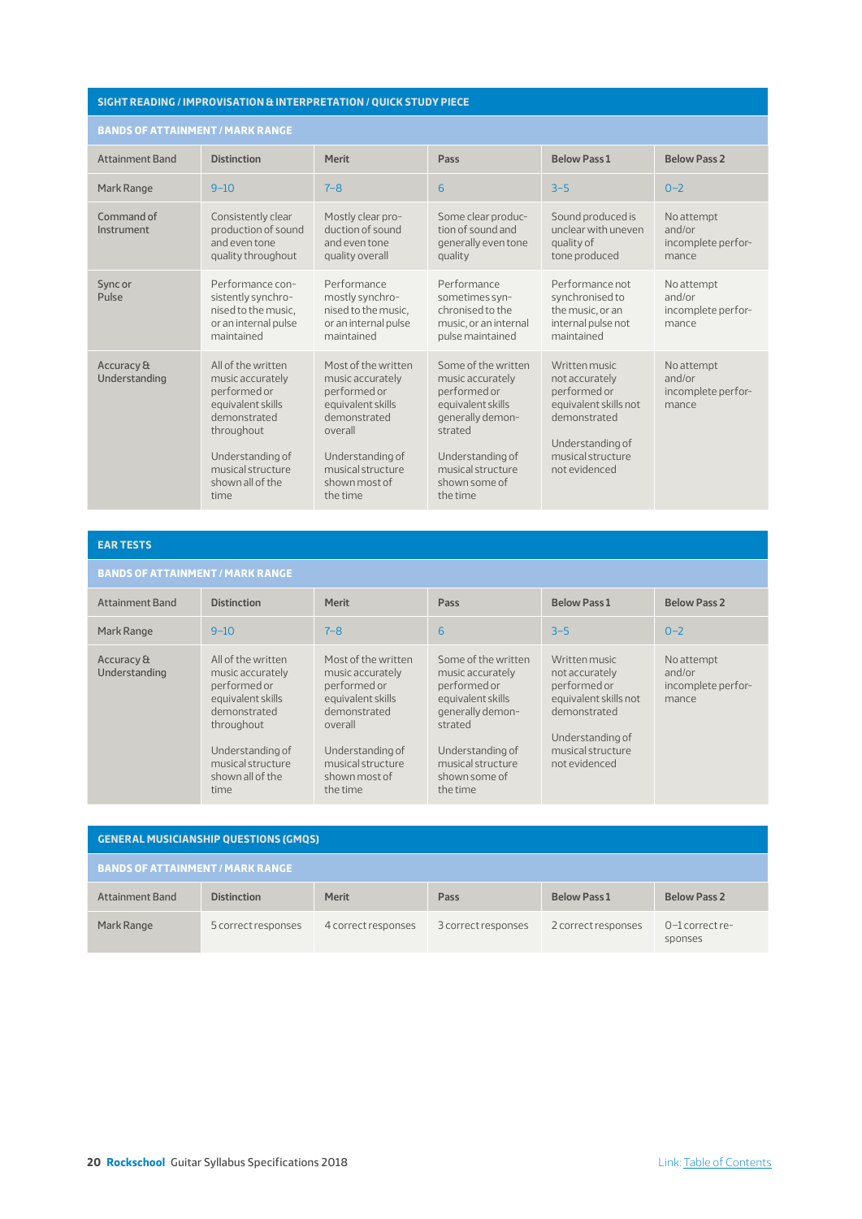## SIGHT READING / IMPROVISATION & INTERPRETATION / QUICK STUDY PIECE

### BANDS OF ATTAINMENT / MARK RANGE

| Attainment Band | Distinction | Merit | Pass | Below Pass 1 | Below Pass 2 |
|---|---|---|---|---|---|
| Mark Range | 9–10 | 7–8 | 6 | 3–5 | 0–2 |
| Command of Instrument | Consistently clear production of sound and even tone quality throughout | Mostly clear production of sound and even tone quality overall | Some clear production of sound and generally even tone quality | Sound produced is unclear with uneven quality of tone produced | No attempt and/or incomplete performance |
| Sync or Pulse | Performance consistently synchronised to the music, or an internal pulse maintained | Performance mostly synchronised to the music, or an internal pulse maintained | Performance sometimes synchronised to the music, or an internal pulse maintained | Performance not synchronised to the music, or an internal pulse not maintained | No attempt and/or incomplete performance |
| Accuracy & Understanding | All of the written music accurately performed or equivalent skills demonstrated throughout<br><br>Understanding of musical structure shown all of the time | Most of the written music accurately performed or equivalent skills demonstrated overall<br><br>Understanding of musical structure shown most of the time | Some of the written music accurately performed or equivalent skills generally demonstrated<br><br>Understanding of musical structure shown some of the time | Written music not accurately performed or equivalent skills not demonstrated<br><br>Understanding of musical structure not evidenced | No attempt and/or incomplete performance |

## EAR TESTS

### BANDS OF ATTAINMENT / MARK RANGE

| Attainment Band | Distinction | Merit | Pass | Below Pass 1 | Below Pass 2 |
|---|---|---|---|---|---|
| Mark Range | 9–10 | 7–8 | 6 | 3–5 | 0–2 |
| Accuracy & Understanding | All of the written music accurately performed or equivalent skills demonstrated throughout<br><br>Understanding of musical structure shown all of the time | Most of the written music accurately performed or equivalent skills demonstrated overall<br><br>Understanding of musical structure shown most of the time | Some of the written music accurately performed or equivalent skills generally demonstrated<br><br>Understanding of musical structure shown some of the time | Written music not accurately performed or equivalent skills not demonstrated<br><br>Understanding of musical structure not evidenced | No attempt and/or incomplete performance |

## GENERAL MUSICIANSHIP QUESTIONS (GMQS)

### BANDS OF ATTAINMENT / MARK RANGE

| Attainment Band | Distinction | Merit | Pass | Below Pass 1 | Below Pass 2 |
|---|---|---|---|---|---|
| Mark Range | 5 correct responses | 4 correct responses | 3 correct responses | 2 correct responses | 0–1 correct responses |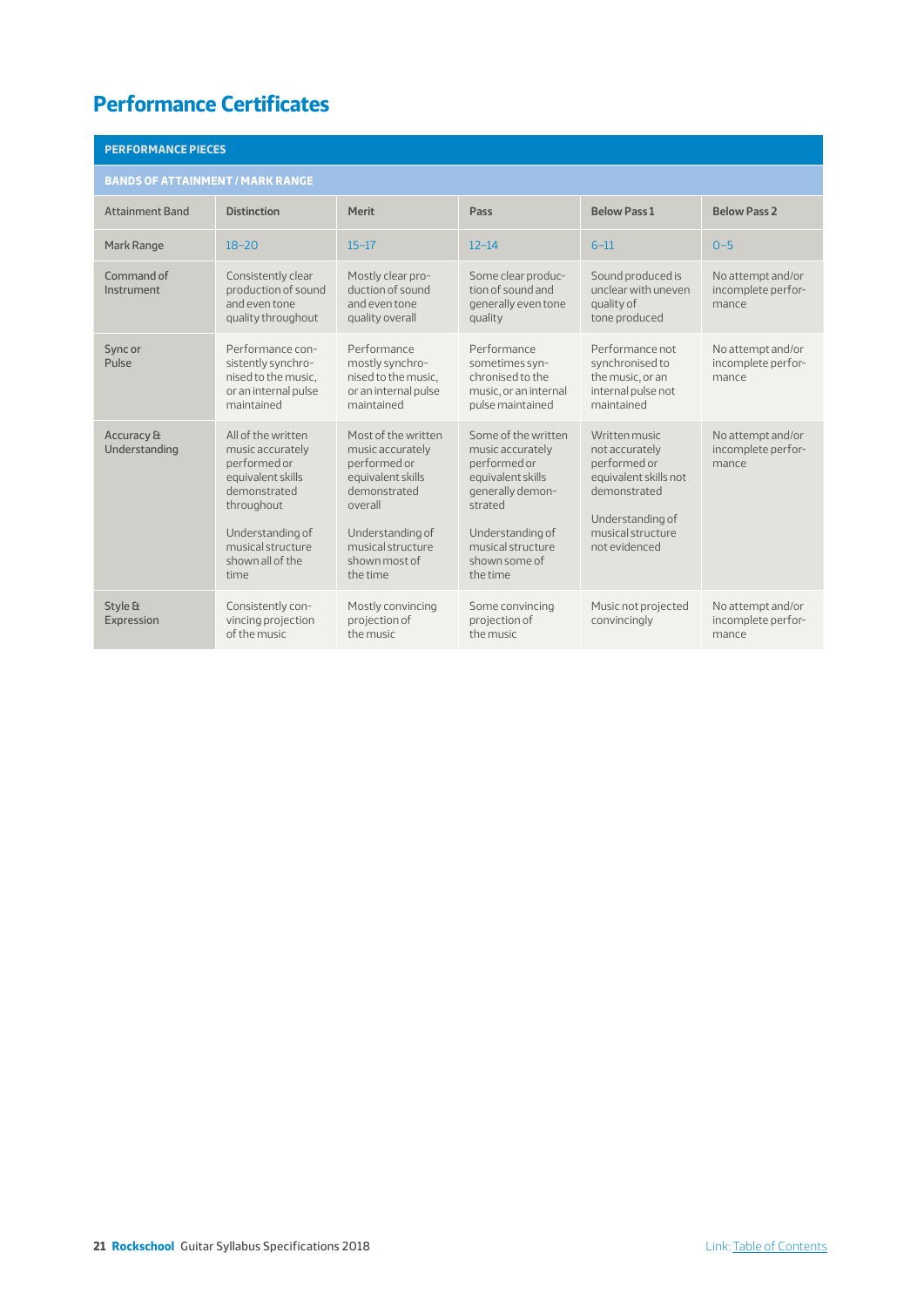# Performance Certificates

| PERFORMANCE PIECES | | | | | |
|---|---|---|---|---|---|
| **BANDS OF ATTAINMENT / MARK RANGE** | | | | | |
| Attainment Band | **Distinction** | **Merit** | **Pass** | **Below Pass 1** | **Below Pass 2** |
| Mark Range | 18–20 | 15–17 | 12–14 | 6–11 | 0–5 |
| Command of Instrument | Consistently clear production of sound and even tone quality throughout | Mostly clear production of sound and even tone quality overall | Some clear production of sound and generally even tone quality | Sound produced is unclear with uneven quality of tone produced | No attempt and/or incomplete performance |
| Sync or Pulse | Performance consistently synchronised to the music, or an internal pulse maintained | Performance mostly synchronised to the music, or an internal pulse maintained | Performance sometimes synchronised to the music, or an internal pulse maintained | Performance not synchronised to the music, or an internal pulse not maintained | No attempt and/or incomplete performance |
| Accuracy & Understanding | All of the written music accurately performed or equivalent skills demonstrated throughout<br><br>Understanding of musical structure shown all of the time | Most of the written music accurately performed or equivalent skills demonstrated overall<br><br>Understanding of musical structure shown most of the time | Some of the written music accurately performed or equivalent skills generally demonstrated<br><br>Understanding of musical structure shown some of the time | Written music not accurately performed or equivalent skills not demonstrated<br><br>Understanding of musical structure not evidenced | No attempt and/or incomplete performance |
| Style & Expression | Consistently convincing projection of the music | Mostly convincing projection of the music | Some convincing projection of the music | Music not projected convincingly | No attempt and/or incomplete performance |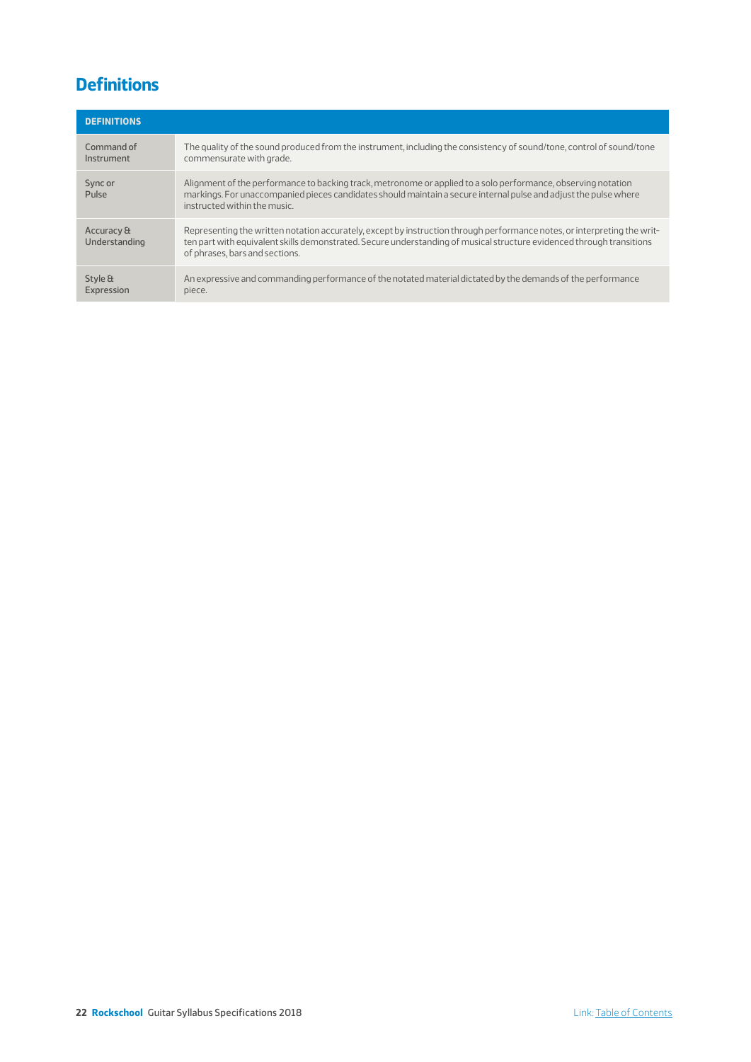# Definitions

| DEFINITIONS | |
|---|---|
| Command of Instrument | The quality of the sound produced from the instrument, including the consistency of sound/tone, control of sound/tone commensurate with grade. |
| Sync or Pulse | Alignment of the performance to backing track, metronome or applied to a solo performance, observing notation markings. For unaccompanied pieces candidates should maintain a secure internal pulse and adjust the pulse where instructed within the music. |
| Accuracy & Understanding | Representing the written notation accurately, except by instruction through performance notes, or interpreting the written part with equivalent skills demonstrated. Secure understanding of musical structure evidenced through transitions of phrases, bars and sections. |
| Style & Expression | An expressive and commanding performance of the notated material dictated by the demands of the performance piece. |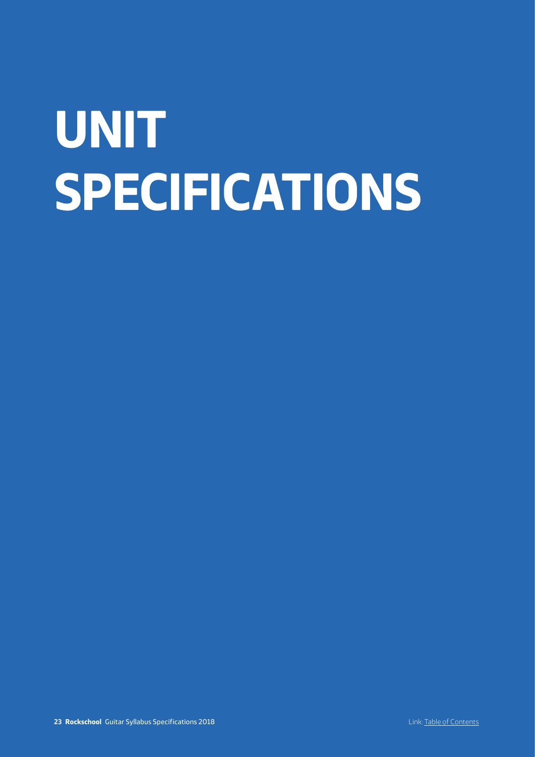# UNIT SPECIFICATIONS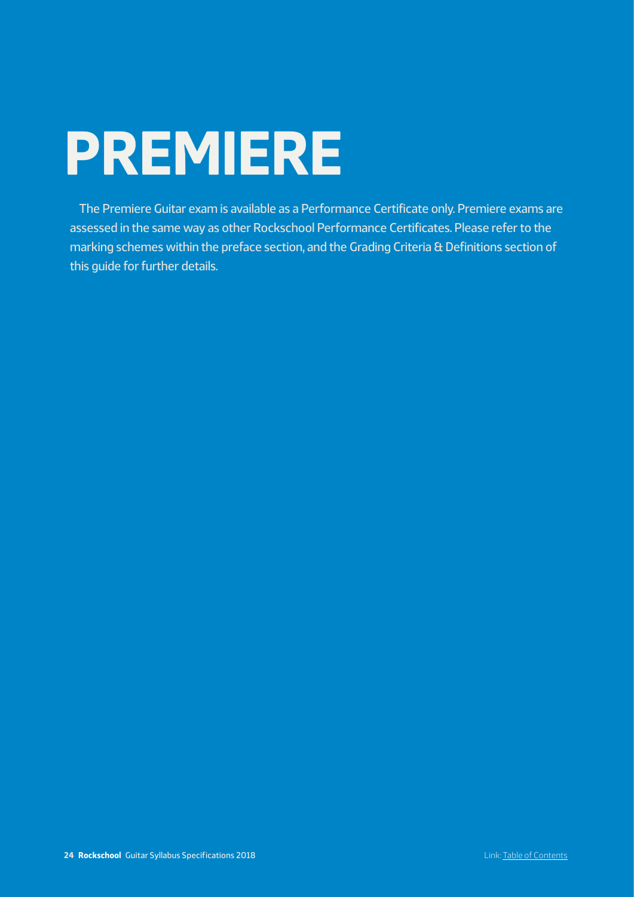# PREMIERE

The Premiere Guitar exam is available as a Performance Certificate only. Premiere exams are assessed in the same way as other Rockschool Performance Certificates. Please refer to the marking schemes within the preface section, and the Grading Criteria & Definitions section of this guide for further details.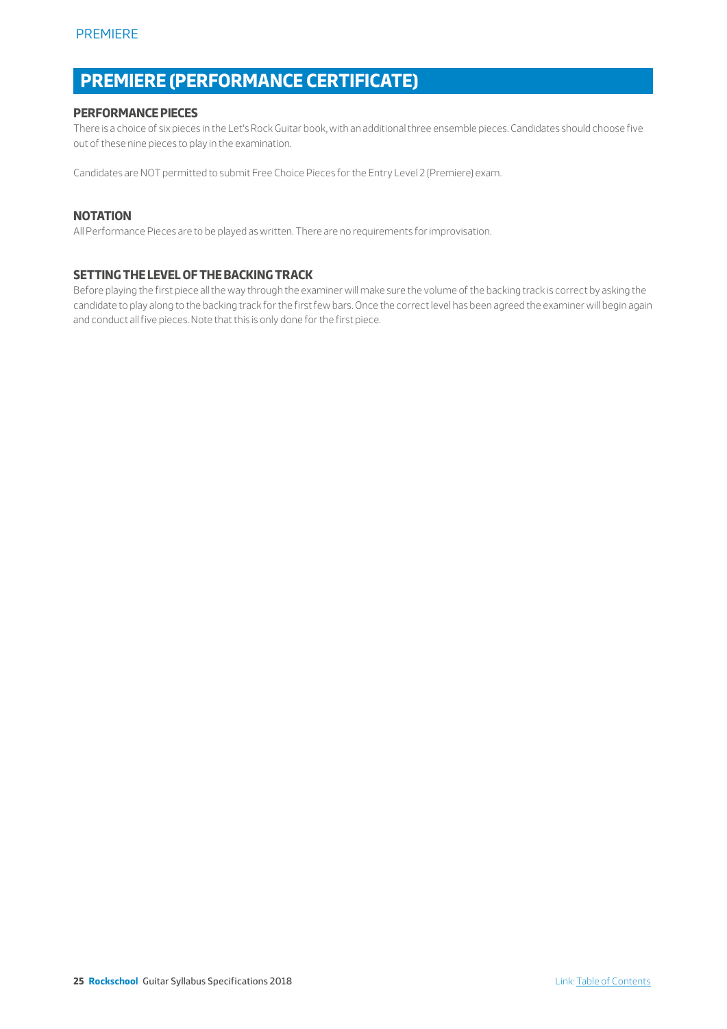# PREMIERE (PERFORMANCE CERTIFICATE)

### PERFORMANCE PIECES

There is a choice of six pieces in the Let's Rock Guitar book, with an additional three ensemble pieces. Candidates should choose five out of these nine pieces to play in the examination.

Candidates are NOT permitted to submit Free Choice Pieces for the Entry Level 2 (Premiere) exam.

### NOTATION

All Performance Pieces are to be played as written. There are no requirements for improvisation.

### SETTING THE LEVEL OF THE BACKING TRACK

Before playing the first piece all the way through the examiner will make sure the volume of the backing track is correct by asking the candidate to play along to the backing track for the first few bars. Once the correct level has been agreed the examiner will begin again and conduct all five pieces. Note that this is only done for the first piece.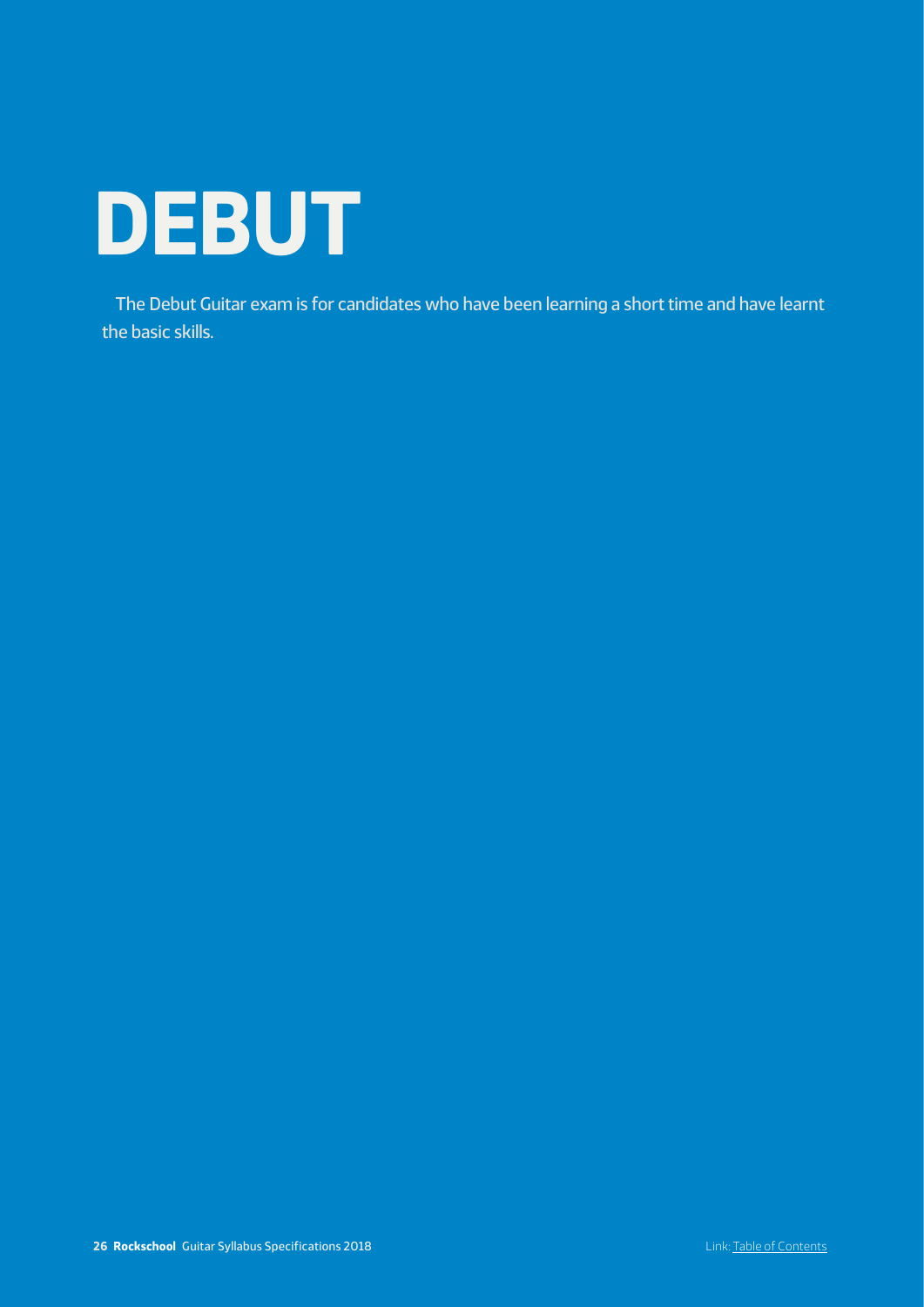# DEBUT

The Debut Guitar exam is for candidates who have been learning a short time and have learnt the basic skills.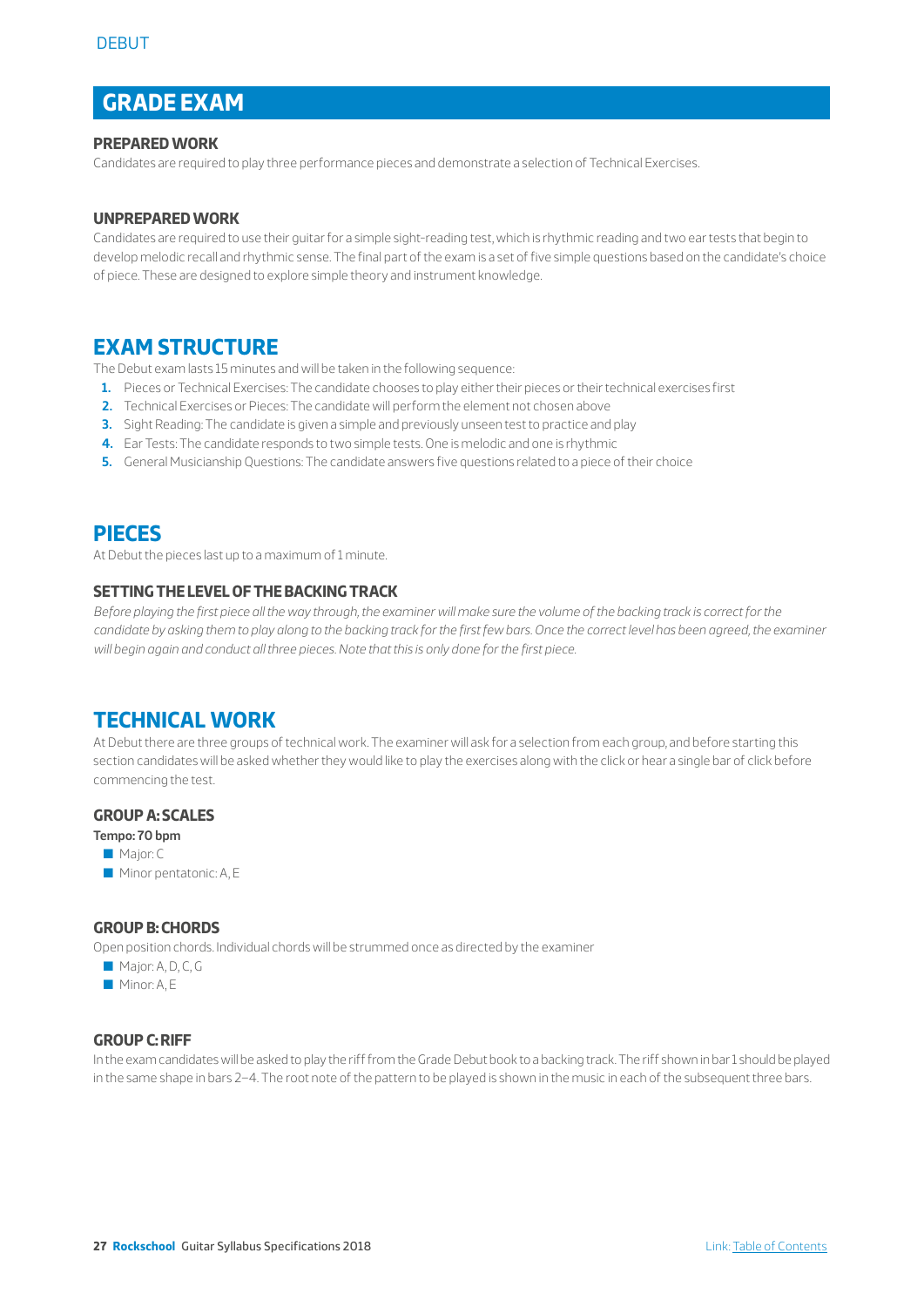# GRADE EXAM

### PREPARED WORK

Candidates are required to play three performance pieces and demonstrate a selection of Technical Exercises.

### UNPREPARED WORK

Candidates are required to use their guitar for a simple sight-reading test, which is rhythmic reading and two ear tests that begin to develop melodic recall and rhythmic sense. The final part of the exam is a set of five simple questions based on the candidate's choice of piece. These are designed to explore simple theory and instrument knowledge.

## EXAM STRUCTURE

The Debut exam lasts 15 minutes and will be taken in the following sequence:

1. Pieces or Technical Exercises: The candidate chooses to play either their pieces or their technical exercises first
2. Technical Exercises or Pieces: The candidate will perform the element not chosen above
3. Sight Reading: The candidate is given a simple and previously unseen test to practice and play
4. Ear Tests: The candidate responds to two simple tests. One is melodic and one is rhythmic
5. General Musicianship Questions: The candidate answers five questions related to a piece of their choice

## PIECES

At Debut the pieces last up to a maximum of 1 minute.

### SETTING THE LEVEL OF THE BACKING TRACK

*Before playing the first piece all the way through, the examiner will make sure the volume of the backing track is correct for the candidate by asking them to play along to the backing track for the first few bars. Once the correct level has been agreed, the examiner will begin again and conduct all three pieces. Note that this is only done for the first piece.*

## TECHNICAL WORK

At Debut there are three groups of technical work. The examiner will ask for a selection from each group, and before starting this section candidates will be asked whether they would like to play the exercises along with the click or hear a single bar of click before commencing the test.

### GROUP A: SCALES

**Tempo: 70 bpm**

- Major: C
- Minor pentatonic: A, E

### GROUP B: CHORDS

Open position chords. Individual chords will be strummed once as directed by the examiner

- Major: A, D, C, G
- Minor: A, E

### GROUP C: RIFF

In the exam candidates will be asked to play the riff from the Grade Debut book to a backing track. The riff shown in bar 1 should be played in the same shape in bars 2–4. The root note of the pattern to be played is shown in the music in each of the subsequent three bars.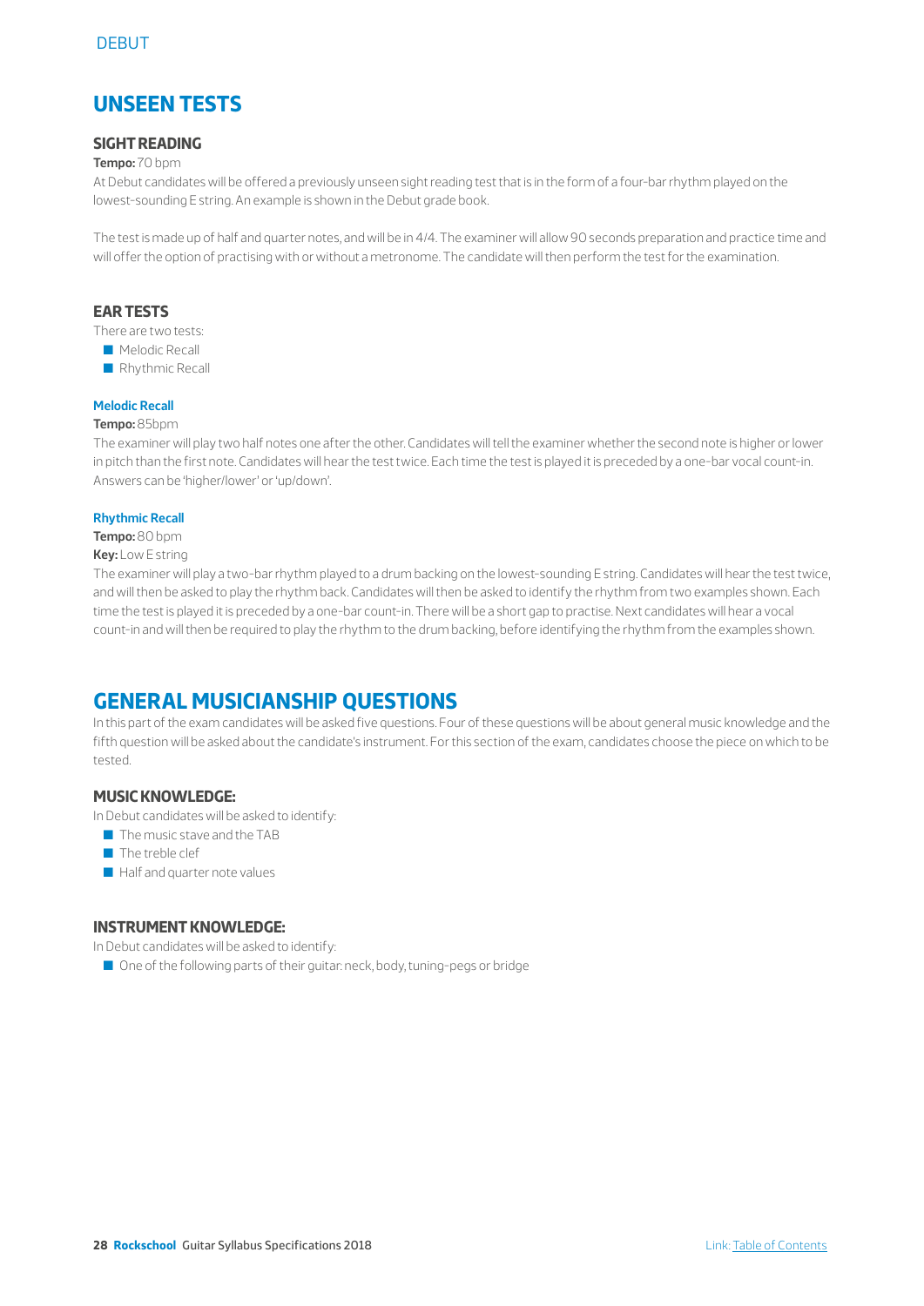# UNSEEN TESTS

## SIGHT READING

**Tempo:** 70 bpm

At Debut candidates will be offered a previously unseen sight reading test that is in the form of a four-bar rhythm played on the lowest-sounding E string. An example is shown in the Debut grade book.

The test is made up of half and quarter notes, and will be in 4/4. The examiner will allow 90 seconds preparation and practice time and will offer the option of practising with or without a metronome. The candidate will then perform the test for the examination.

## EAR TESTS

There are two tests:

- Melodic Recall
- Rhythmic Recall

### Melodic Recall

**Tempo:** 85bpm

The examiner will play two half notes one after the other. Candidates will tell the examiner whether the second note is higher or lower in pitch than the first note. Candidates will hear the test twice. Each time the test is played it is preceded by a one-bar vocal count-in. Answers can be 'higher/lower' or 'up/down'.

### Rhythmic Recall

**Tempo:** 80 bpm

**Key:** Low E string

The examiner will play a two-bar rhythm played to a drum backing on the lowest-sounding E string. Candidates will hear the test twice, and will then be asked to play the rhythm back. Candidates will then be asked to identify the rhythm from two examples shown. Each time the test is played it is preceded by a one-bar count-in. There will be a short gap to practise. Next candidates will hear a vocal count-in and will then be required to play the rhythm to the drum backing, before identifying the rhythm from the examples shown.

# GENERAL MUSICIANSHIP QUESTIONS

In this part of the exam candidates will be asked five questions. Four of these questions will be about general music knowledge and the fifth question will be asked about the candidate's instrument. For this section of the exam, candidates choose the piece on which to be tested.

## MUSIC KNOWLEDGE:

In Debut candidates will be asked to identify:

- The music stave and the TAB
- The treble clef
- Half and quarter note values

## INSTRUMENT KNOWLEDGE:

In Debut candidates will be asked to identify:

- One of the following parts of their guitar: neck, body, tuning-pegs or bridge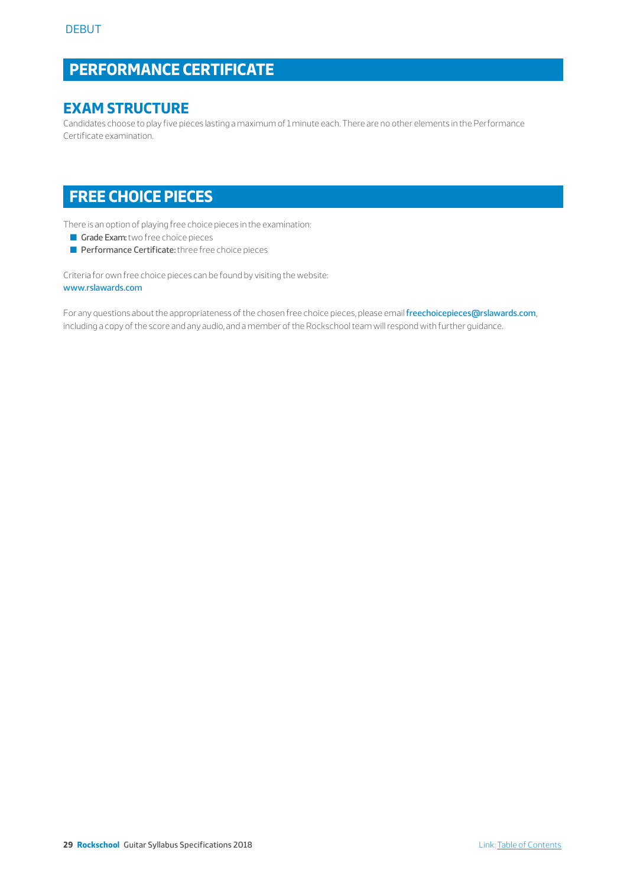DEBUT

# PERFORMANCE CERTIFICATE

## EXAM STRUCTURE

Candidates choose to play five pieces lasting a maximum of 1 minute each. There are no other elements in the Performance Certificate examination.

# FREE CHOICE PIECES

There is an option of playing free choice pieces in the examination:

- **Grade Exam:** two free choice pieces
- **Performance Certificate:** three free choice pieces

Criteria for own free choice pieces can be found by visiting the website:
www.rslawards.com

For any questions about the appropriateness of the chosen free choice pieces, please email freechoicepieces@rslawards.com, including a copy of the score and any audio, and a member of the Rockschool team will respond with further guidance.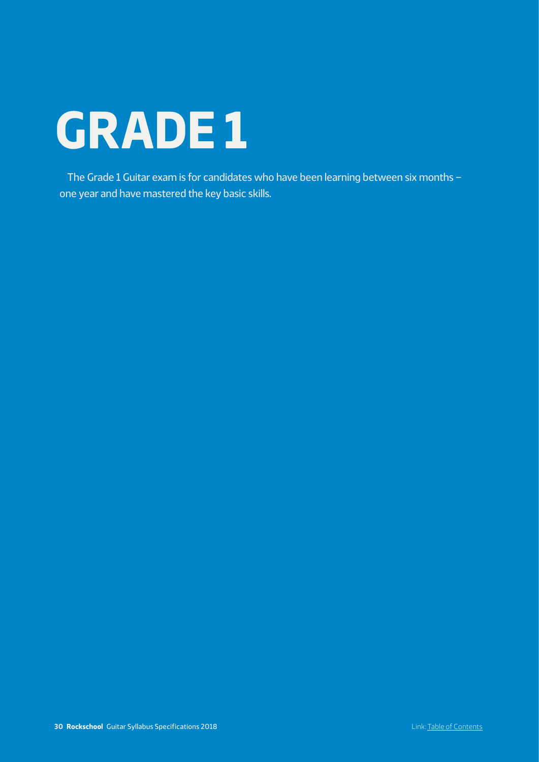# GRADE 1

The Grade 1 Guitar exam is for candidates who have been learning between six months – one year and have mastered the key basic skills.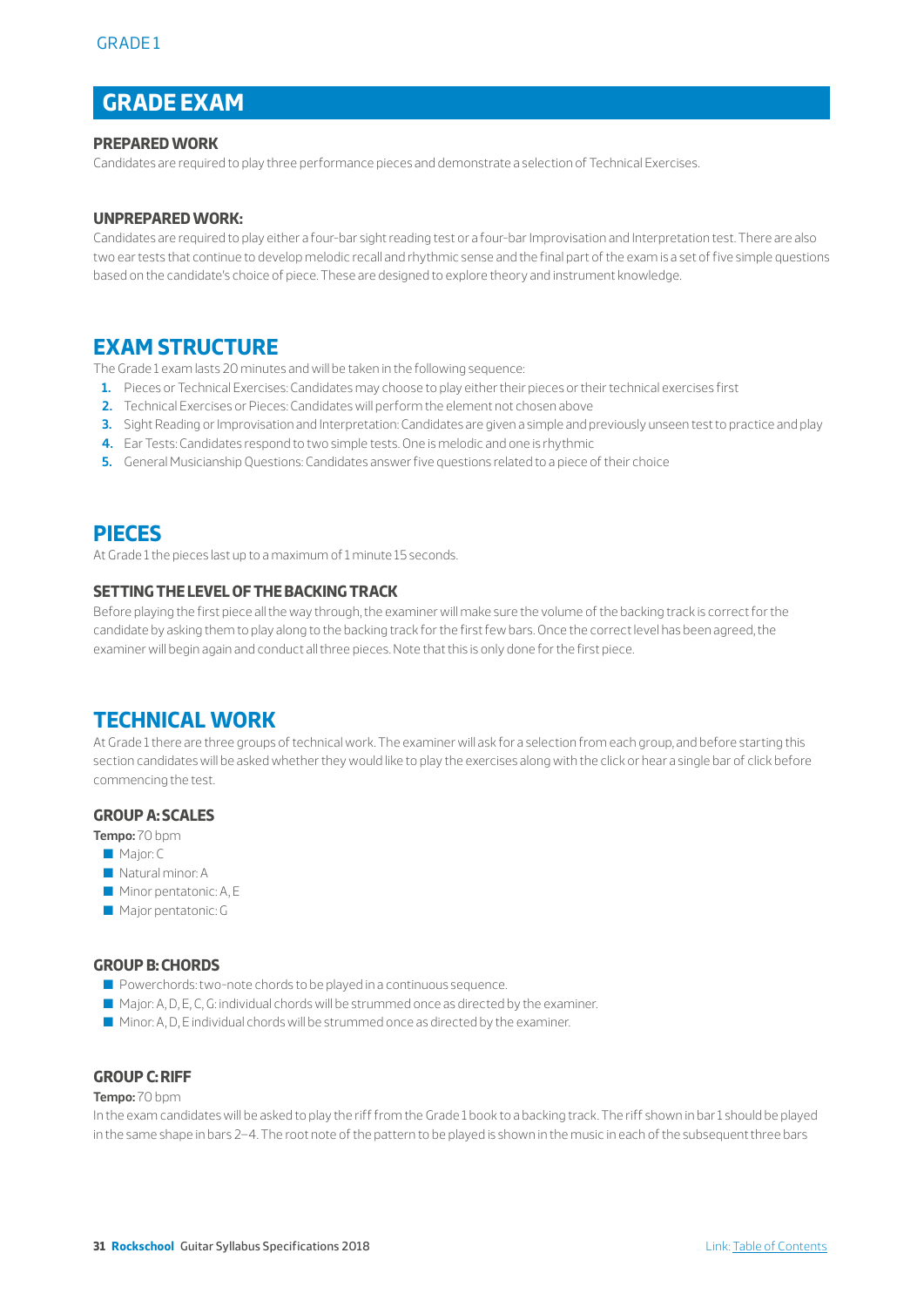# GRADE EXAM

### PREPARED WORK

Candidates are required to play three performance pieces and demonstrate a selection of Technical Exercises.

### UNPREPARED WORK:

Candidates are required to play either a four-bar sight reading test or a four-bar Improvisation and Interpretation test. There are also two ear tests that continue to develop melodic recall and rhythmic sense and the final part of the exam is a set of five simple questions based on the candidate's choice of piece. These are designed to explore theory and instrument knowledge.

## EXAM STRUCTURE

The Grade 1 exam lasts 20 minutes and will be taken in the following sequence:

1. Pieces or Technical Exercises: Candidates may choose to play either their pieces or their technical exercises first
2. Technical Exercises or Pieces: Candidates will perform the element not chosen above
3. Sight Reading or Improvisation and Interpretation: Candidates are given a simple and previously unseen test to practice and play
4. Ear Tests: Candidates respond to two simple tests. One is melodic and one is rhythmic
5. General Musicianship Questions: Candidates answer five questions related to a piece of their choice

## PIECES

At Grade 1 the pieces last up to a maximum of 1 minute 15 seconds.

### SETTING THE LEVEL OF THE BACKING TRACK

Before playing the first piece all the way through, the examiner will make sure the volume of the backing track is correct for the candidate by asking them to play along to the backing track for the first few bars. Once the correct level has been agreed, the examiner will begin again and conduct all three pieces. Note that this is only done for the first piece.

## TECHNICAL WORK

At Grade 1 there are three groups of technical work. The examiner will ask for a selection from each group, and before starting this section candidates will be asked whether they would like to play the exercises along with the click or hear a single bar of click before commencing the test.

### GROUP A: SCALES

**Tempo:** 70 bpm

- Major: C
- Natural minor: A
- Minor pentatonic: A, E
- Major pentatonic: G

### GROUP B: CHORDS

- Powerchords: two-note chords to be played in a continuous sequence.
- Major: A, D, E, C, G: individual chords will be strummed once as directed by the examiner.
- Minor: A, D, E individual chords will be strummed once as directed by the examiner.

### GROUP C: RIFF

**Tempo:** 70 bpm

In the exam candidates will be asked to play the riff from the Grade 1 book to a backing track. The riff shown in bar 1 should be played in the same shape in bars 2–4. The root note of the pattern to be played is shown in the music in each of the subsequent three bars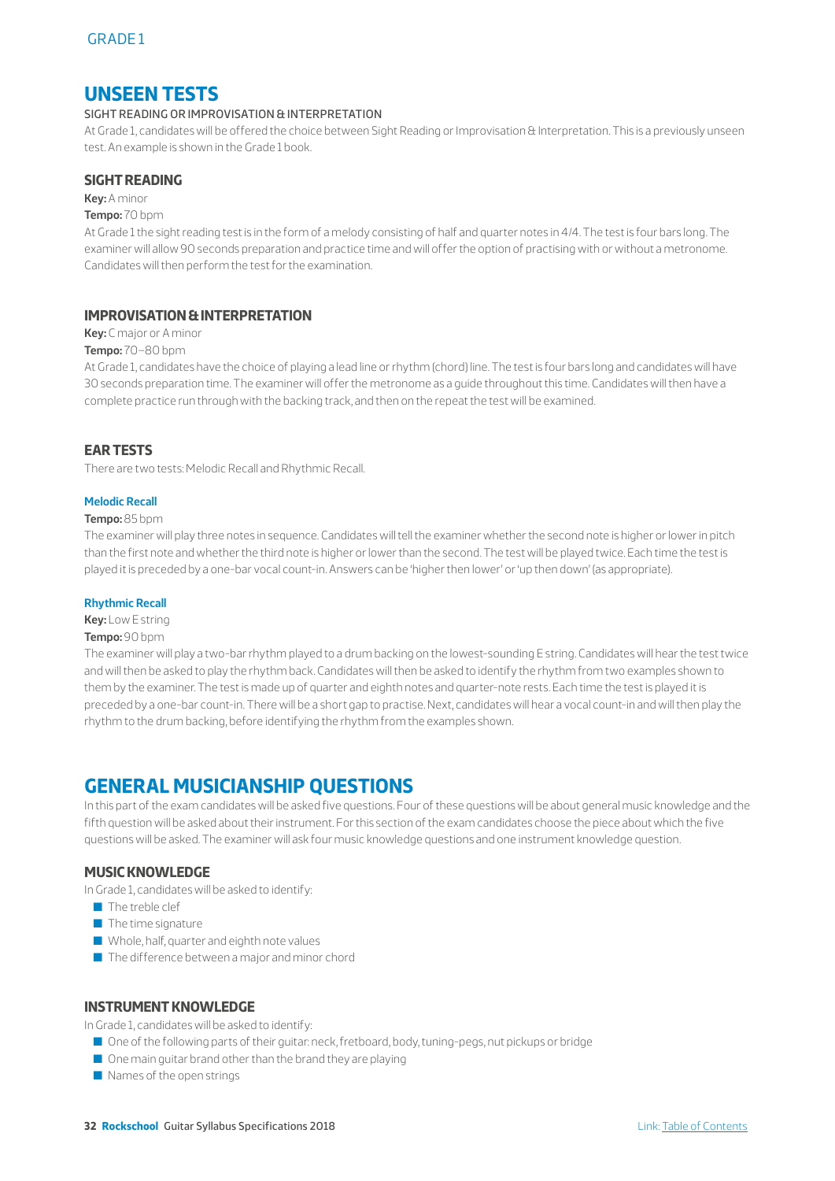## UNSEEN TESTS

SIGHT READING OR IMPROVISATION & INTERPRETATION

At Grade 1, candidates will be offered the choice between Sight Reading or Improvisation & Interpretation. This is a previously unseen test. An example is shown in the Grade 1 book.

### SIGHT READING

**Key:** A minor

**Tempo:** 70 bpm

At Grade 1 the sight reading test is in the form of a melody consisting of half and quarter notes in 4/4. The test is four bars long. The examiner will allow 90 seconds preparation and practice time and will offer the option of practising with or without a metronome. Candidates will then perform the test for the examination.

### IMPROVISATION & INTERPRETATION

**Key:** C major or A minor

**Tempo:** 70–80 bpm

At Grade 1, candidates have the choice of playing a lead line or rhythm (chord) line. The test is four bars long and candidates will have 30 seconds preparation time. The examiner will offer the metronome as a guide throughout this time. Candidates will then have a complete practice run through with the backing track, and then on the repeat the test will be examined.

### EAR TESTS

There are two tests: Melodic Recall and Rhythmic Recall.

#### Melodic Recall

**Tempo:** 85 bpm

The examiner will play three notes in sequence. Candidates will tell the examiner whether the second note is higher or lower in pitch than the first note and whether the third note is higher or lower than the second. The test will be played twice. Each time the test is played it is preceded by a one-bar vocal count-in. Answers can be 'higher then lower' or 'up then down' (as appropriate).

#### Rhythmic Recall

**Key:** Low E string

**Tempo:** 90 bpm

The examiner will play a two-bar rhythm played to a drum backing on the lowest-sounding E string. Candidates will hear the test twice and will then be asked to play the rhythm back. Candidates will then be asked to identify the rhythm from two examples shown to them by the examiner. The test is made up of quarter and eighth notes and quarter-note rests. Each time the test is played it is preceded by a one-bar count-in. There will be a short gap to practise. Next, candidates will hear a vocal count-in and will then play the rhythm to the drum backing, before identifying the rhythm from the examples shown.

## GENERAL MUSICIANSHIP QUESTIONS

In this part of the exam candidates will be asked five questions. Four of these questions will be about general music knowledge and the fifth question will be asked about their instrument. For this section of the exam candidates choose the piece about which the five questions will be asked. The examiner will ask four music knowledge questions and one instrument knowledge question.

### MUSIC KNOWLEDGE

In Grade 1, candidates will be asked to identify:

- The treble clef
- The time signature
- Whole, half, quarter and eighth note values
- The difference between a major and minor chord

### INSTRUMENT KNOWLEDGE

In Grade 1, candidates will be asked to identify:

- One of the following parts of their guitar: neck, fretboard, body, tuning-pegs, nut pickups or bridge
- One main guitar brand other than the brand they are playing
- Names of the open strings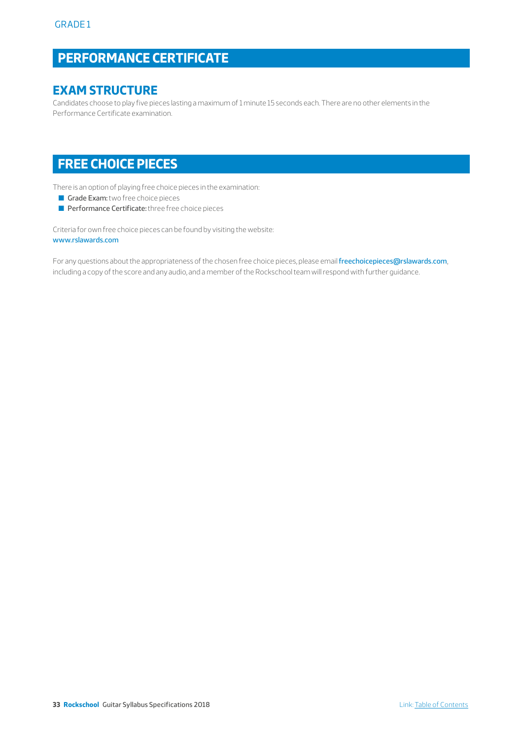GRADE 1

## PERFORMANCE CERTIFICATE

### EXAM STRUCTURE

Candidates choose to play five pieces lasting a maximum of 1 minute 15 seconds each. There are no other elements in the Performance Certificate examination.

## FREE CHOICE PIECES

There is an option of playing free choice pieces in the examination:

- **Grade Exam:** two free choice pieces
- **Performance Certificate:** three free choice pieces

Criteria for own free choice pieces can be found by visiting the website:
www.rslawards.com

For any questions about the appropriateness of the chosen free choice pieces, please email freechoicepieces@rslawards.com, including a copy of the score and any audio, and a member of the Rockschool team will respond with further guidance.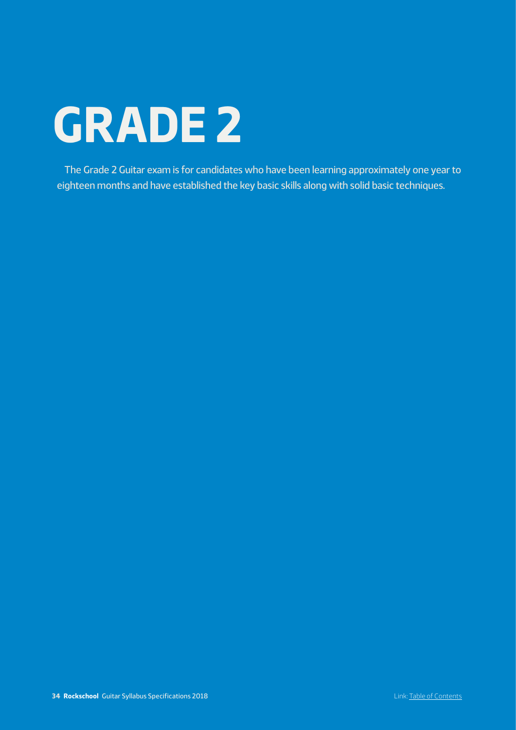# GRADE 2

The Grade 2 Guitar exam is for candidates who have been learning approximately one year to eighteen months and have established the key basic skills along with solid basic techniques.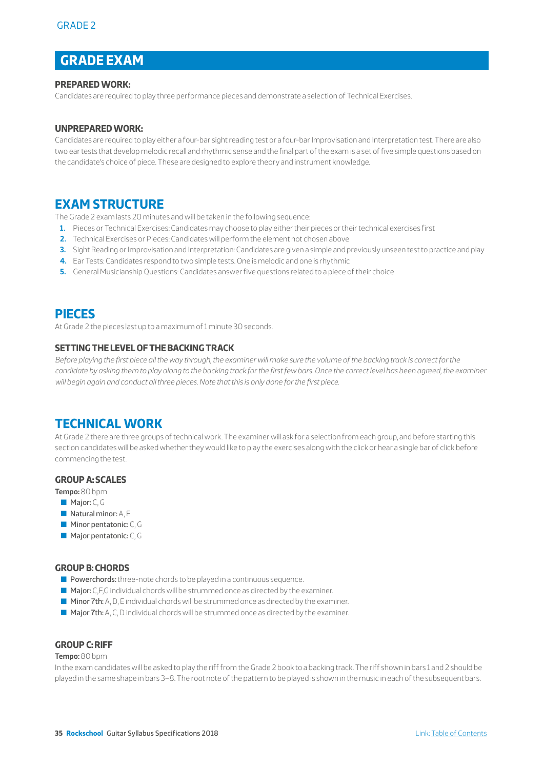## GRADE EXAM

### PREPARED WORK:

Candidates are required to play three performance pieces and demonstrate a selection of Technical Exercises.

### UNPREPARED WORK:

Candidates are required to play either a four-bar sight reading test or a four-bar Improvisation and Interpretation test. There are also two ear tests that develop melodic recall and rhythmic sense and the final part of the exam is a set of five simple questions based on the candidate's choice of piece. These are designed to explore theory and instrument knowledge.

## EXAM STRUCTURE

The Grade 2 exam lasts 20 minutes and will be taken in the following sequence:

1. Pieces or Technical Exercises: Candidates may choose to play either their pieces or their technical exercises first
2. Technical Exercises or Pieces: Candidates will perform the element not chosen above
3. Sight Reading or Improvisation and Interpretation: Candidates are given a simple and previously unseen test to practice and play
4. Ear Tests: Candidates respond to two simple tests. One is melodic and one is rhythmic
5. General Musicianship Questions: Candidates answer five questions related to a piece of their choice

## PIECES

At Grade 2 the pieces last up to a maximum of 1 minute 30 seconds.

### SETTING THE LEVEL OF THE BACKING TRACK

*Before playing the first piece all the way through, the examiner will make sure the volume of the backing track is correct for the candidate by asking them to play along to the backing track for the first few bars. Once the correct level has been agreed, the examiner will begin again and conduct all three pieces. Note that this is only done for the first piece.*

## TECHNICAL WORK

At Grade 2 there are three groups of technical work. The examiner will ask for a selection from each group, and before starting this section candidates will be asked whether they would like to play the exercises along with the click or hear a single bar of click before commencing the test.

### GROUP A: SCALES

**Tempo:** 80 bpm

- **Major:** C, G
- **Natural minor:** A, E
- **Minor pentatonic:** C, G
- **Major pentatonic:** C, G

### GROUP B: CHORDS

- **Powerchords:** three-note chords to be played in a continuous sequence.
- **Major:** C,F,G individual chords will be strummed once as directed by the examiner.
- **Minor 7th:** A, D, E individual chords will be strummed once as directed by the examiner.
- **Major 7th:** A, C, D individual chords will be strummed once as directed by the examiner.

### GROUP C: RIFF

**Tempo:** 80 bpm

In the exam candidates will be asked to play the riff from the Grade 2 book to a backing track. The riff shown in bars 1 and 2 should be played in the same shape in bars 3–8. The root note of the pattern to be played is shown in the music in each of the subsequent bars.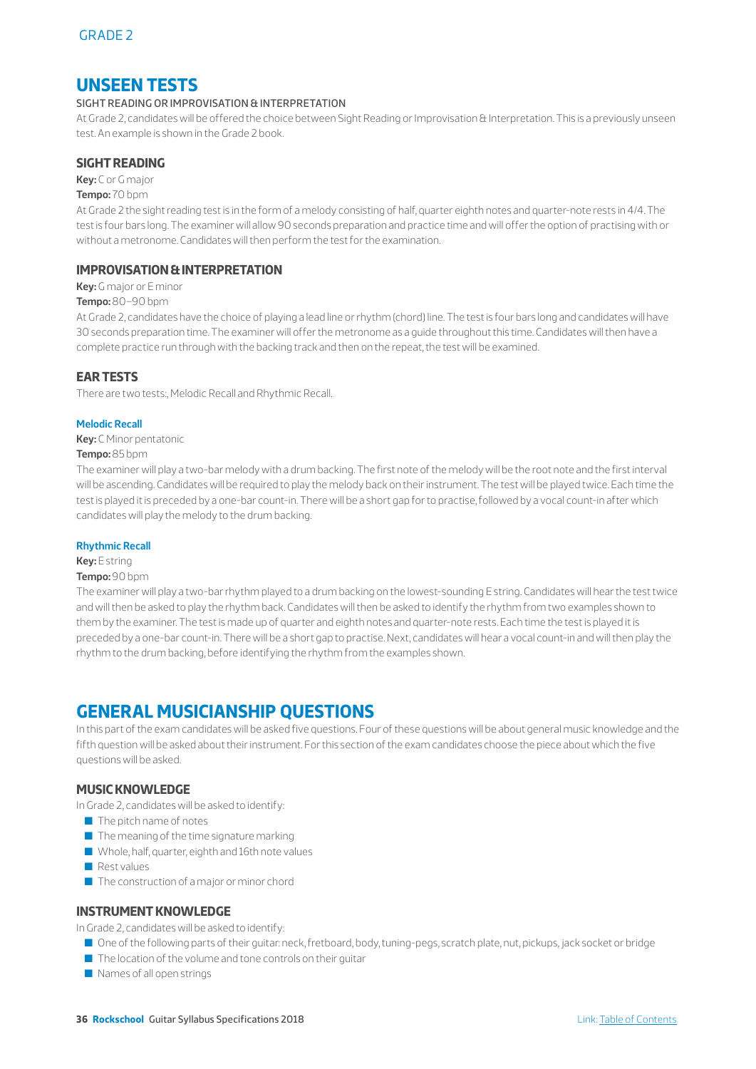# UNSEEN TESTS

SIGHT READING OR IMPROVISATION & INTERPRETATION

At Grade 2, candidates will be offered the choice between Sight Reading or Improvisation & Interpretation. This is a previously unseen test. An example is shown in the Grade 2 book.

## SIGHT READING

**Key:** C or G major

**Tempo:** 70 bpm

At Grade 2 the sight reading test is in the form of a melody consisting of half, quarter eighth notes and quarter-note rests in 4/4. The test is four bars long. The examiner will allow 90 seconds preparation and practice time and will offer the option of practising with or without a metronome. Candidates will then perform the test for the examination.

## IMPROVISATION & INTERPRETATION

**Key:** G major or E minor

**Tempo:** 80–90 bpm

At Grade 2, candidates have the choice of playing a lead line or rhythm (chord) line. The test is four bars long and candidates will have 30 seconds preparation time. The examiner will offer the metronome as a guide throughout this time. Candidates will then have a complete practice run through with the backing track and then on the repeat, the test will be examined.

## EAR TESTS

There are two tests:, Melodic Recall and Rhythmic Recall.

### Melodic Recall

**Key:** C Minor pentatonic

**Tempo:** 85 bpm

The examiner will play a two-bar melody with a drum backing. The first note of the melody will be the root note and the first interval will be ascending. Candidates will be required to play the melody back on their instrument. The test will be played twice. Each time the test is played it is preceded by a one-bar count-in. There will be a short gap for to practise, followed by a vocal count-in after which candidates will play the melody to the drum backing.

### Rhythmic Recall

**Key:** E string

**Tempo:** 90 bpm

The examiner will play a two-bar rhythm played to a drum backing on the lowest-sounding E string. Candidates will hear the test twice and will then be asked to play the rhythm back. Candidates will then be asked to identify the rhythm from two examples shown to them by the examiner. The test is made up of quarter and eighth notes and quarter-note rests. Each time the test is played it is preceded by a one-bar count-in. There will be a short gap to practise. Next, candidates will hear a vocal count-in and will then play the rhythm to the drum backing, before identifying the rhythm from the examples shown.

# GENERAL MUSICIANSHIP QUESTIONS

In this part of the exam candidates will be asked five questions. Four of these questions will be about general music knowledge and the fifth question will be asked about their instrument. For this section of the exam candidates choose the piece about which the five questions will be asked.

## MUSIC KNOWLEDGE

In Grade 2, candidates will be asked to identify:

- The pitch name of notes
- The meaning of the time signature marking
- Whole, half, quarter, eighth and 16th note values
- Rest values
- The construction of a major or minor chord

## INSTRUMENT KNOWLEDGE

In Grade 2, candidates will be asked to identify:

- One of the following parts of their guitar: neck, fretboard, body, tuning-pegs, scratch plate, nut, pickups, jack socket or bridge
- The location of the volume and tone controls on their guitar
- Names of all open strings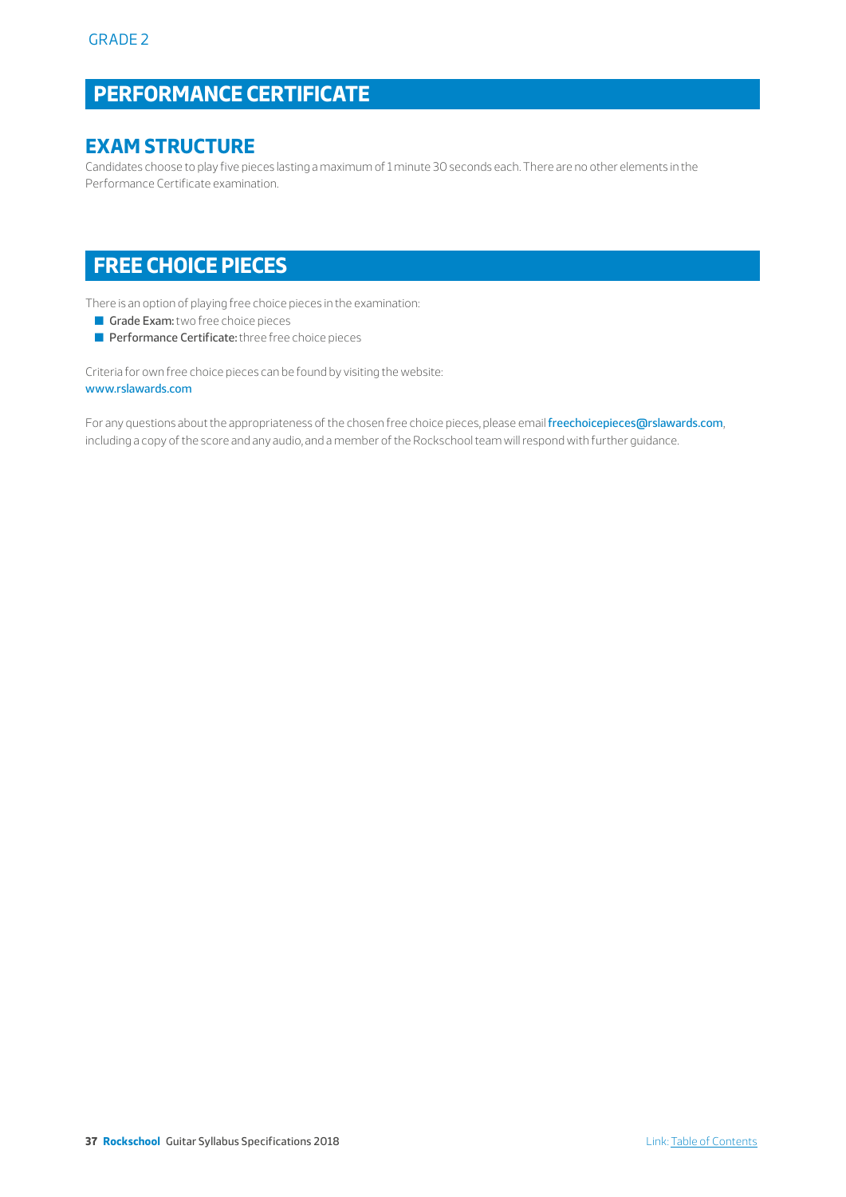GRADE 2

# PERFORMANCE CERTIFICATE

## EXAM STRUCTURE

Candidates choose to play five pieces lasting a maximum of 1 minute 30 seconds each. There are no other elements in the Performance Certificate examination.

# FREE CHOICE PIECES

There is an option of playing free choice pieces in the examination:

- **Grade Exam:** two free choice pieces
- **Performance Certificate:** three free choice pieces

Criteria for own free choice pieces can be found by visiting the website:
www.rslawards.com

For any questions about the appropriateness of the chosen free choice pieces, please email freechoicepieces@rslawards.com, including a copy of the score and any audio, and a member of the Rockschool team will respond with further guidance.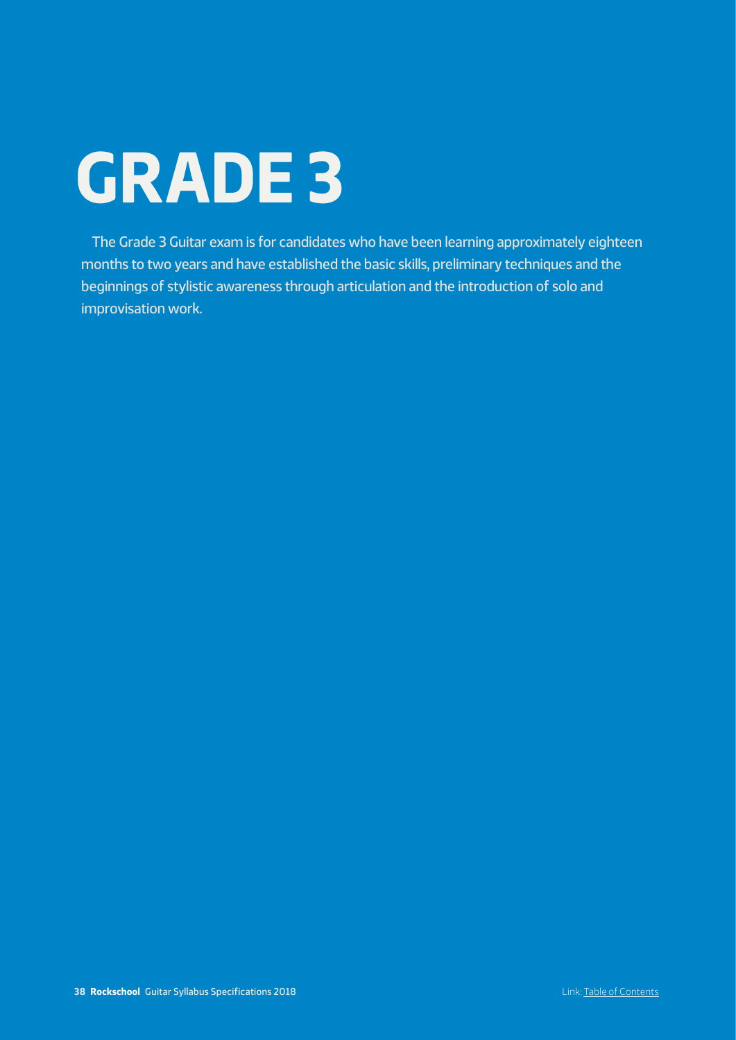# GRADE 3

The Grade 3 Guitar exam is for candidates who have been learning approximately eighteen months to two years and have established the basic skills, preliminary techniques and the beginnings of stylistic awareness through articulation and the introduction of solo and improvisation work.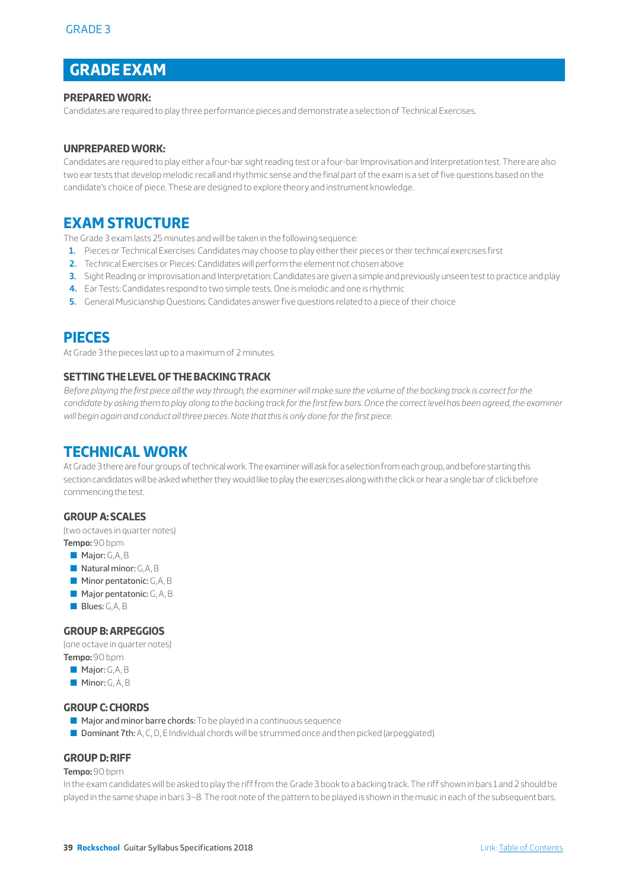# GRADE EXAM

### PREPARED WORK:

Candidates are required to play three performance pieces and demonstrate a selection of Technical Exercises.

### UNPREPARED WORK:

Candidates are required to play either a four-bar sight reading test or a four-bar Improvisation and Interpretation test. There are also two ear tests that develop melodic recall and rhythmic sense and the final part of the exam is a set of five questions based on the candidate's choice of piece. These are designed to explore theory and instrument knowledge.

## EXAM STRUCTURE

The Grade 3 exam lasts 25 minutes and will be taken in the following sequence:

1. Pieces or Technical Exercises: Candidates may choose to play either their pieces or their technical exercises first
2. Technical Exercises or Pieces: Candidates will perform the element not chosen above
3. Sight Reading or Improvisation and Interpretation: Candidates are given a simple and previously unseen test to practice and play
4. Ear Tests: Candidates respond to two simple tests. One is melodic and one is rhythmic
5. General Musicianship Questions: Candidates answer five questions related to a piece of their choice

## PIECES

At Grade 3 the pieces last up to a maximum of 2 minutes.

### SETTING THE LEVEL OF THE BACKING TRACK

*Before playing the first piece all the way through, the examiner will make sure the volume of the backing track is correct for the candidate by asking them to play along to the backing track for the first few bars. Once the correct level has been agreed, the examiner will begin again and conduct all three pieces. Note that this is only done for the first piece.*

## TECHNICAL WORK

At Grade 3 there are four groups of technical work. The examiner will ask for a selection from each group, and before starting this section candidates will be asked whether they would like to play the exercises along with the click or hear a single bar of click before commencing the test.

### GROUP A: SCALES

(two octaves in quarter notes)

**Tempo:** 90 bpm

- **Major:** G, A, B
- **Natural minor:** G, A, B
- **Minor pentatonic:** G, A, B
- **Major pentatonic:** G, A, B
- **Blues:** G, A, B

### GROUP B: ARPEGGIOS

(one octave in quarter notes)

**Tempo:** 90 bpm

- **Major:** G, A, B
- **Minor:** G, A, B

### GROUP C: CHORDS

- **Major and minor barre chords:** To be played in a continuous sequence
- **Dominant 7th:** A, C, D, E Individual chords will be strummed once and then picked (arpeggiated)

### GROUP D: RIFF

**Tempo:** 90 bpm

In the exam candidates will be asked to play the riff from the Grade 3 book to a backing track. The riff shown in bars 1 and 2 should be played in the same shape in bars 3–8. The root note of the pattern to be played is shown in the music in each of the subsequent bars.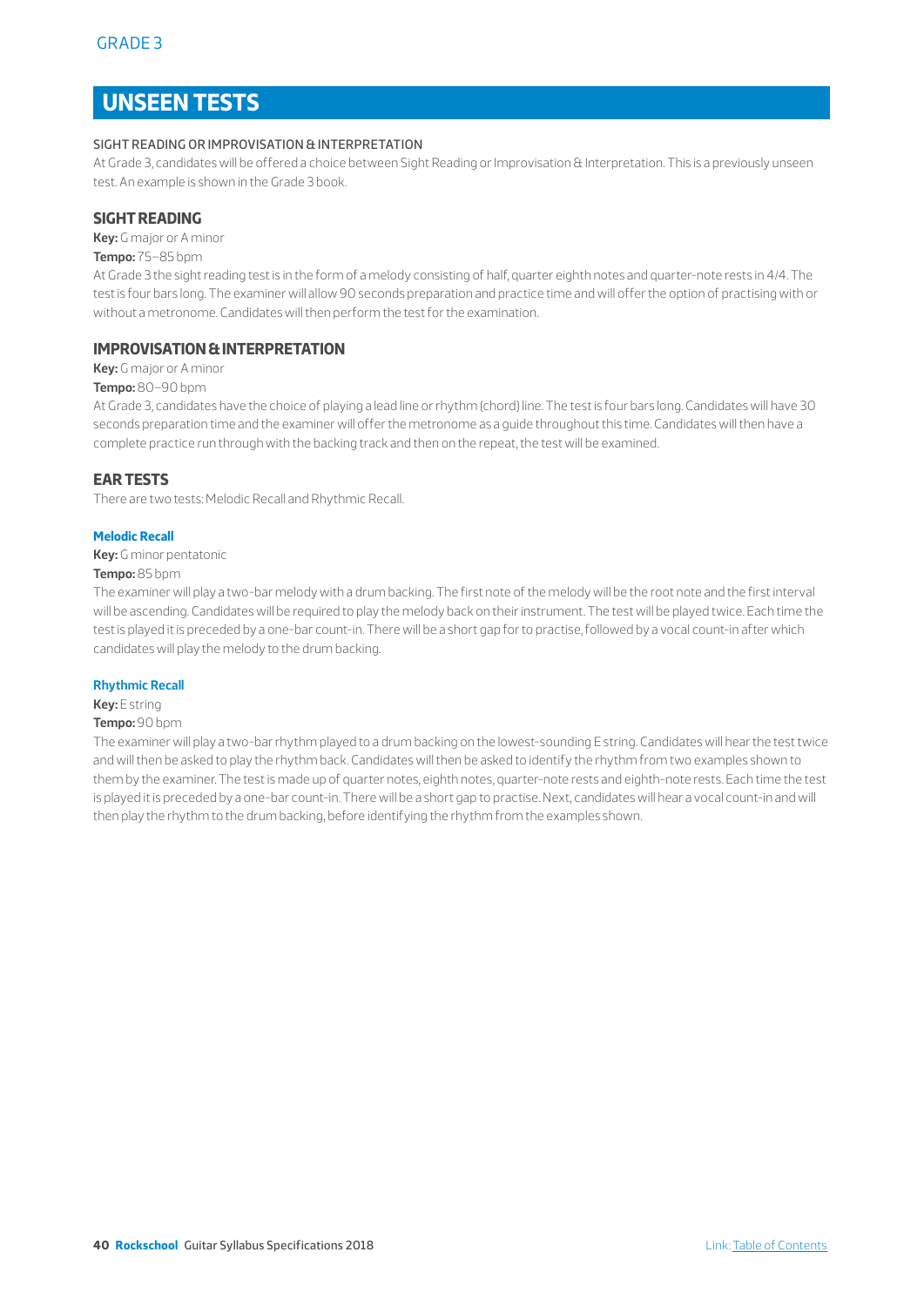# UNSEEN TESTS

SIGHT READING OR IMPROVISATION & INTERPRETATION

At Grade 3, candidates will be offered a choice between Sight Reading or Improvisation & Interpretation. This is a previously unseen test. An example is shown in the Grade 3 book.

## SIGHT READING

**Key:** G major or A minor

**Tempo:** 75–85 bpm

At Grade 3 the sight reading test is in the form of a melody consisting of half, quarter eighth notes and quarter-note rests in 4/4. The test is four bars long. The examiner will allow 90 seconds preparation and practice time and will offer the option of practising with or without a metronome. Candidates will then perform the test for the examination.

## IMPROVISATION & INTERPRETATION

**Key:** G major or A minor

**Tempo:** 80–90 bpm

At Grade 3, candidates have the choice of playing a lead line or rhythm (chord) line. The test is four bars long. Candidates will have 30 seconds preparation time and the examiner will offer the metronome as a guide throughout this time. Candidates will then have a complete practice run through with the backing track and then on the repeat, the test will be examined.

## EAR TESTS

There are two tests: Melodic Recall and Rhythmic Recall.

### Melodic Recall

**Key:** G minor pentatonic

**Tempo:** 85 bpm

The examiner will play a two-bar melody with a drum backing. The first note of the melody will be the root note and the first interval will be ascending. Candidates will be required to play the melody back on their instrument. The test will be played twice. Each time the test is played it is preceded by a one-bar count-in. There will be a short gap for to practise, followed by a vocal count-in after which candidates will play the melody to the drum backing.

### Rhythmic Recall

**Key:** E string

**Tempo:** 90 bpm

The examiner will play a two-bar rhythm played to a drum backing on the lowest-sounding E string. Candidates will hear the test twice and will then be asked to play the rhythm back. Candidates will then be asked to identify the rhythm from two examples shown to them by the examiner. The test is made up of quarter notes, eighth notes, quarter-note rests and eighth-note rests. Each time the test is played it is preceded by a one-bar count-in. There will be a short gap to practise. Next, candidates will hear a vocal count-in and will then play the rhythm to the drum backing, before identifying the rhythm from the examples shown.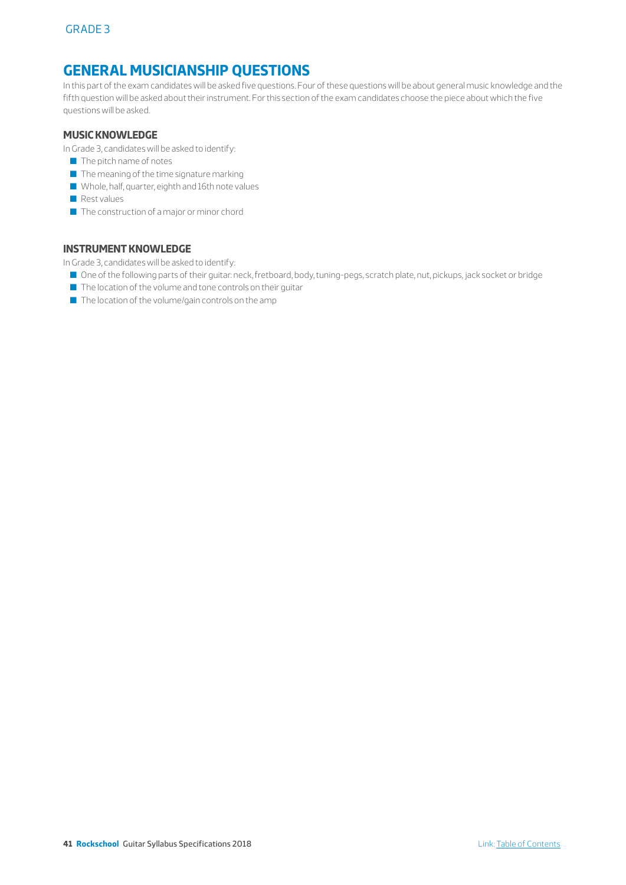## GENERAL MUSICIANSHIP QUESTIONS

In this part of the exam candidates will be asked five questions. Four of these questions will be about general music knowledge and the fifth question will be asked about their instrument. For this section of the exam candidates choose the piece about which the five questions will be asked.

### MUSIC KNOWLEDGE

In Grade 3, candidates will be asked to identify:

- The pitch name of notes
- The meaning of the time signature marking
- Whole, half, quarter, eighth and 16th note values
- Rest values
- The construction of a major or minor chord

### INSTRUMENT KNOWLEDGE

In Grade 3, candidates will be asked to identify:

- One of the following parts of their guitar: neck, fretboard, body, tuning-pegs, scratch plate, nut, pickups, jack socket or bridge
- The location of the volume and tone controls on their guitar
- The location of the volume/gain controls on the amp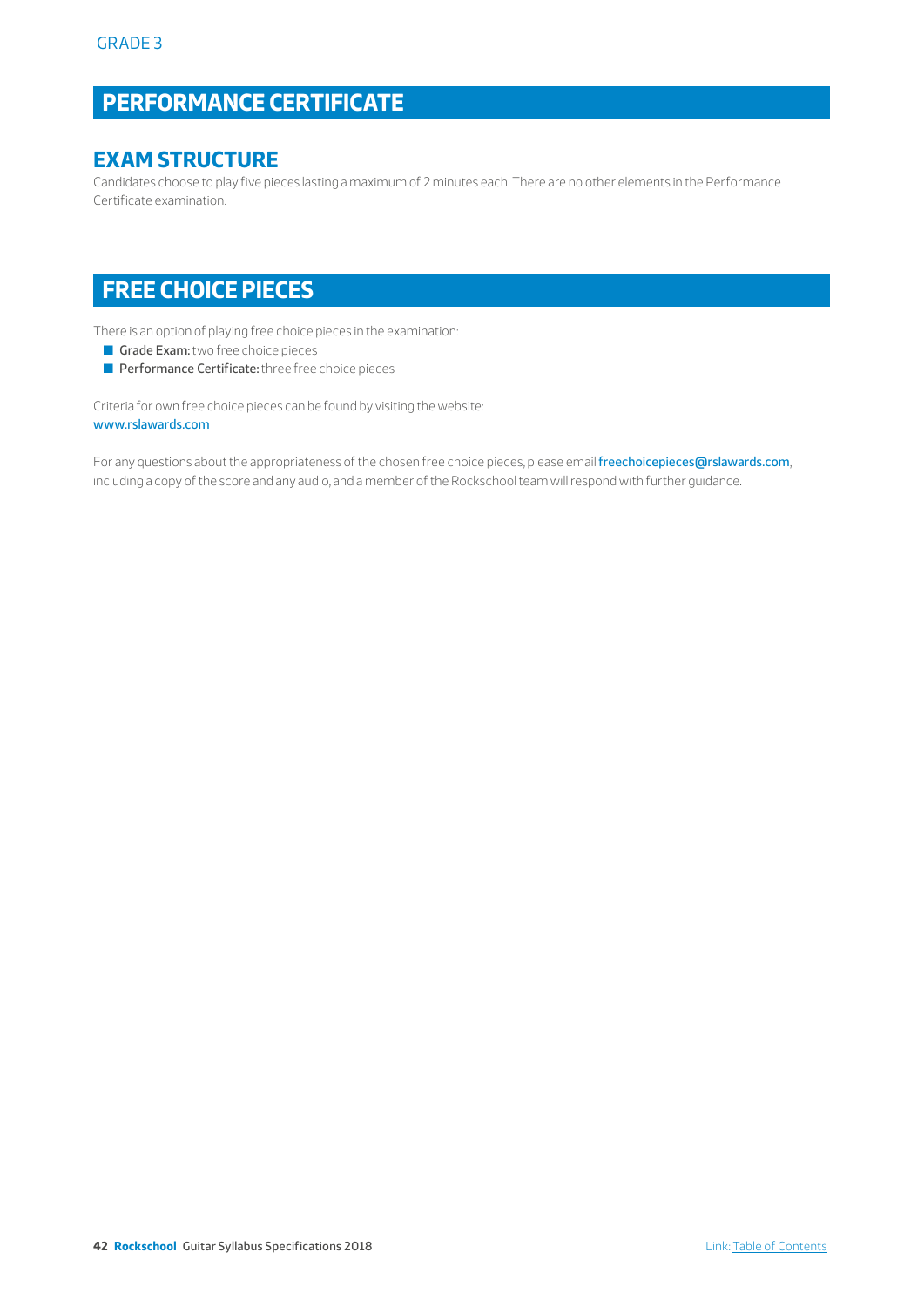GRADE 3

# PERFORMANCE CERTIFICATE

## EXAM STRUCTURE

Candidates choose to play five pieces lasting a maximum of 2 minutes each. There are no other elements in the Performance Certificate examination.

# FREE CHOICE PIECES

There is an option of playing free choice pieces in the examination:

- **Grade Exam:** two free choice pieces
- **Performance Certificate:** three free choice pieces

Criteria for own free choice pieces can be found by visiting the website:
www.rslawards.com

For any questions about the appropriateness of the chosen free choice pieces, please email freechoicepieces@rslawards.com, including a copy of the score and any audio, and a member of the Rockschool team will respond with further guidance.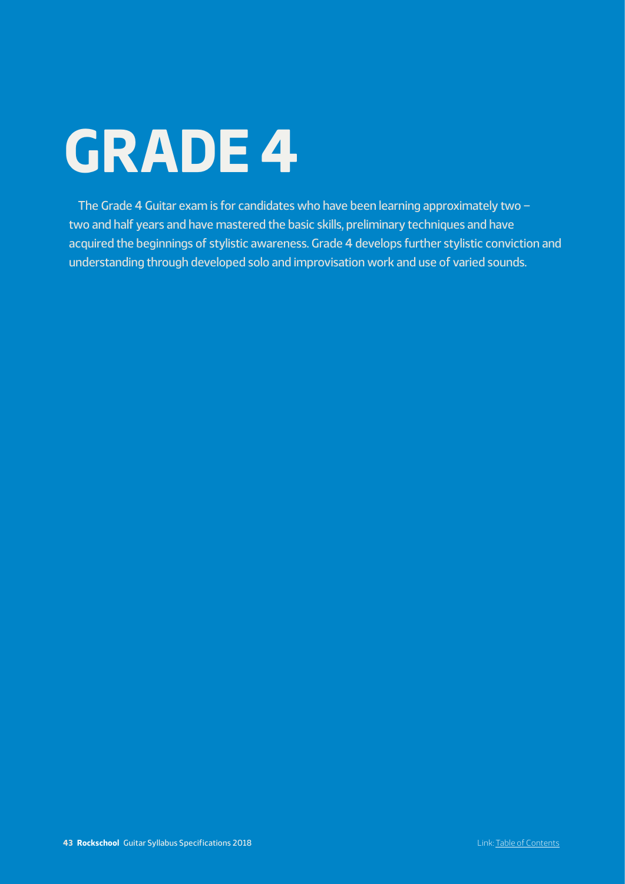# GRADE 4

The Grade 4 Guitar exam is for candidates who have been learning approximately two – two and half years and have mastered the basic skills, preliminary techniques and have acquired the beginnings of stylistic awareness. Grade 4 develops further stylistic conviction and understanding through developed solo and improvisation work and use of varied sounds.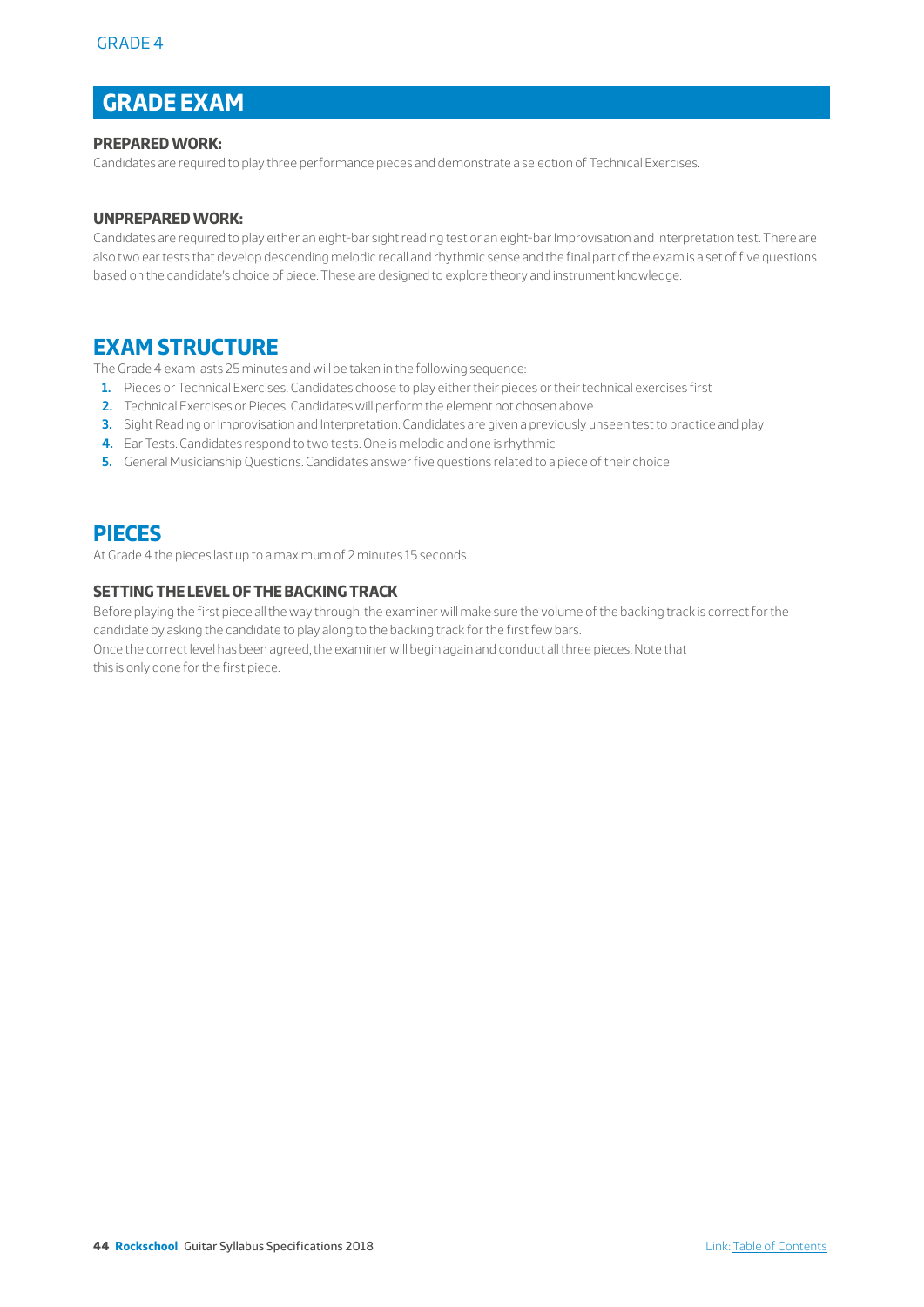# GRADE EXAM

### PREPARED WORK:

Candidates are required to play three performance pieces and demonstrate a selection of Technical Exercises.

### UNPREPARED WORK:

Candidates are required to play either an eight-bar sight reading test or an eight-bar Improvisation and Interpretation test. There are also two ear tests that develop descending melodic recall and rhythmic sense and the final part of the exam is a set of five questions based on the candidate's choice of piece. These are designed to explore theory and instrument knowledge.

## EXAM STRUCTURE

The Grade 4 exam lasts 25 minutes and will be taken in the following sequence:

1. Pieces or Technical Exercises. Candidates choose to play either their pieces or their technical exercises first
2. Technical Exercises or Pieces. Candidates will perform the element not chosen above
3. Sight Reading or Improvisation and Interpretation. Candidates are given a previously unseen test to practice and play
4. Ear Tests. Candidates respond to two tests. One is melodic and one is rhythmic
5. General Musicianship Questions. Candidates answer five questions related to a piece of their choice

## PIECES

At Grade 4 the pieces last up to a maximum of 2 minutes 15 seconds.

### SETTING THE LEVEL OF THE BACKING TRACK

Before playing the first piece all the way through, the examiner will make sure the volume of the backing track is correct for the candidate by asking the candidate to play along to the backing track for the first few bars.
Once the correct level has been agreed, the examiner will begin again and conduct all three pieces. Note that this is only done for the first piece.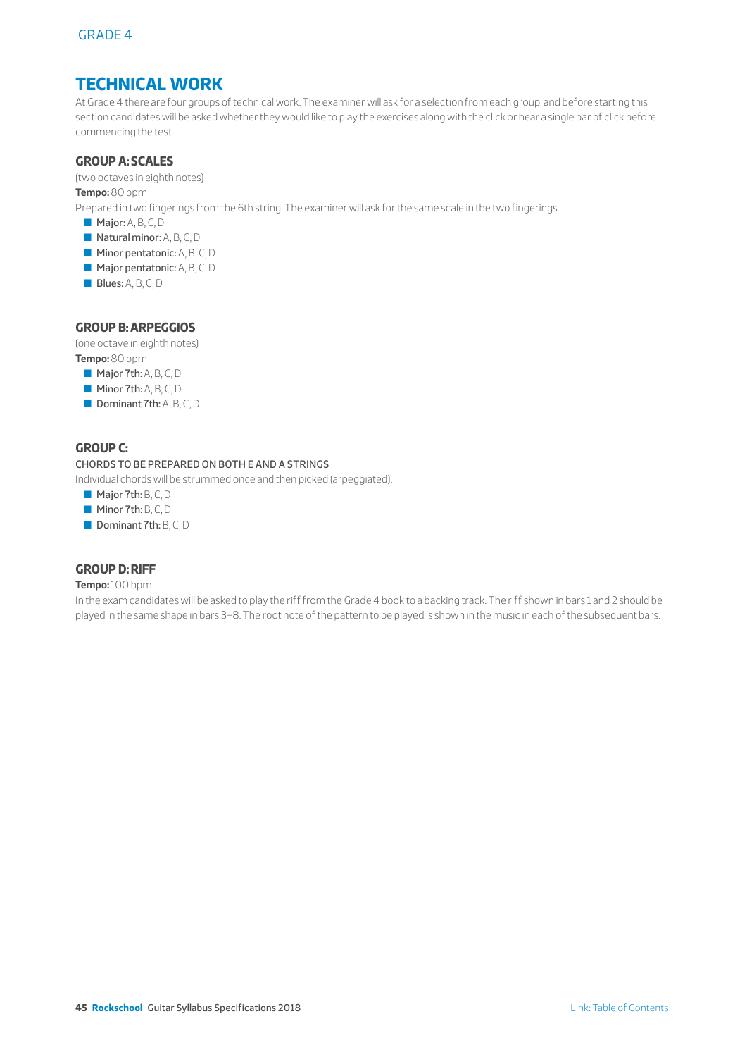# TECHNICAL WORK

At Grade 4 there are four groups of technical work. The examiner will ask for a selection from each group, and before starting this section candidates will be asked whether they would like to play the exercises along with the click or hear a single bar of click before commencing the test.

## GROUP A: SCALES

(two octaves in eighth notes)

**Tempo:** 80 bpm

Prepared in two fingerings from the 6th string. The examiner will ask for the same scale in the two fingerings.

- **Major:** A, B, C, D
- **Natural minor:** A, B, C, D
- **Minor pentatonic:** A, B, C, D
- **Major pentatonic:** A, B, C, D
- **Blues:** A, B, C, D

## GROUP B: ARPEGGIOS

(one octave in eighth notes)

**Tempo:** 80 bpm

- **Major 7th:** A, B, C, D
- **Minor 7th:** A, B, C, D
- **Dominant 7th:** A, B, C, D

## GROUP C:

CHORDS TO BE PREPARED ON BOTH E AND A STRINGS

Individual chords will be strummed once and then picked (arpeggiated).

- **Major 7th:** B, C, D
- **Minor 7th:** B, C, D
- **Dominant 7th:** B, C, D

## GROUP D: RIFF

**Tempo:** 100 bpm

In the exam candidates will be asked to play the riff from the Grade 4 book to a backing track. The riff shown in bars 1 and 2 should be played in the same shape in bars 3–8. The root note of the pattern to be played is shown in the music in each of the subsequent bars.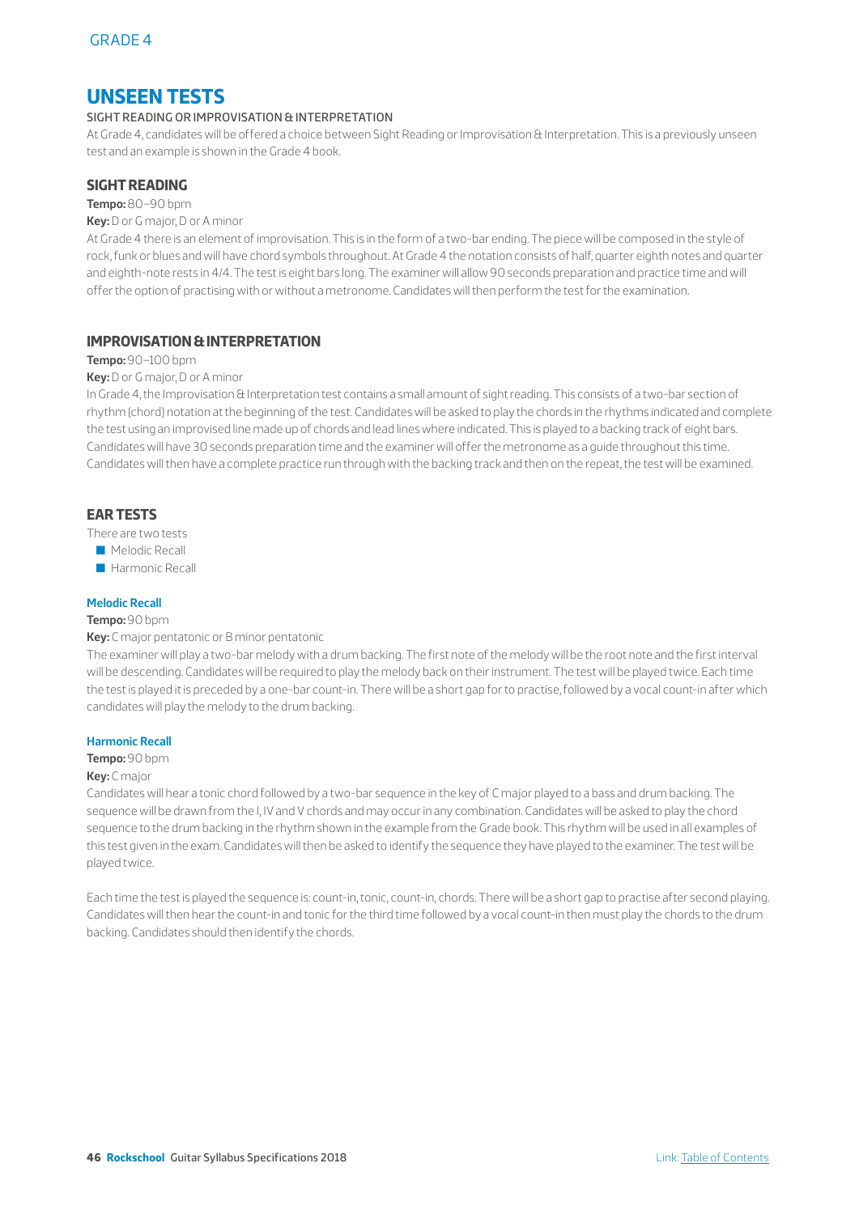GRADE 4

# UNSEEN TESTS

SIGHT READING OR IMPROVISATION & INTERPRETATION

At Grade 4, candidates will be offered a choice between Sight Reading or Improvisation & Interpretation. This is a previously unseen test and an example is shown in the Grade 4 book.

## SIGHT READING

**Tempo:** 80–90 bpm

**Key:** D or G major, D or A minor

At Grade 4 there is an element of improvisation. This is in the form of a two-bar ending. The piece will be composed in the style of rock, funk or blues and will have chord symbols throughout. At Grade 4 the notation consists of half, quarter eighth notes and quarter and eighth-note rests in 4/4. The test is eight bars long. The examiner will allow 90 seconds preparation and practice time and will offer the option of practising with or without a metronome. Candidates will then perform the test for the examination.

## IMPROVISATION & INTERPRETATION

**Tempo:** 90–100 bpm

**Key:** D or G major, D or A minor

In Grade 4, the Improvisation & Interpretation test contains a small amount of sight reading. This consists of a two-bar section of rhythm (chord) notation at the beginning of the test. Candidates will be asked to play the chords in the rhythms indicated and complete the test using an improvised line made up of chords and lead lines where indicated. This is played to a backing track of eight bars. Candidates will have 30 seconds preparation time and the examiner will offer the metronome as a guide throughout this time. Candidates will then have a complete practice run through with the backing track and then on the repeat, the test will be examined.

## EAR TESTS

There are two tests

- Melodic Recall
- Harmonic Recall

### Melodic Recall

**Tempo:** 90 bpm

**Key:** C major pentatonic or B minor pentatonic

The examiner will play a two-bar melody with a drum backing. The first note of the melody will be the root note and the first interval will be descending. Candidates will be required to play the melody back on their instrument. The test will be played twice. Each time the test is played it is preceded by a one-bar count-in. There will be a short gap for to practise, followed by a vocal count-in after which candidates will play the melody to the drum backing.

### Harmonic Recall

**Tempo:** 90 bpm

**Key:** C major

Candidates will hear a tonic chord followed by a two-bar sequence in the key of C major played to a bass and drum backing. The sequence will be drawn from the I, IV and V chords and may occur in any combination. Candidates will be asked to play the chord sequence to the drum backing in the rhythm shown in the example from the Grade book. This rhythm will be used in all examples of this test given in the exam. Candidates will then be asked to identify the sequence they have played to the examiner. The test will be played twice.

Each time the test is played the sequence is: count-in, tonic, count-in, chords. There will be a short gap to practise after second playing. Candidates will then hear the count-in and tonic for the third time followed by a vocal count-in then must play the chords to the drum backing. Candidates should then identify the chords.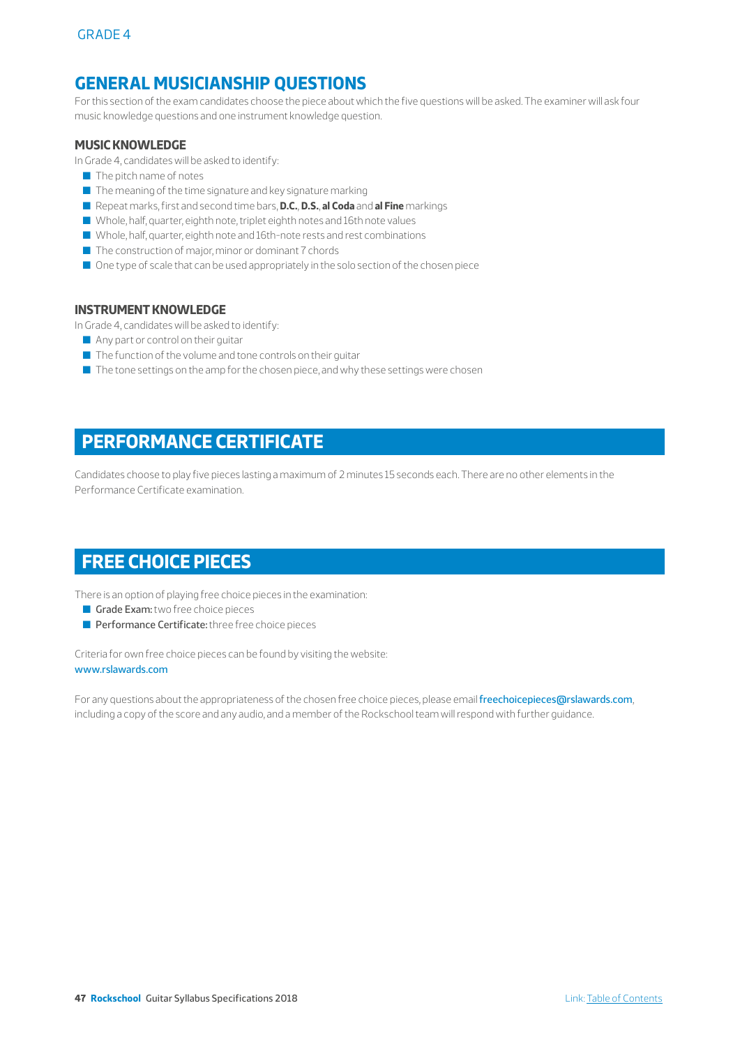## GENERAL MUSICIANSHIP QUESTIONS

For this section of the exam candidates choose the piece about which the five questions will be asked. The examiner will ask four music knowledge questions and one instrument knowledge question.

### MUSIC KNOWLEDGE

In Grade 4, candidates will be asked to identify:

- The pitch name of notes
- The meaning of the time signature and key signature marking
- Repeat marks, first and second time bars, **D.C.**, **D.S.**, **al Coda** and **al Fine** markings
- Whole, half, quarter, eighth note, triplet eighth notes and 16th note values
- Whole, half, quarter, eighth note and 16th-note rests and rest combinations
- The construction of major, minor or dominant 7 chords
- One type of scale that can be used appropriately in the solo section of the chosen piece

### INSTRUMENT KNOWLEDGE

In Grade 4, candidates will be asked to identify:

- Any part or control on their guitar
- The function of the volume and tone controls on their guitar
- The tone settings on the amp for the chosen piece, and why these settings were chosen

## PERFORMANCE CERTIFICATE

Candidates choose to play five pieces lasting a maximum of 2 minutes 15 seconds each. There are no other elements in the Performance Certificate examination.

## FREE CHOICE PIECES

There is an option of playing free choice pieces in the examination:

- **Grade Exam:** two free choice pieces
- **Performance Certificate:** three free choice pieces

Criteria for own free choice pieces can be found by visiting the website:
www.rslawards.com

For any questions about the appropriateness of the chosen free choice pieces, please email freechoicepieces@rslawards.com, including a copy of the score and any audio, and a member of the Rockschool team will respond with further guidance.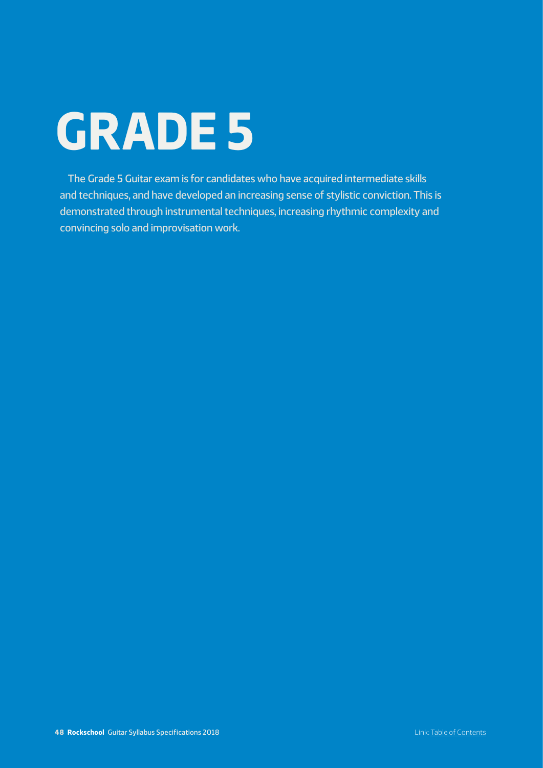# GRADE 5

The Grade 5 Guitar exam is for candidates who have acquired intermediate skills and techniques, and have developed an increasing sense of stylistic conviction. This is demonstrated through instrumental techniques, increasing rhythmic complexity and convincing solo and improvisation work.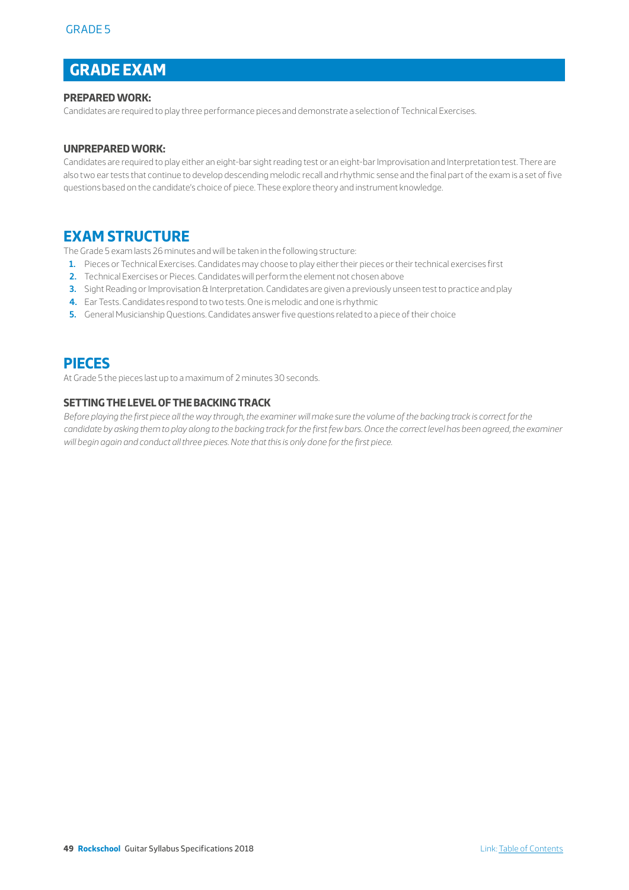## GRADE EXAM

### PREPARED WORK:

Candidates are required to play three performance pieces and demonstrate a selection of Technical Exercises.

### UNPREPARED WORK:

Candidates are required to play either an eight-bar sight reading test or an eight-bar Improvisation and Interpretation test. There are also two ear tests that continue to develop descending melodic recall and rhythmic sense and the final part of the exam is a set of five questions based on the candidate's choice of piece. These explore theory and instrument knowledge.

## EXAM STRUCTURE

The Grade 5 exam lasts 26 minutes and will be taken in the following structure:

1. Pieces or Technical Exercises. Candidates may choose to play either their pieces or their technical exercises first
2. Technical Exercises or Pieces. Candidates will perform the element not chosen above
3. Sight Reading or Improvisation & Interpretation. Candidates are given a previously unseen test to practice and play
4. Ear Tests. Candidates respond to two tests. One is melodic and one is rhythmic
5. General Musicianship Questions. Candidates answer five questions related to a piece of their choice

## PIECES

At Grade 5 the pieces last up to a maximum of 2 minutes 30 seconds.

### SETTING THE LEVEL OF THE BACKING TRACK

*Before playing the first piece all the way through, the examiner will make sure the volume of the backing track is correct for the candidate by asking them to play along to the backing track for the first few bars. Once the correct level has been agreed, the examiner will begin again and conduct all three pieces. Note that this is only done for the first piece.*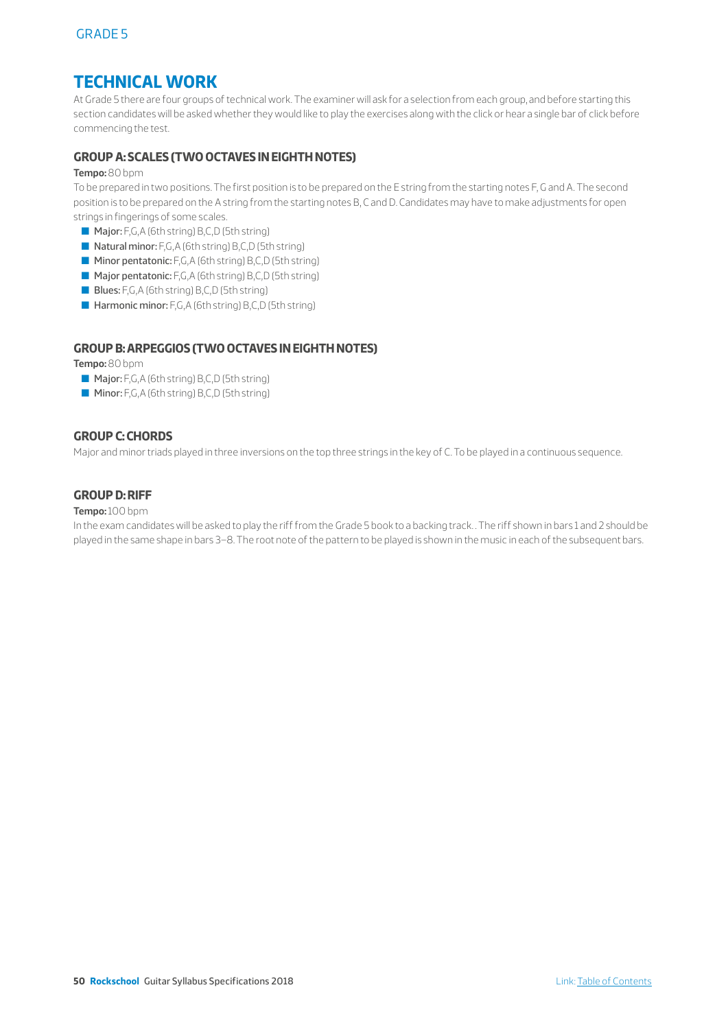# TECHNICAL WORK

At Grade 5 there are four groups of technical work. The examiner will ask for a selection from each group, and before starting this section candidates will be asked whether they would like to play the exercises along with the click or hear a single bar of click before commencing the test.

### GROUP A: SCALES (TWO OCTAVES IN EIGHTH NOTES)

**Tempo:** 80 bpm

To be prepared in two positions. The first position is to be prepared on the E string from the starting notes F, G and A. The second position is to be prepared on the A string from the starting notes B, C and D. Candidates may have to make adjustments for open strings in fingerings of some scales.

- **Major:** F,G,A (6th string) B,C,D (5th string)
- **Natural minor:** F,G,A (6th string) B,C,D (5th string)
- **Minor pentatonic:** F,G,A (6th string) B,C,D (5th string)
- **Major pentatonic:** F,G,A (6th string) B,C,D (5th string)
- **Blues:** F,G,A (6th string) B,C,D (5th string)
- **Harmonic minor:** F,G,A (6th string) B,C,D (5th string)

### GROUP B: ARPEGGIOS (TWO OCTAVES IN EIGHTH NOTES)

**Tempo:** 80 bpm

- **Major:** F,G,A (6th string) B,C,D (5th string)
- **Minor:** F,G,A (6th string) B,C,D (5th string)

### GROUP C: CHORDS

Major and minor triads played in three inversions on the top three strings in the key of C. To be played in a continuous sequence.

### GROUP D: RIFF

**Tempo:** 100 bpm

In the exam candidates will be asked to play the riff from the Grade 5 book to a backing track.. The riff shown in bars 1 and 2 should be played in the same shape in bars 3–8. The root note of the pattern to be played is shown in the music in each of the subsequent bars.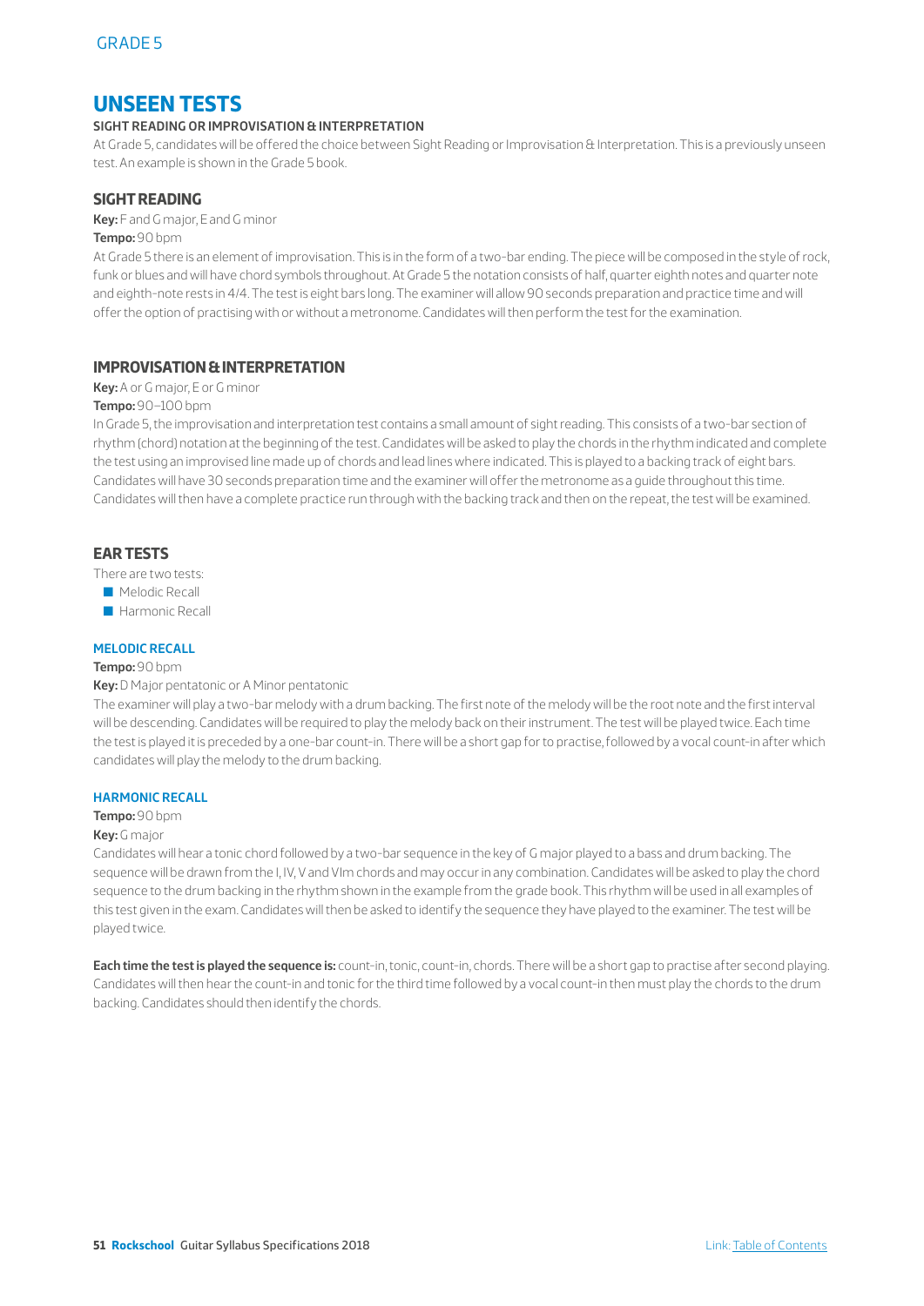# UNSEEN TESTS

### SIGHT READING OR IMPROVISATION & INTERPRETATION

At Grade 5, candidates will be offered the choice between Sight Reading or Improvisation & Interpretation. This is a previously unseen test. An example is shown in the Grade 5 book.

## SIGHT READING

**Key:** F and G major, E and G minor

**Tempo:** 90 bpm

At Grade 5 there is an element of improvisation. This is in the form of a two-bar ending. The piece will be composed in the style of rock, funk or blues and will have chord symbols throughout. At Grade 5 the notation consists of half, quarter eighth notes and quarter note and eighth-note rests in 4/4. The test is eight bars long. The examiner will allow 90 seconds preparation and practice time and will offer the option of practising with or without a metronome. Candidates will then perform the test for the examination.

## IMPROVISATION & INTERPRETATION

**Key:** A or G major, E or G minor

**Tempo:** 90–100 bpm

In Grade 5, the improvisation and interpretation test contains a small amount of sight reading. This consists of a two-bar section of rhythm (chord) notation at the beginning of the test. Candidates will be asked to play the chords in the rhythm indicated and complete the test using an improvised line made up of chords and lead lines where indicated. This is played to a backing track of eight bars. Candidates will have 30 seconds preparation time and the examiner will offer the metronome as a guide throughout this time. Candidates will then have a complete practice run through with the backing track and then on the repeat, the test will be examined.

## EAR TESTS

There are two tests:

- Melodic Recall
- Harmonic Recall

### MELODIC RECALL

**Tempo:** 90 bpm

**Key:** D Major pentatonic or A Minor pentatonic

The examiner will play a two-bar melody with a drum backing. The first note of the melody will be the root note and the first interval will be descending. Candidates will be required to play the melody back on their instrument. The test will be played twice. Each time the test is played it is preceded by a one-bar count-in. There will be a short gap for to practise, followed by a vocal count-in after which candidates will play the melody to the drum backing.

### HARMONIC RECALL

**Tempo:** 90 bpm

**Key:** G major

Candidates will hear a tonic chord followed by a two-bar sequence in the key of G major played to a bass and drum backing. The sequence will be drawn from the I, IV, V and VIm chords and may occur in any combination. Candidates will be asked to play the chord sequence to the drum backing in the rhythm shown in the example from the grade book. This rhythm will be used in all examples of this test given in the exam. Candidates will then be asked to identify the sequence they have played to the examiner. The test will be played twice.

**Each time the test is played the sequence is:** count-in, tonic, count-in, chords. There will be a short gap to practise after second playing. Candidates will then hear the count-in and tonic for the third time followed by a vocal count-in then must play the chords to the drum backing. Candidates should then identify the chords.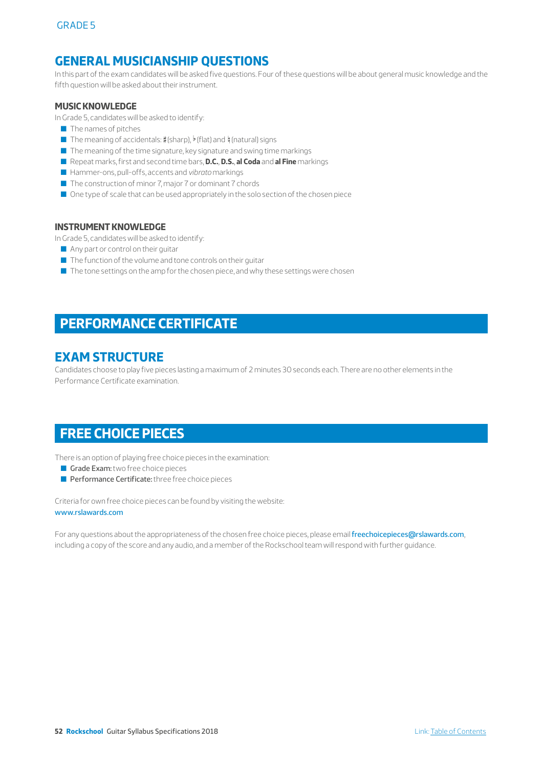## GENERAL MUSICIANSHIP QUESTIONS

In this part of the exam candidates will be asked five questions. Four of these questions will be about general music knowledge and the fifth question will be asked about their instrument.

### MUSIC KNOWLEDGE

In Grade 5, candidates will be asked to identify:

- The names of pitches
- The meaning of accidentals: ♯ (sharp), ♭ (flat) and ♮ (natural) signs
- The meaning of the time signature, key signature and swing time markings
- Repeat marks, first and second time bars, **D.C.**, **D.S.**, **al Coda** and **al Fine** markings
- Hammer-ons, pull-offs, accents and *vibrato* markings
- The construction of minor 7, major 7 or dominant 7 chords
- One type of scale that can be used appropriately in the solo section of the chosen piece

### INSTRUMENT KNOWLEDGE

In Grade 5, candidates will be asked to identify:

- Any part or control on their guitar
- The function of the volume and tone controls on their guitar
- The tone settings on the amp for the chosen piece, and why these settings were chosen

# PERFORMANCE CERTIFICATE

## EXAM STRUCTURE

Candidates choose to play five pieces lasting a maximum of 2 minutes 30 seconds each. There are no other elements in the Performance Certificate examination.

# FREE CHOICE PIECES

There is an option of playing free choice pieces in the examination:

- **Grade Exam:** two free choice pieces
- **Performance Certificate:** three free choice pieces

Criteria for own free choice pieces can be found by visiting the website:
www.rslawards.com

For any questions about the appropriateness of the chosen free choice pieces, please email freechoicepieces@rslawards.com, including a copy of the score and any audio, and a member of the Rockschool team will respond with further guidance.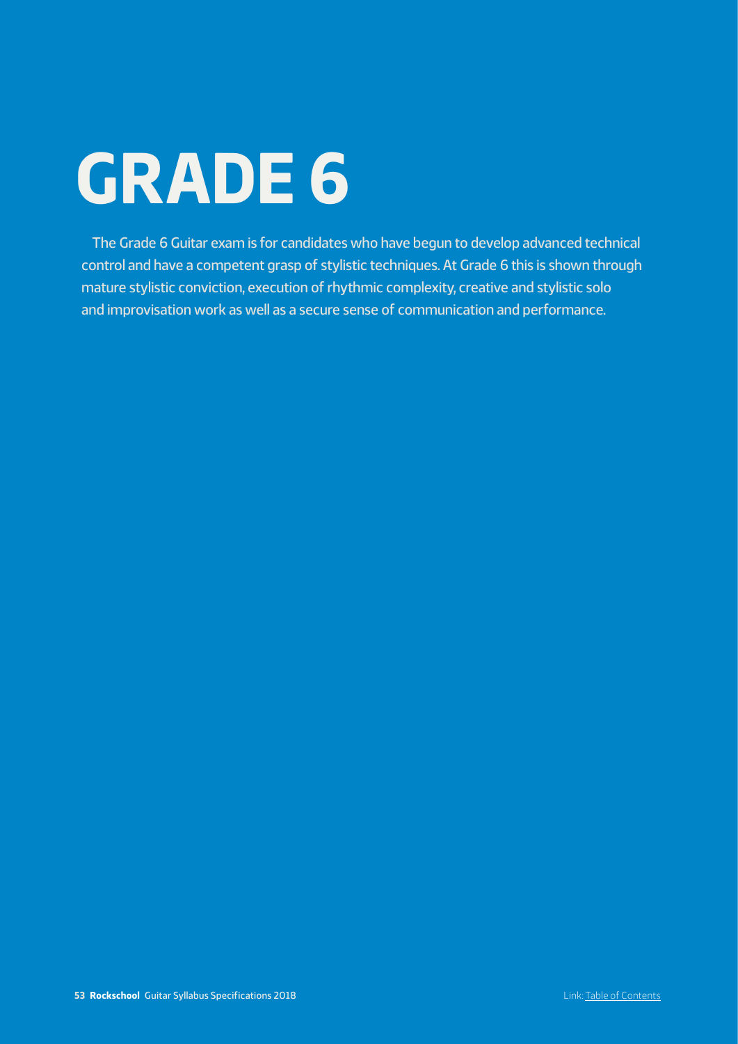# GRADE 6

The Grade 6 Guitar exam is for candidates who have begun to develop advanced technical control and have a competent grasp of stylistic techniques. At Grade 6 this is shown through mature stylistic conviction, execution of rhythmic complexity, creative and stylistic solo and improvisation work as well as a secure sense of communication and performance.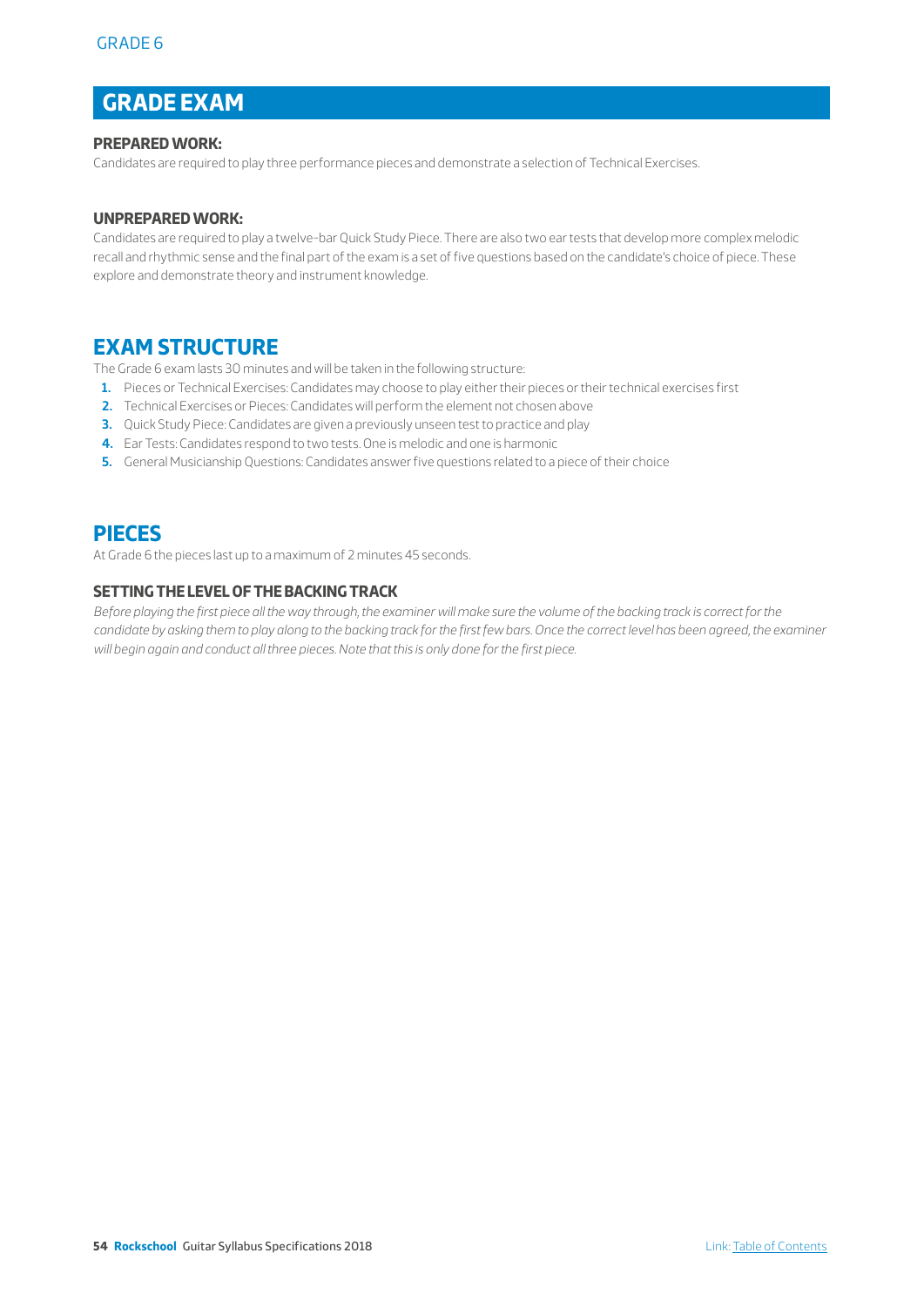# GRADE EXAM

### PREPARED WORK:

Candidates are required to play three performance pieces and demonstrate a selection of Technical Exercises.

### UNPREPARED WORK:

Candidates are required to play a twelve-bar Quick Study Piece. There are also two ear tests that develop more complex melodic recall and rhythmic sense and the final part of the exam is a set of five questions based on the candidate's choice of piece. These explore and demonstrate theory and instrument knowledge.

## EXAM STRUCTURE

The Grade 6 exam lasts 30 minutes and will be taken in the following structure:

1. Pieces or Technical Exercises: Candidates may choose to play either their pieces or their technical exercises first
2. Technical Exercises or Pieces: Candidates will perform the element not chosen above
3. Quick Study Piece: Candidates are given a previously unseen test to practice and play
4. Ear Tests: Candidates respond to two tests. One is melodic and one is harmonic
5. General Musicianship Questions: Candidates answer five questions related to a piece of their choice

## PIECES

At Grade 6 the pieces last up to a maximum of 2 minutes 45 seconds.

### SETTING THE LEVEL OF THE BACKING TRACK

*Before playing the first piece all the way through, the examiner will make sure the volume of the backing track is correct for the candidate by asking them to play along to the backing track for the first few bars. Once the correct level has been agreed, the examiner will begin again and conduct all three pieces. Note that this is only done for the first piece.*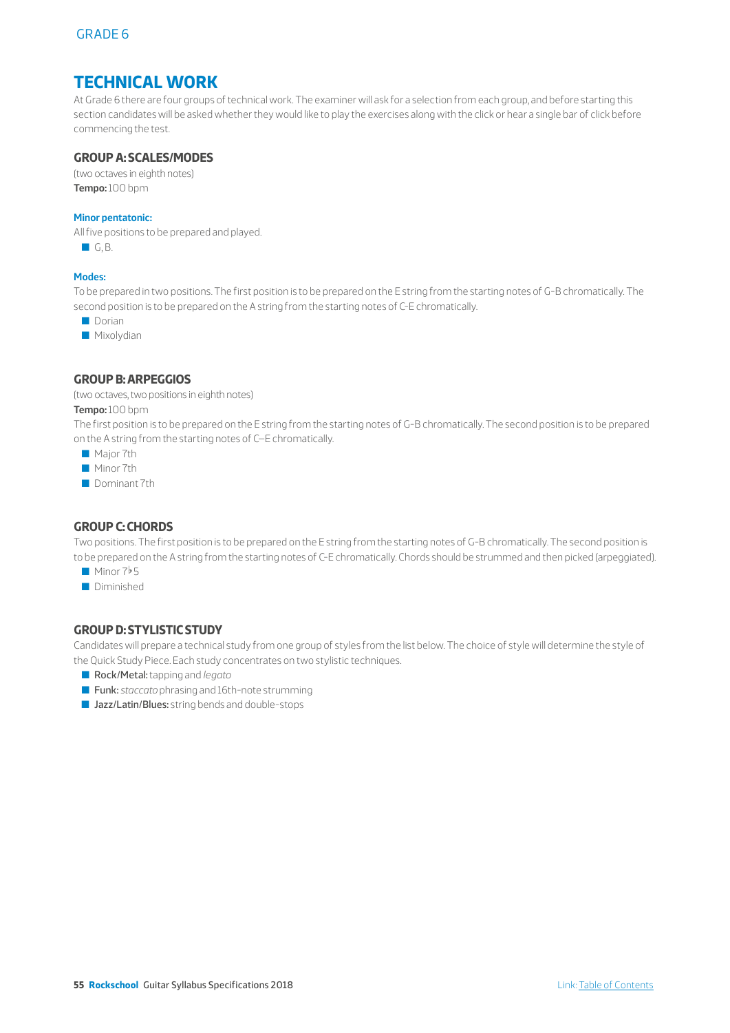# TECHNICAL WORK

At Grade 6 there are four groups of technical work. The examiner will ask for a selection from each group, and before starting this section candidates will be asked whether they would like to play the exercises along with the click or hear a single bar of click before commencing the test.

## GROUP A: SCALES/MODES

(two octaves in eighth notes)
**Tempo:** 100 bpm

### Minor pentatonic:

All five positions to be prepared and played.

- G, B.

### Modes:

To be prepared in two positions. The first position is to be prepared on the E string from the starting notes of G-B chromatically. The second position is to be prepared on the A string from the starting notes of C-E chromatically.

- Dorian
- Mixolydian

## GROUP B: ARPEGGIOS

(two octaves, two positions in eighth notes)
**Tempo:** 100 bpm
The first position is to be prepared on the E string from the starting notes of G-B chromatically. The second position is to be prepared on the A string from the starting notes of C–E chromatically.

- Major 7th
- Minor 7th
- Dominant 7th

## GROUP C: CHORDS

Two positions. The first position is to be prepared on the E string from the starting notes of G-B chromatically. The second position is to be prepared on the A string from the starting notes of C-E chromatically. Chords should be strummed and then picked (arpeggiated).

- Minor 7♭5
- Diminished

## GROUP D: STYLISTIC STUDY

Candidates will prepare a technical study from one group of styles from the list below. The choice of style will determine the style of the Quick Study Piece. Each study concentrates on two stylistic techniques.

- **Rock/Metal:** tapping and *legato*
- **Funk:** *staccato* phrasing and 16th-note strumming
- **Jazz/Latin/Blues:** string bends and double-stops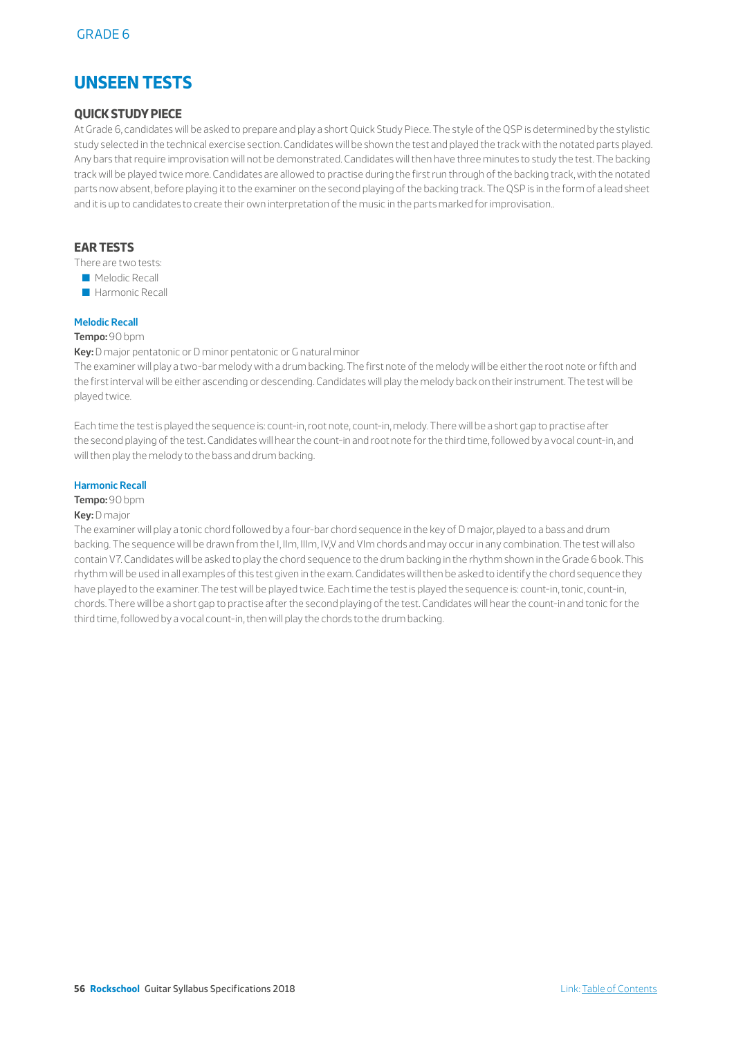GRADE 6

# UNSEEN TESTS

## QUICK STUDY PIECE

At Grade 6, candidates will be asked to prepare and play a short Quick Study Piece. The style of the QSP is determined by the stylistic study selected in the technical exercise section. Candidates will be shown the test and played the track with the notated parts played. Any bars that require improvisation will not be demonstrated. Candidates will then have three minutes to study the test. The backing track will be played twice more. Candidates are allowed to practise during the first run through of the backing track, with the notated parts now absent, before playing it to the examiner on the second playing of the backing track. The QSP is in the form of a lead sheet and it is up to candidates to create their own interpretation of the music in the parts marked for improvisation..

## EAR TESTS

There are two tests:

- Melodic Recall
- Harmonic Recall

### Melodic Recall

**Tempo:** 90 bpm

**Key:** D major pentatonic or D minor pentatonic or G natural minor

The examiner will play a two-bar melody with a drum backing. The first note of the melody will be either the root note or fifth and the first interval will be either ascending or descending. Candidates will play the melody back on their instrument. The test will be played twice.

Each time the test is played the sequence is: count-in, root note, count-in, melody. There will be a short gap to practise after the second playing of the test. Candidates will hear the count-in and root note for the third time, followed by a vocal count-in, and will then play the melody to the bass and drum backing.

### Harmonic Recall

**Tempo:** 90 bpm

**Key:** D major

The examiner will play a tonic chord followed by a four-bar chord sequence in the key of D major, played to a bass and drum backing. The sequence will be drawn from the I, IIm, IIIm, IV,V and VIm chords and may occur in any combination. The test will also contain V7. Candidates will be asked to play the chord sequence to the drum backing in the rhythm shown in the Grade 6 book. This rhythm will be used in all examples of this test given in the exam. Candidates will then be asked to identify the chord sequence they have played to the examiner. The test will be played twice. Each time the test is played the sequence is: count-in, tonic, count-in, chords. There will be a short gap to practise after the second playing of the test. Candidates will hear the count-in and tonic for the third time, followed by a vocal count-in, then will play the chords to the drum backing.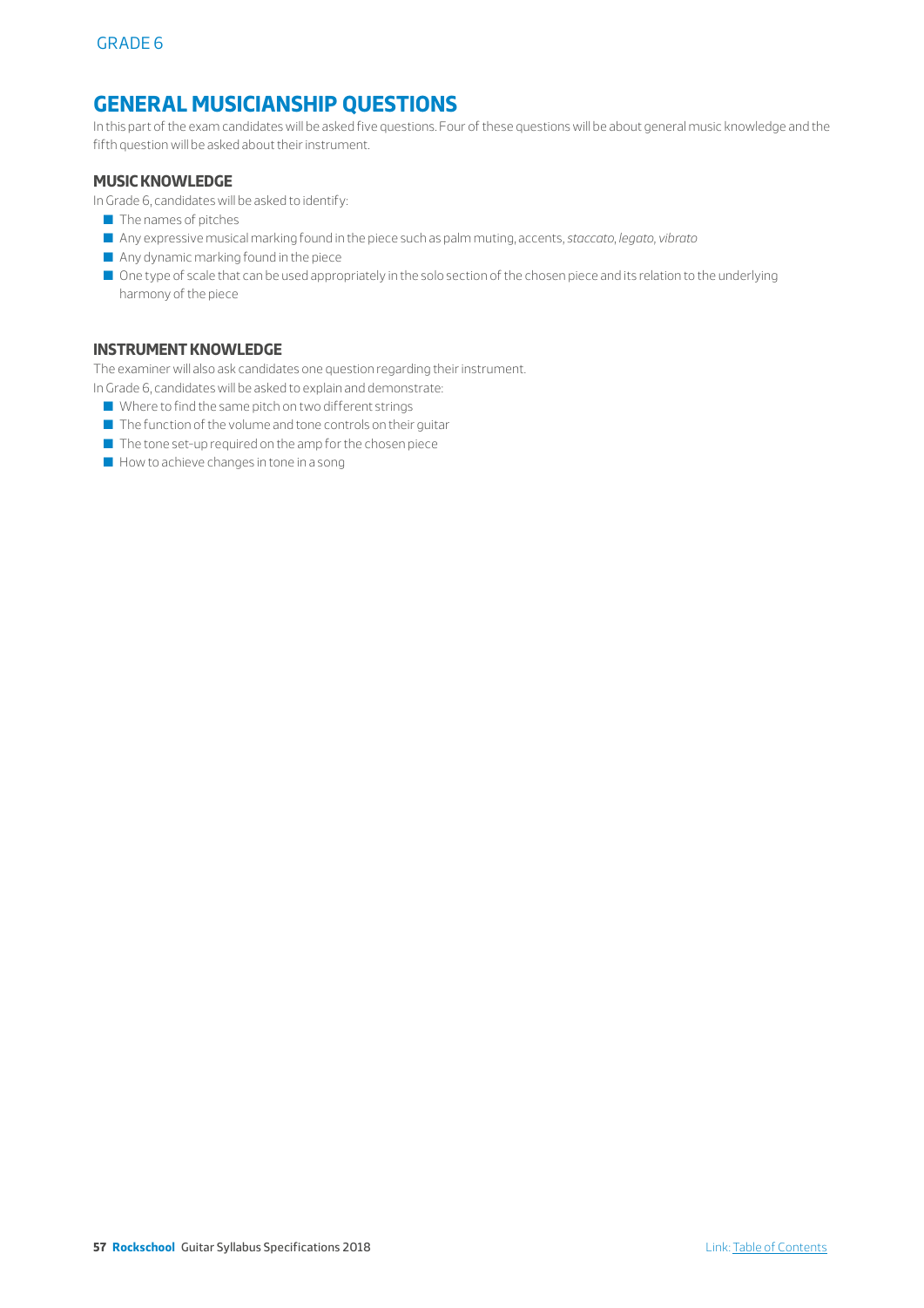## GENERAL MUSICIANSHIP QUESTIONS

In this part of the exam candidates will be asked five questions. Four of these questions will be about general music knowledge and the fifth question will be asked about their instrument.

### MUSIC KNOWLEDGE

In Grade 6, candidates will be asked to identify:

- The names of pitches
- Any expressive musical marking found in the piece such as palm muting, accents, *staccato*, *legato*, *vibrato*
- Any dynamic marking found in the piece
- One type of scale that can be used appropriately in the solo section of the chosen piece and its relation to the underlying harmony of the piece

### INSTRUMENT KNOWLEDGE

The examiner will also ask candidates one question regarding their instrument.

In Grade 6, candidates will be asked to explain and demonstrate:

- Where to find the same pitch on two different strings
- The function of the volume and tone controls on their guitar
- The tone set-up required on the amp for the chosen piece
- How to achieve changes in tone in a song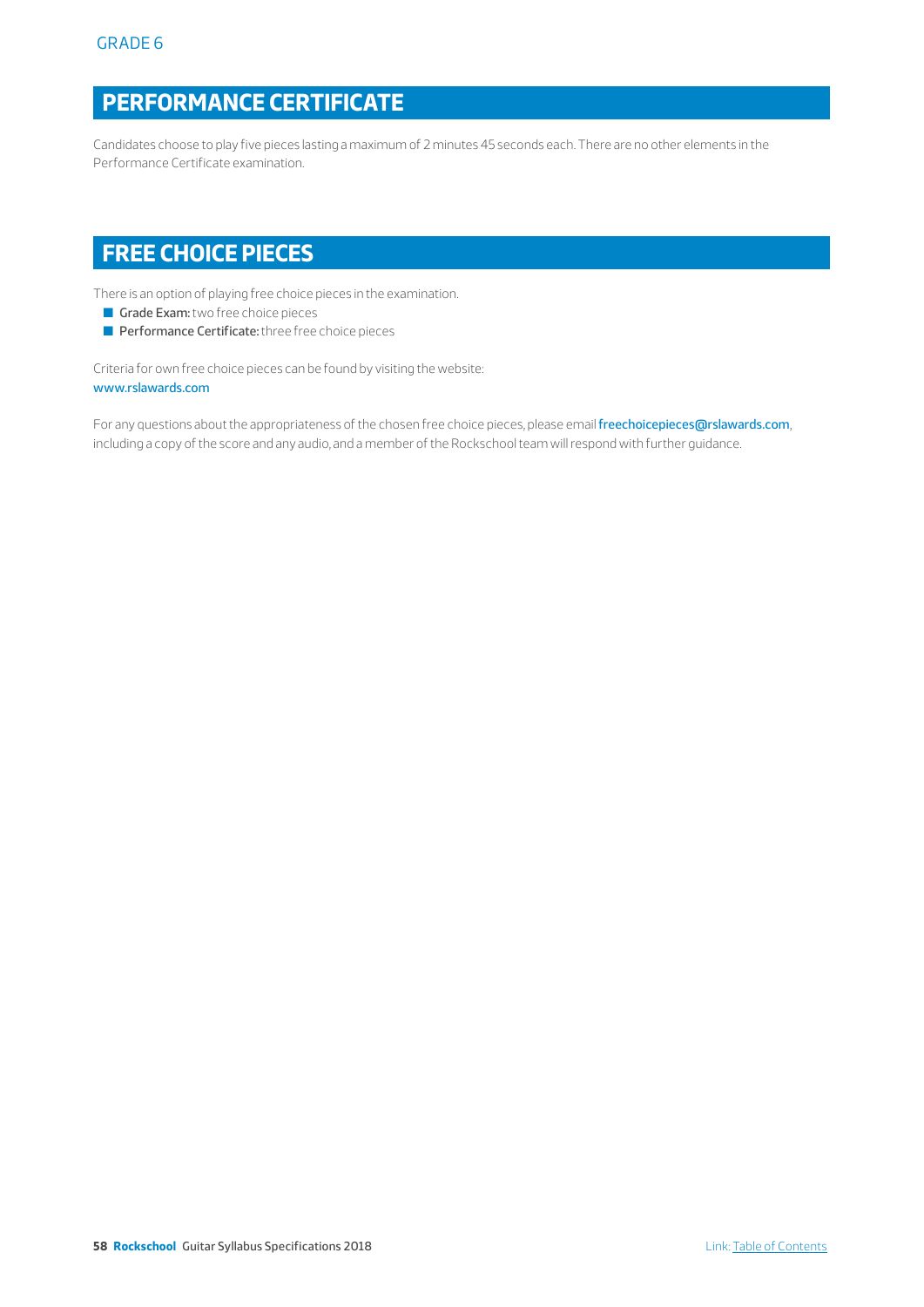# PERFORMANCE CERTIFICATE

Candidates choose to play five pieces lasting a maximum of 2 minutes 45 seconds each. There are no other elements in the Performance Certificate examination.

# FREE CHOICE PIECES

There is an option of playing free choice pieces in the examination.

- **Grade Exam:** two free choice pieces
- **Performance Certificate:** three free choice pieces

Criteria for own free choice pieces can be found by visiting the website:
www.rslawards.com

For any questions about the appropriateness of the chosen free choice pieces, please email freechoicepieces@rslawards.com, including a copy of the score and any audio, and a member of the Rockschool team will respond with further guidance.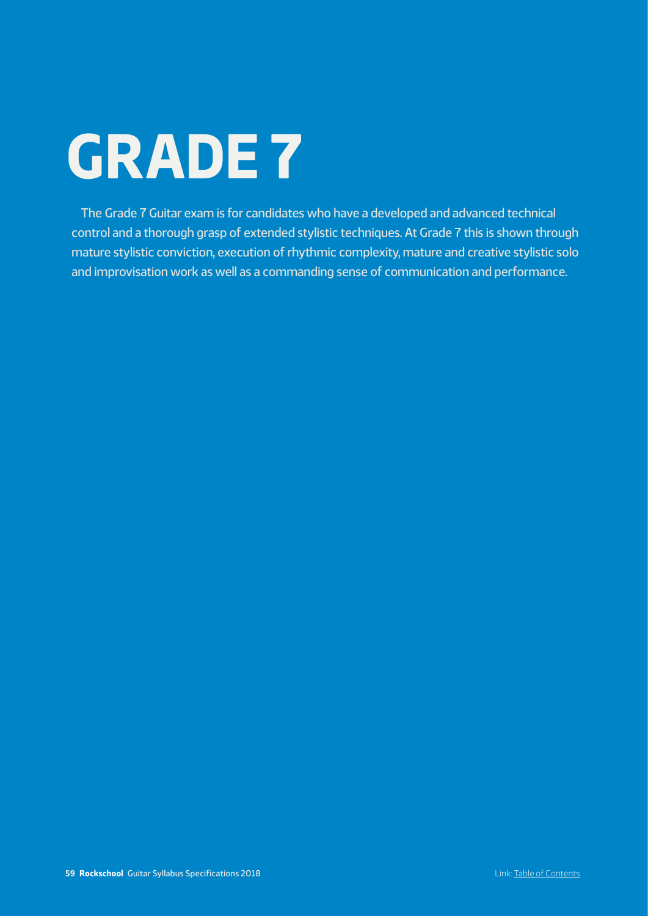# GRADE 7

The Grade 7 Guitar exam is for candidates who have a developed and advanced technical control and a thorough grasp of extended stylistic techniques. At Grade 7 this is shown through mature stylistic conviction, execution of rhythmic complexity, mature and creative stylistic solo and improvisation work as well as a commanding sense of communication and performance.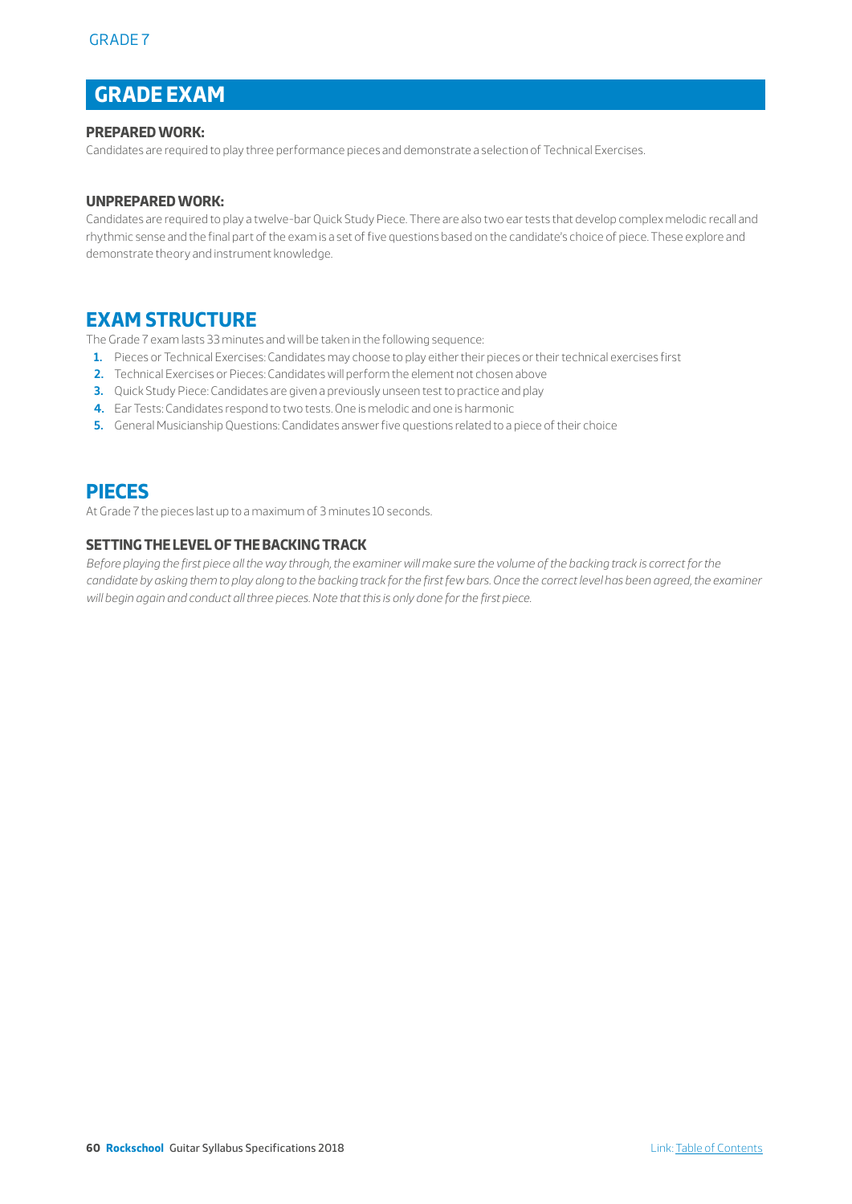# GRADE EXAM

### PREPARED WORK:

Candidates are required to play three performance pieces and demonstrate a selection of Technical Exercises.

### UNPREPARED WORK:

Candidates are required to play a twelve-bar Quick Study Piece. There are also two ear tests that develop complex melodic recall and rhythmic sense and the final part of the exam is a set of five questions based on the candidate's choice of piece. These explore and demonstrate theory and instrument knowledge.

## EXAM STRUCTURE

The Grade 7 exam lasts 33 minutes and will be taken in the following sequence:

1. Pieces or Technical Exercises: Candidates may choose to play either their pieces or their technical exercises first
2. Technical Exercises or Pieces: Candidates will perform the element not chosen above
3. Quick Study Piece: Candidates are given a previously unseen test to practice and play
4. Ear Tests: Candidates respond to two tests. One is melodic and one is harmonic
5. General Musicianship Questions: Candidates answer five questions related to a piece of their choice

## PIECES

At Grade 7 the pieces last up to a maximum of 3 minutes 10 seconds.

### SETTING THE LEVEL OF THE BACKING TRACK

*Before playing the first piece all the way through, the examiner will make sure the volume of the backing track is correct for the candidate by asking them to play along to the backing track for the first few bars. Once the correct level has been agreed, the examiner will begin again and conduct all three pieces. Note that this is only done for the first piece.*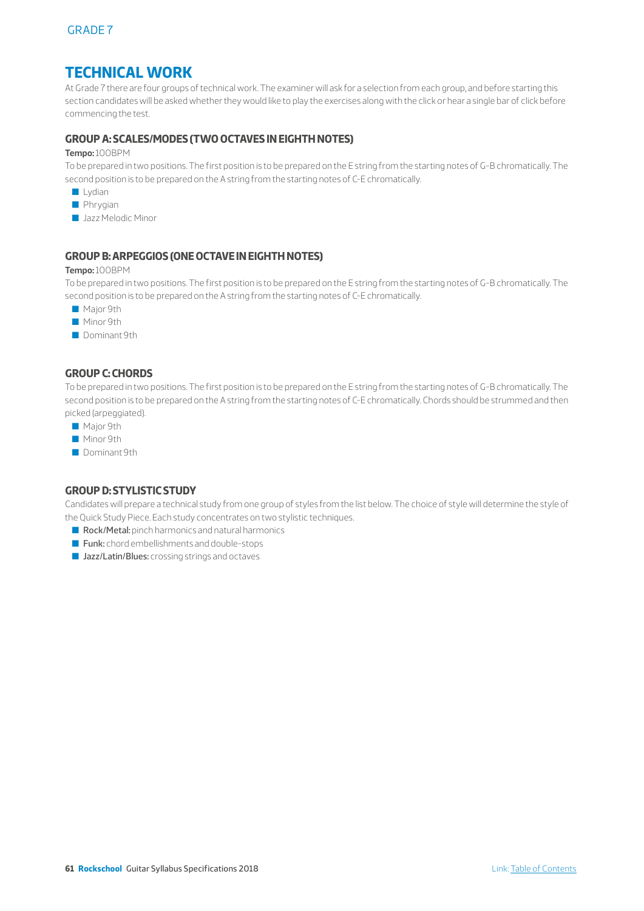GRADE 7

# TECHNICAL WORK

At Grade 7 there are four groups of technical work. The examiner will ask for a selection from each group, and before starting this section candidates will be asked whether they would like to play the exercises along with the click or hear a single bar of click before commencing the test.

## GROUP A: SCALES/MODES (TWO OCTAVES IN EIGHTH NOTES)

**Tempo:** 100BPM

To be prepared in two positions. The first position is to be prepared on the E string from the starting notes of G-B chromatically. The second position is to be prepared on the A string from the starting notes of C-E chromatically.

- Lydian
- Phrygian
- Jazz Melodic Minor

## GROUP B: ARPEGGIOS (ONE OCTAVE IN EIGHTH NOTES)

**Tempo:** 100BPM

To be prepared in two positions. The first position is to be prepared on the E string from the starting notes of G-B chromatically. The second position is to be prepared on the A string from the starting notes of C-E chromatically.

- Major 9th
- Minor 9th
- Dominant 9th

## GROUP C: CHORDS

To be prepared in two positions. The first position is to be prepared on the E string from the starting notes of G-B chromatically. The second position is to be prepared on the A string from the starting notes of C-E chromatically. Chords should be strummed and then picked (arpeggiated).

- Major 9th
- Minor 9th
- Dominant 9th

## GROUP D: STYLISTIC STUDY

Candidates will prepare a technical study from one group of styles from the list below. The choice of style will determine the style of the Quick Study Piece. Each study concentrates on two stylistic techniques.

- **Rock/Metal:** pinch harmonics and natural harmonics
- **Funk:** chord embellishments and double-stops
- **Jazz/Latin/Blues:** crossing strings and octaves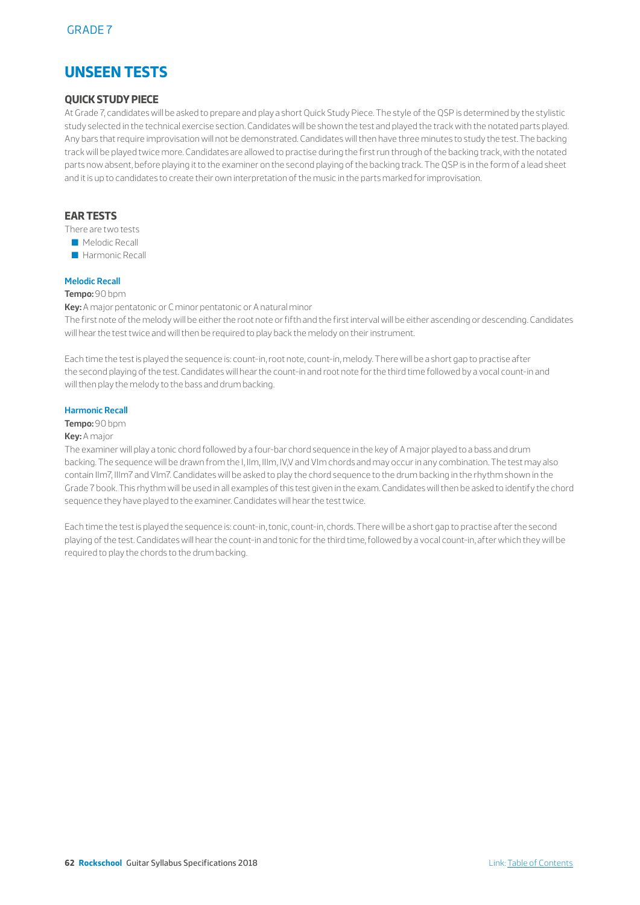# UNSEEN TESTS

## QUICK STUDY PIECE

At Grade 7, candidates will be asked to prepare and play a short Quick Study Piece. The style of the QSP is determined by the stylistic study selected in the technical exercise section. Candidates will be shown the test and played the track with the notated parts played. Any bars that require improvisation will not be demonstrated. Candidates will then have three minutes to study the test. The backing track will be played twice more. Candidates are allowed to practise during the first run through of the backing track, with the notated parts now absent, before playing it to the examiner on the second playing of the backing track. The QSP is in the form of a lead sheet and it is up to candidates to create their own interpretation of the music in the parts marked for improvisation.

## EAR TESTS

There are two tests

- Melodic Recall
- Harmonic Recall

### Melodic Recall

**Tempo:** 90 bpm

**Key:** A major pentatonic or C minor pentatonic or A natural minor

The first note of the melody will be either the root note or fifth and the first interval will be either ascending or descending. Candidates will hear the test twice and will then be required to play back the melody on their instrument.

Each time the test is played the sequence is: count-in, root note, count-in, melody. There will be a short gap to practise after the second playing of the test. Candidates will hear the count-in and root note for the third time followed by a vocal count-in and will then play the melody to the bass and drum backing.

### Harmonic Recall

**Tempo:** 90 bpm

**Key:** A major

The examiner will play a tonic chord followed by a four-bar chord sequence in the key of A major played to a bass and drum backing. The sequence will be drawn from the I, IIm, IIIm, IV,V and VIm chords and may occur in any combination. The test may also contain IIm7, IIIm7 and VIm7. Candidates will be asked to play the chord sequence to the drum backing in the rhythm shown in the Grade 7 book. This rhythm will be used in all examples of this test given in the exam. Candidates will then be asked to identify the chord sequence they have played to the examiner. Candidates will hear the test twice.

Each time the test is played the sequence is: count-in, tonic, count-in, chords. There will be a short gap to practise after the second playing of the test. Candidates will hear the count-in and tonic for the third time, followed by a vocal count-in, after which they will be required to play the chords to the drum backing.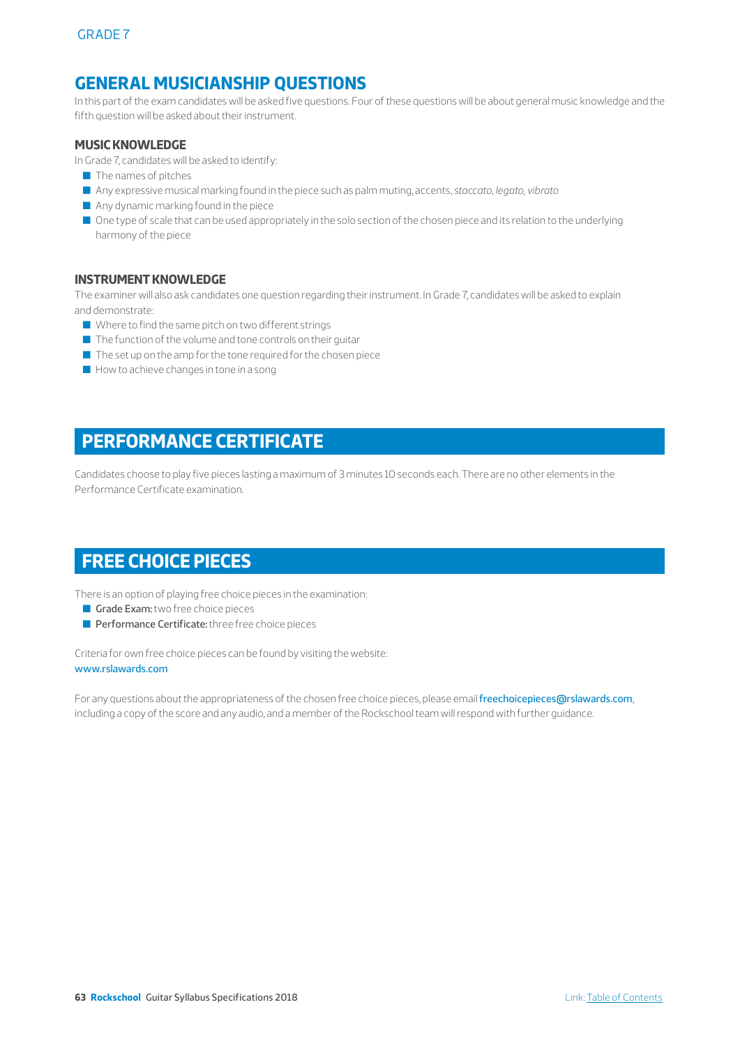## GENERAL MUSICIANSHIP QUESTIONS

In this part of the exam candidates will be asked five questions. Four of these questions will be about general music knowledge and the fifth question will be asked about their instrument.

### MUSIC KNOWLEDGE

In Grade 7, candidates will be asked to identify:

- The names of pitches
- Any expressive musical marking found in the piece such as palm muting, accents, *staccato*, *legato*, *vibrato*
- Any dynamic marking found in the piece
- One type of scale that can be used appropriately in the solo section of the chosen piece and its relation to the underlying harmony of the piece

### INSTRUMENT KNOWLEDGE

The examiner will also ask candidates one question regarding their instrument. In Grade 7, candidates will be asked to explain and demonstrate:

- Where to find the same pitch on two different strings
- The function of the volume and tone controls on their guitar
- The set up on the amp for the tone required for the chosen piece
- How to achieve changes in tone in a song

## PERFORMANCE CERTIFICATE

Candidates choose to play five pieces lasting a maximum of 3 minutes 10 seconds each. There are no other elements in the Performance Certificate examination.

## FREE CHOICE PIECES

There is an option of playing free choice pieces in the examination:

- **Grade Exam:** two free choice pieces
- **Performance Certificate:** three free choice pieces

Criteria for own free choice pieces can be found by visiting the website:
www.rslawards.com

For any questions about the appropriateness of the chosen free choice pieces, please email freechoicepieces@rslawards.com, including a copy of the score and any audio, and a member of the Rockschool team will respond with further guidance.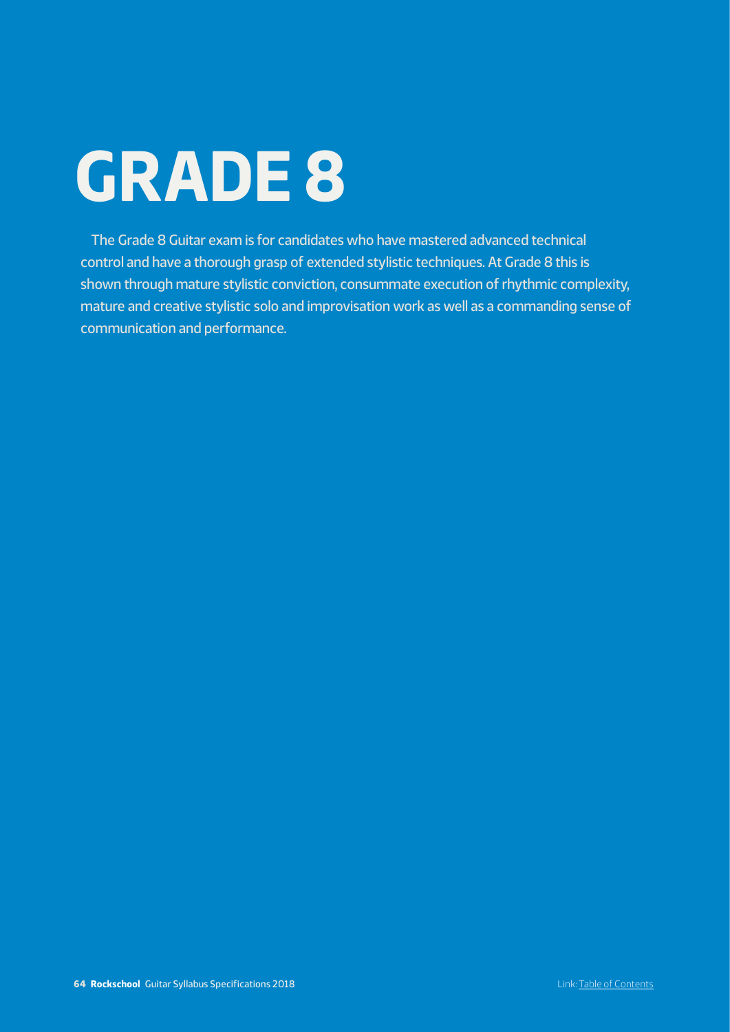# GRADE 8

The Grade 8 Guitar exam is for candidates who have mastered advanced technical control and have a thorough grasp of extended stylistic techniques. At Grade 8 this is shown through mature stylistic conviction, consummate execution of rhythmic complexity, mature and creative stylistic solo and improvisation work as well as a commanding sense of communication and performance.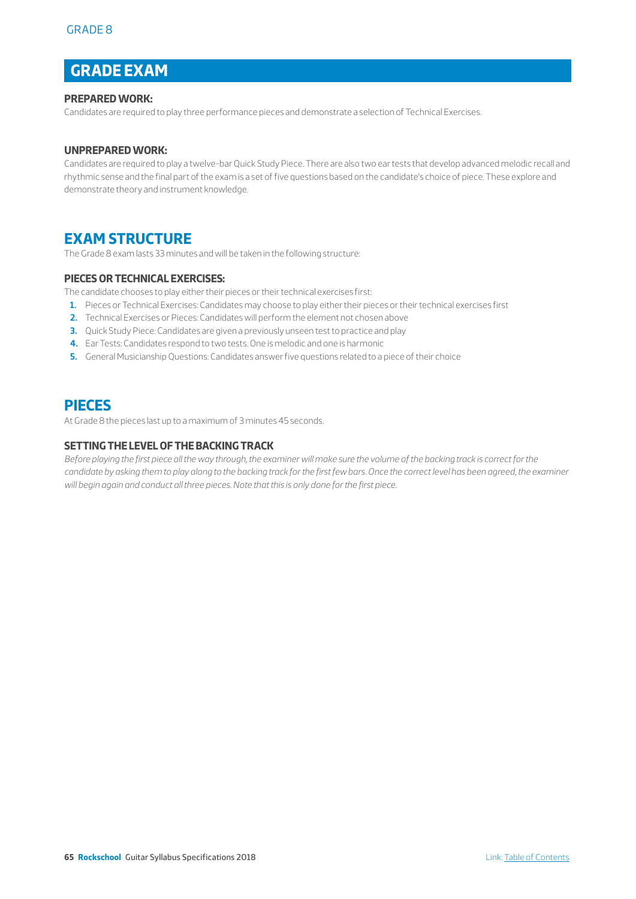## GRADE EXAM

### PREPARED WORK:

Candidates are required to play three performance pieces and demonstrate a selection of Technical Exercises.

### UNPREPARED WORK:

Candidates are required to play a twelve-bar Quick Study Piece. There are also two ear tests that develop advanced melodic recall and rhythmic sense and the final part of the exam is a set of five questions based on the candidate's choice of piece. These explore and demonstrate theory and instrument knowledge.

## EXAM STRUCTURE

The Grade 8 exam lasts 33 minutes and will be taken in the following structure:

### PIECES OR TECHNICAL EXERCISES:

The candidate chooses to play either their pieces or their technical exercises first:

1. Pieces or Technical Exercises: Candidates may choose to play either their pieces or their technical exercises first
2. Technical Exercises or Pieces: Candidates will perform the element not chosen above
3. Quick Study Piece: Candidates are given a previously unseen test to practice and play
4. Ear Tests: Candidates respond to two tests. One is melodic and one is harmonic
5. General Musicianship Questions: Candidates answer five questions related to a piece of their choice

## PIECES

At Grade 8 the pieces last up to a maximum of 3 minutes 45 seconds.

### SETTING THE LEVEL OF THE BACKING TRACK

*Before playing the first piece all the way through, the examiner will make sure the volume of the backing track is correct for the candidate by asking them to play along to the backing track for the first few bars. Once the correct level has been agreed, the examiner will begin again and conduct all three pieces. Note that this is only done for the first piece.*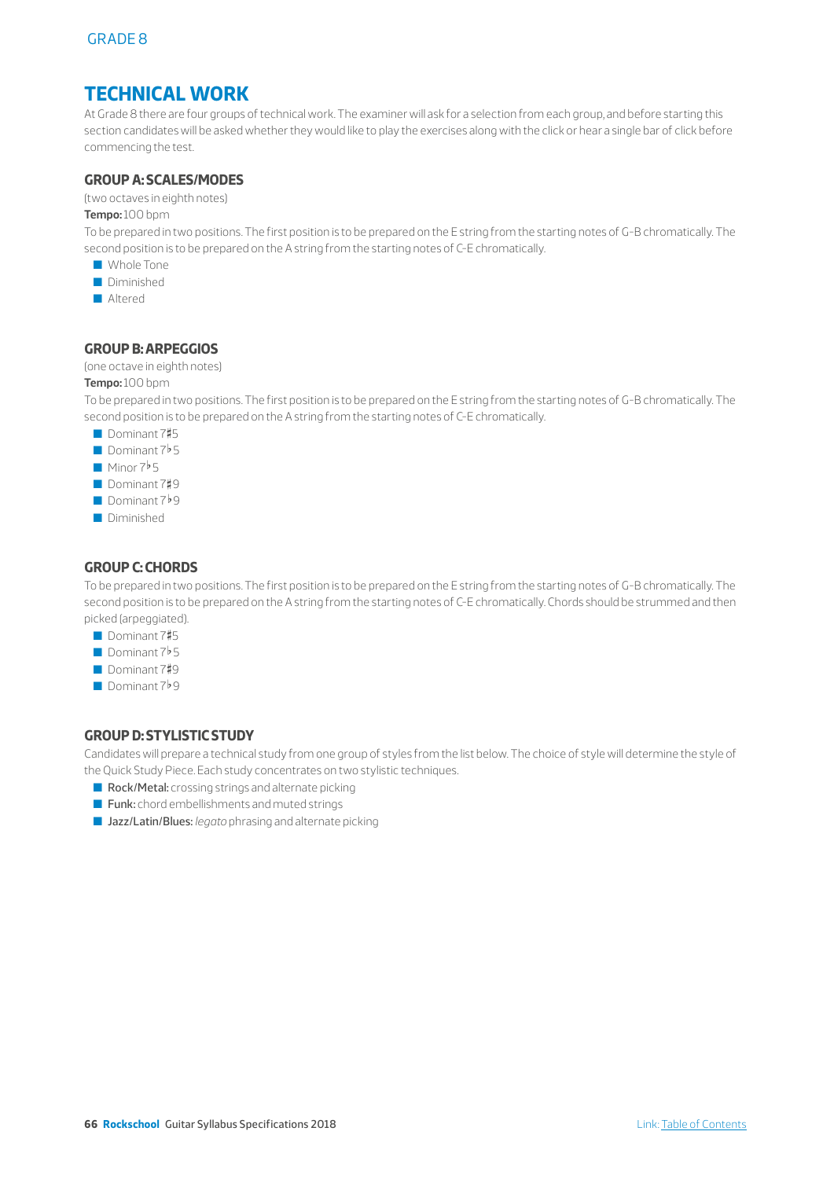# TECHNICAL WORK

At Grade 8 there are four groups of technical work. The examiner will ask for a selection from each group, and before starting this section candidates will be asked whether they would like to play the exercises along with the click or hear a single bar of click before commencing the test.

## GROUP A: SCALES/MODES

(two octaves in eighth notes)

**Tempo:** 100 bpm

To be prepared in two positions. The first position is to be prepared on the E string from the starting notes of G-B chromatically. The second position is to be prepared on the A string from the starting notes of C-E chromatically.

- Whole Tone
- Diminished
- Altered

## GROUP B: ARPEGGIOS

(one octave in eighth notes)

**Tempo:** 100 bpm

To be prepared in two positions. The first position is to be prepared on the E string from the starting notes of G-B chromatically. The second position is to be prepared on the A string from the starting notes of C-E chromatically.

- Dominant 7♯5
- Dominant 7♭5
- Minor 7♭5
- Dominant 7♯9
- Dominant 7♭9
- Diminished

## GROUP C: CHORDS

To be prepared in two positions. The first position is to be prepared on the E string from the starting notes of G-B chromatically. The second position is to be prepared on the A string from the starting notes of C-E chromatically. Chords should be strummed and then picked (arpeggiated).

- Dominant 7♯5
- Dominant 7♭5
- Dominant 7♯9
- Dominant 7♭9

## GROUP D: STYLISTIC STUDY

Candidates will prepare a technical study from one group of styles from the list below. The choice of style will determine the style of the Quick Study Piece. Each study concentrates on two stylistic techniques.

- **Rock/Metal:** crossing strings and alternate picking
- **Funk:** chord embellishments and muted strings
- **Jazz/Latin/Blues:** *legato* phrasing and alternate picking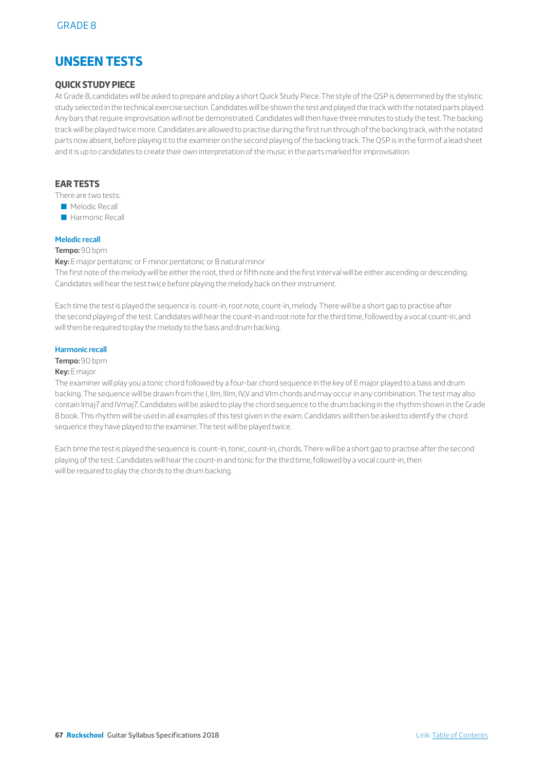GRADE 8

# UNSEEN TESTS

## QUICK STUDY PIECE

At Grade 8, candidates will be asked to prepare and play a short Quick Study Piece. The style of the QSP is determined by the stylistic study selected in the technical exercise section. Candidates will be shown the test and played the track with the notated parts played. Any bars that require improvisation will not be demonstrated. Candidates will then have three minutes to study the test. The backing track will be played twice more. Candidates are allowed to practise during the first run through of the backing track, with the notated parts now absent, before playing it to the examiner on the second playing of the backing track. The QSP is in the form of a lead sheet and it is up to candidates to create their own interpretation of the music in the parts marked for improvisation.

## EAR TESTS

There are two tests:

- Melodic Recall
- Harmonic Recall

### Melodic recall

**Tempo:** 90 bpm

**Key:** E major pentatonic or F minor pentatonic or B natural minor

The first note of the melody will be either the root, third or fifth note and the first interval will be either ascending or descending. Candidates will hear the test twice before playing the melody back on their instrument.

Each time the test is played the sequence is: count-in, root note, count-in, melody. There will be a short gap to practise after the second playing of the test. Candidates will hear the count-in and root note for the third time, followed by a vocal count-in, and will then be required to play the melody to the bass and drum backing.

### Harmonic recall

**Tempo:** 90 bpm

**Key:** E major

The examiner will play you a tonic chord followed by a four-bar chord sequence in the key of E major played to a bass and drum backing. The sequence will be drawn from the I, IIm, IIIm, IV,V and VIm chords and may occur in any combination. The test may also contain Imaj7 and IVmaj7. Candidates will be asked to play the chord sequence to the drum backing in the rhythm shown in the Grade 8 book. This rhythm will be used in all examples of this test given in the exam. Candidates will then be asked to identify the chord sequence they have played to the examiner. The test will be played twice.

Each time the test is played the sequence is: count-in, tonic, count-in, chords. There will be a short gap to practise after the second playing of the test. Candidates will hear the count-in and tonic for the third time, followed by a vocal count-in, then will be required to play the chords to the drum backing.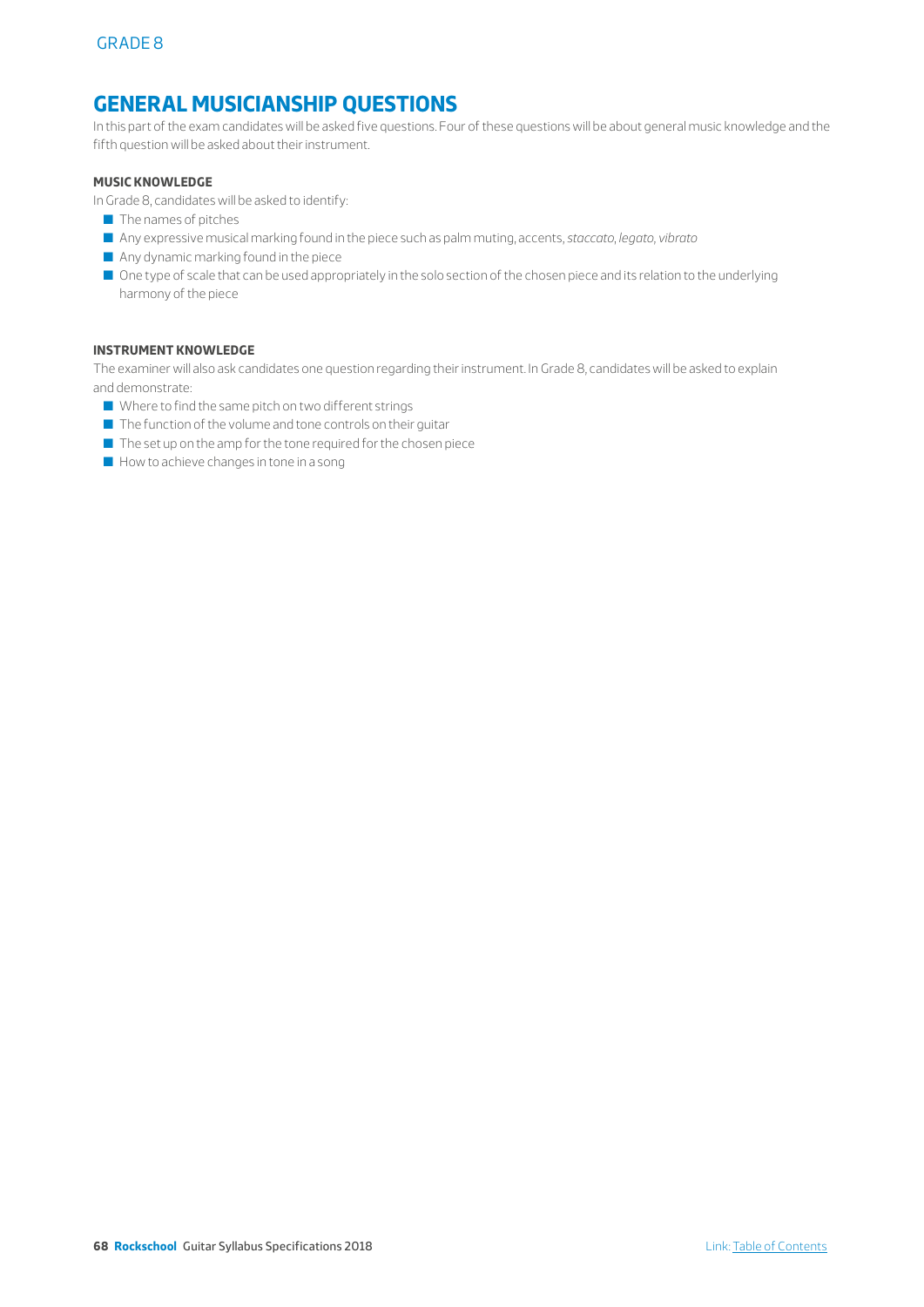## GENERAL MUSICIANSHIP QUESTIONS

In this part of the exam candidates will be asked five questions. Four of these questions will be about general music knowledge and the fifth question will be asked about their instrument.

#### MUSIC KNOWLEDGE

In Grade 8, candidates will be asked to identify:

- The names of pitches
- Any expressive musical marking found in the piece such as palm muting, accents, *staccato*, *legato*, *vibrato*
- Any dynamic marking found in the piece
- One type of scale that can be used appropriately in the solo section of the chosen piece and its relation to the underlying harmony of the piece

#### INSTRUMENT KNOWLEDGE

The examiner will also ask candidates one question regarding their instrument. In Grade 8, candidates will be asked to explain and demonstrate:

- Where to find the same pitch on two different strings
- The function of the volume and tone controls on their guitar
- The set up on the amp for the tone required for the chosen piece
- How to achieve changes in tone in a song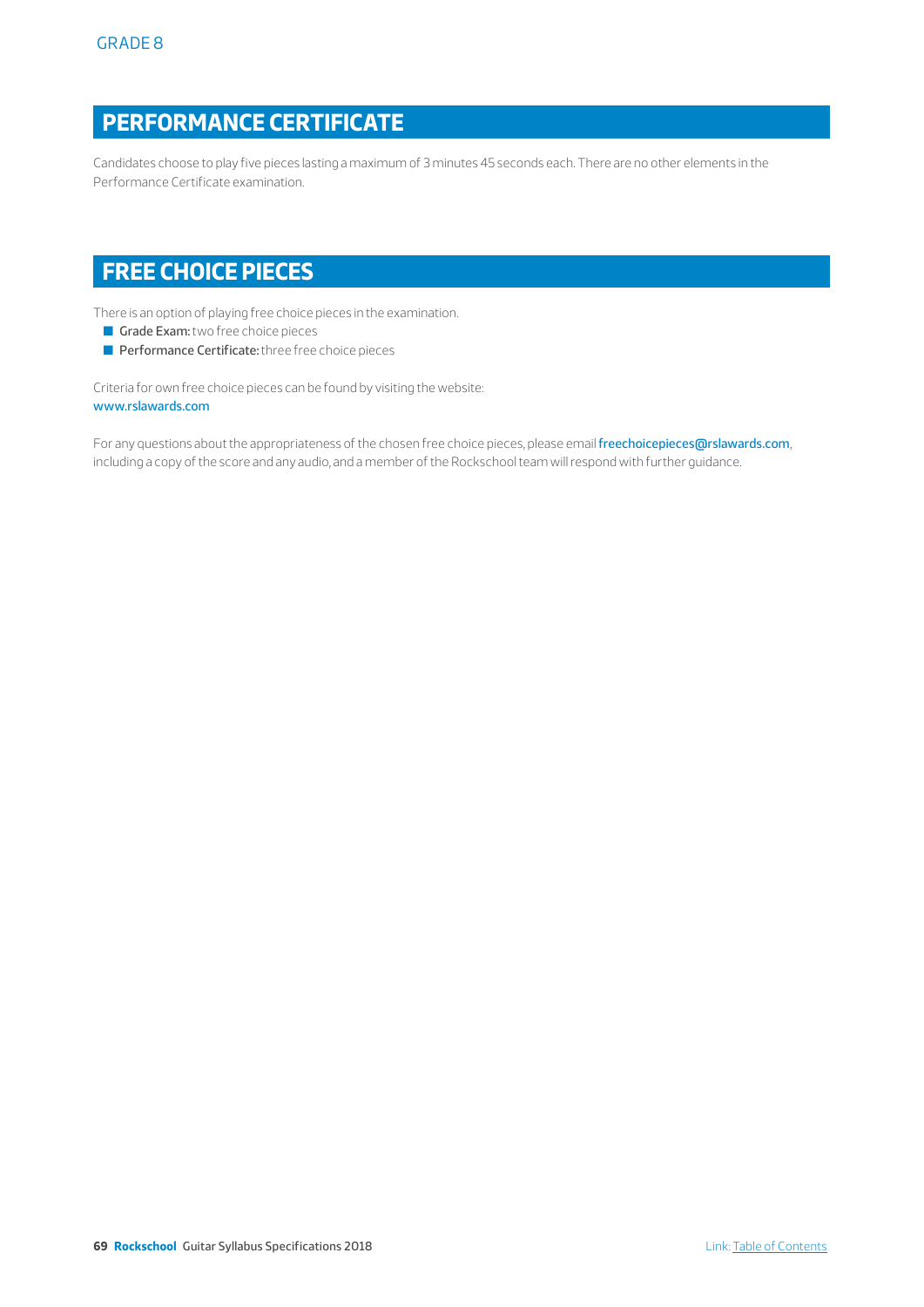## PERFORMANCE CERTIFICATE

Candidates choose to play five pieces lasting a maximum of 3 minutes 45 seconds each. There are no other elements in the Performance Certificate examination.

## FREE CHOICE PIECES

There is an option of playing free choice pieces in the examination.

- **Grade Exam:** two free choice pieces
- **Performance Certificate:** three free choice pieces

Criteria for own free choice pieces can be found by visiting the website:
www.rslawards.com

For any questions about the appropriateness of the chosen free choice pieces, please email freechoicepieces@rslawards.com, including a copy of the score and any audio, and a member of the Rockschool team will respond with further guidance.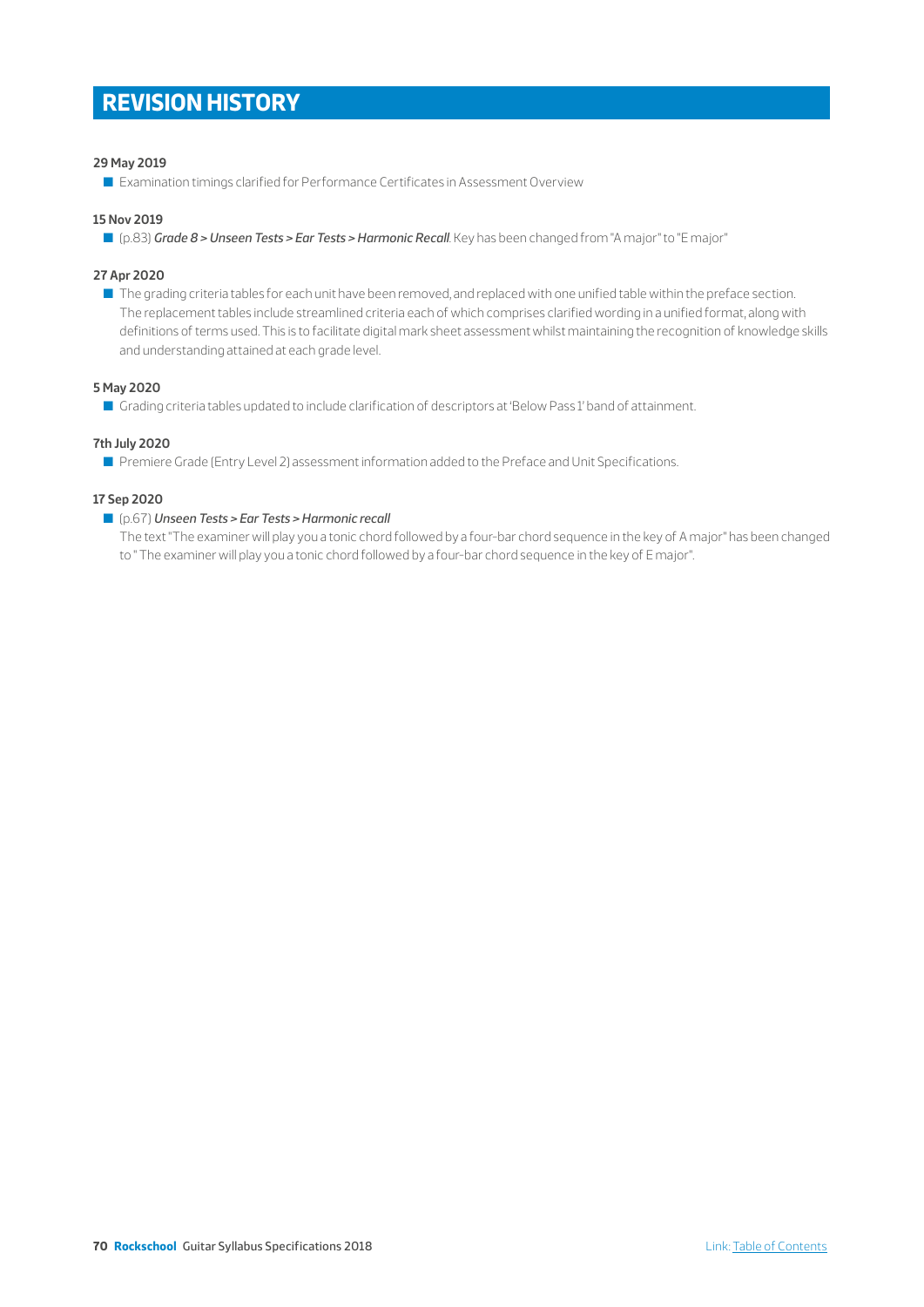# REVISION HISTORY

**29 May 2019**

- Examination timings clarified for Performance Certificates in Assessment Overview

**15 Nov 2019**

- (p.83) ***Grade 8 > Unseen Tests > Ear Tests > Harmonic Recall***. Key has been changed from "A major" to "E major"

**27 Apr 2020**

- The grading criteria tables for each unit have been removed, and replaced with one unified table within the preface section. The replacement tables include streamlined criteria each of which comprises clarified wording in a unified format, along with definitions of terms used. This is to facilitate digital mark sheet assessment whilst maintaining the recognition of knowledge skills and understanding attained at each grade level.

**5 May 2020**

- Grading criteria tables updated to include clarification of descriptors at 'Below Pass 1' band of attainment.

**7th July 2020**

- Premiere Grade (Entry Level 2) assessment information added to the Preface and Unit Specifications.

**17 Sep 2020**

- (p.67) ***Unseen Tests > Ear Tests > Harmonic recall***
  The text "The examiner will play you a tonic chord followed by a four-bar chord sequence in the key of A major" has been changed to " The examiner will play you a tonic chord followed by a four-bar chord sequence in the key of E major".